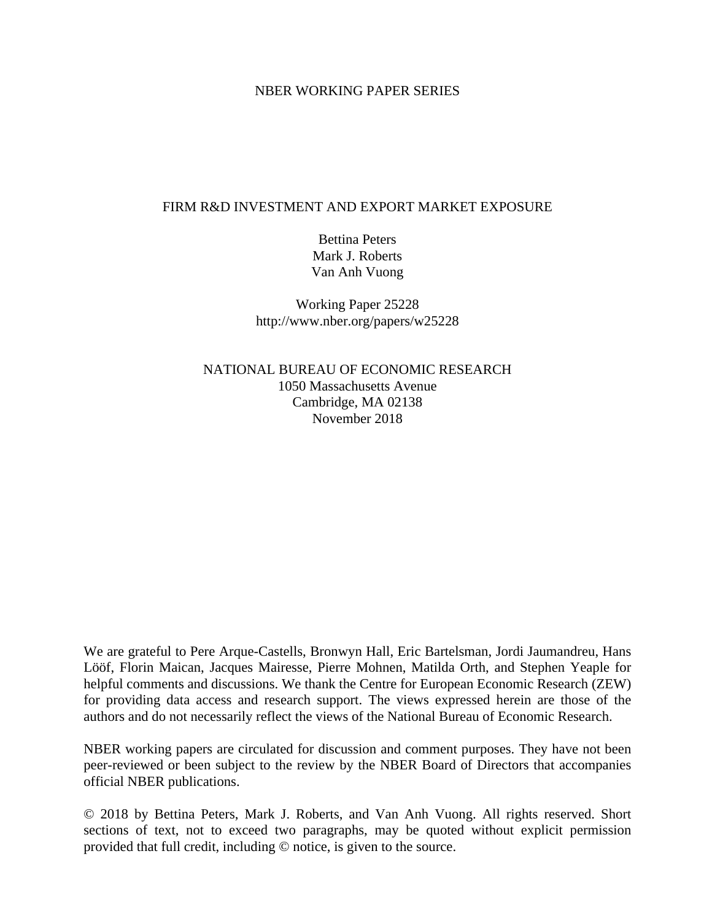NBER WORKING PAPER SERIES

# FIRM R&D INVESTMENT AND EXPORT MARKET EXPOSURE

Bettina Peters
Mark J. Roberts
Van Anh Vuong

Working Paper 25228
http://www.nber.org/papers/w25228

NATIONAL BUREAU OF ECONOMIC RESEARCH
1050 Massachusetts Avenue
Cambridge, MA 02138
November 2018

We are grateful to Pere Arque-Castells, Bronwyn Hall, Eric Bartelsman, Jordi Jaumandreu, Hans Lööf, Florin Maican, Jacques Mairesse, Pierre Mohnen, Matilda Orth, and Stephen Yeaple for helpful comments and discussions. We thank the Centre for European Economic Research (ZEW) for providing data access and research support. The views expressed herein are those of the authors and do not necessarily reflect the views of the National Bureau of Economic Research.

NBER working papers are circulated for discussion and comment purposes. They have not been peer-reviewed or been subject to the review by the NBER Board of Directors that accompanies official NBER publications.

© 2018 by Bettina Peters, Mark J. Roberts, and Van Anh Vuong. All rights reserved. Short sections of text, not to exceed two paragraphs, may be quoted without explicit permission provided that full credit, including © notice, is given to the source.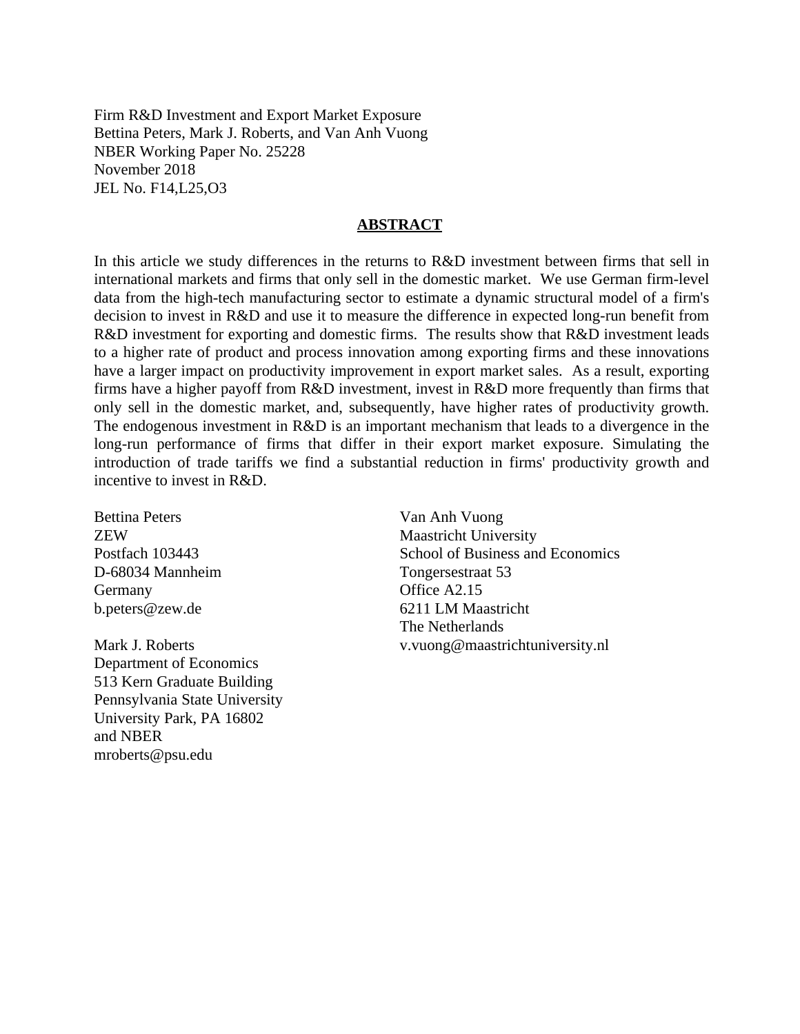Firm R&D Investment and Export Market Exposure
Bettina Peters, Mark J. Roberts, and Van Anh Vuong
NBER Working Paper No. 25228
November 2018
JEL No. F14,L25,O3

## ABSTRACT

In this article we study differences in the returns to R&D investment between firms that sell in international markets and firms that only sell in the domestic market. We use German firm-level data from the high-tech manufacturing sector to estimate a dynamic structural model of a firm's decision to invest in R&D and use it to measure the difference in expected long-run benefit from R&D investment for exporting and domestic firms. The results show that R&D investment leads to a higher rate of product and process innovation among exporting firms and these innovations have a larger impact on productivity improvement in export market sales. As a result, exporting firms have a higher payoff from R&D investment, invest in R&D more frequently than firms that only sell in the domestic market, and, subsequently, have higher rates of productivity growth. The endogenous investment in R&D is an important mechanism that leads to a divergence in the long-run performance of firms that differ in their export market exposure. Simulating the introduction of trade tariffs we find a substantial reduction in firms' productivity growth and incentive to invest in R&D.

Bettina Peters
ZEW
Postfach 103443
D-68034 Mannheim
Germany
b.peters@zew.de

Mark J. Roberts
Department of Economics
513 Kern Graduate Building
Pennsylvania State University
University Park, PA 16802
and NBER
mroberts@psu.edu

Van Anh Vuong
Maastricht University
School of Business and Economics
Tongersestraat 53
Office A2.15
6211 LM Maastricht
The Netherlands
v.vuong@maastrichtuniversity.nl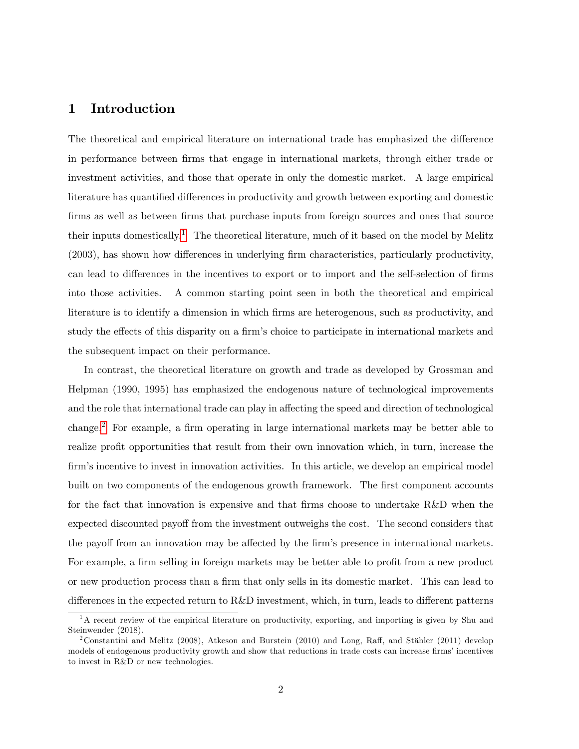# 1 Introduction

The theoretical and empirical literature on international trade has emphasized the difference in performance between firms that engage in international markets, through either trade or investment activities, and those that operate in only the domestic market. A large empirical literature has quantified differences in productivity and growth between exporting and domestic firms as well as between firms that purchase inputs from foreign sources and ones that source their inputs domestically.[1] The theoretical literature, much of it based on the model by Melitz (2003), has shown how differences in underlying firm characteristics, particularly productivity, can lead to differences in the incentives to export or to import and the self-selection of firms into those activities. A common starting point seen in both the theoretical and empirical literature is to identify a dimension in which firms are heterogenous, such as productivity, and study the effects of this disparity on a firm's choice to participate in international markets and the subsequent impact on their performance.

In contrast, the theoretical literature on growth and trade as developed by Grossman and Helpman (1990, 1995) has emphasized the endogenous nature of technological improvements and the role that international trade can play in affecting the speed and direction of technological change.[2] For example, a firm operating in large international markets may be better able to realize profit opportunities that result from their own innovation which, in turn, increase the firm's incentive to invest in innovation activities. In this article, we develop an empirical model built on two components of the endogenous growth framework. The first component accounts for the fact that innovation is expensive and that firms choose to undertake R&D when the expected discounted payoff from the investment outweighs the cost. The second considers that the payoff from an innovation may be affected by the firm's presence in international markets. For example, a firm selling in foreign markets may be better able to profit from a new product or new production process than a firm that only sells in its domestic market. This can lead to differences in the expected return to R&D investment, which, in turn, leads to different patterns

[1] A recent review of the empirical literature on productivity, exporting, and importing is given by Shu and Steinwender (2018).

[2] Constantini and Melitz (2008), Atkeson and Burstein (2010) and Long, Raff, and Stähler (2011) develop models of endogenous productivity growth and show that reductions in trade costs can increase firms' incentives to invest in R&D or new technologies.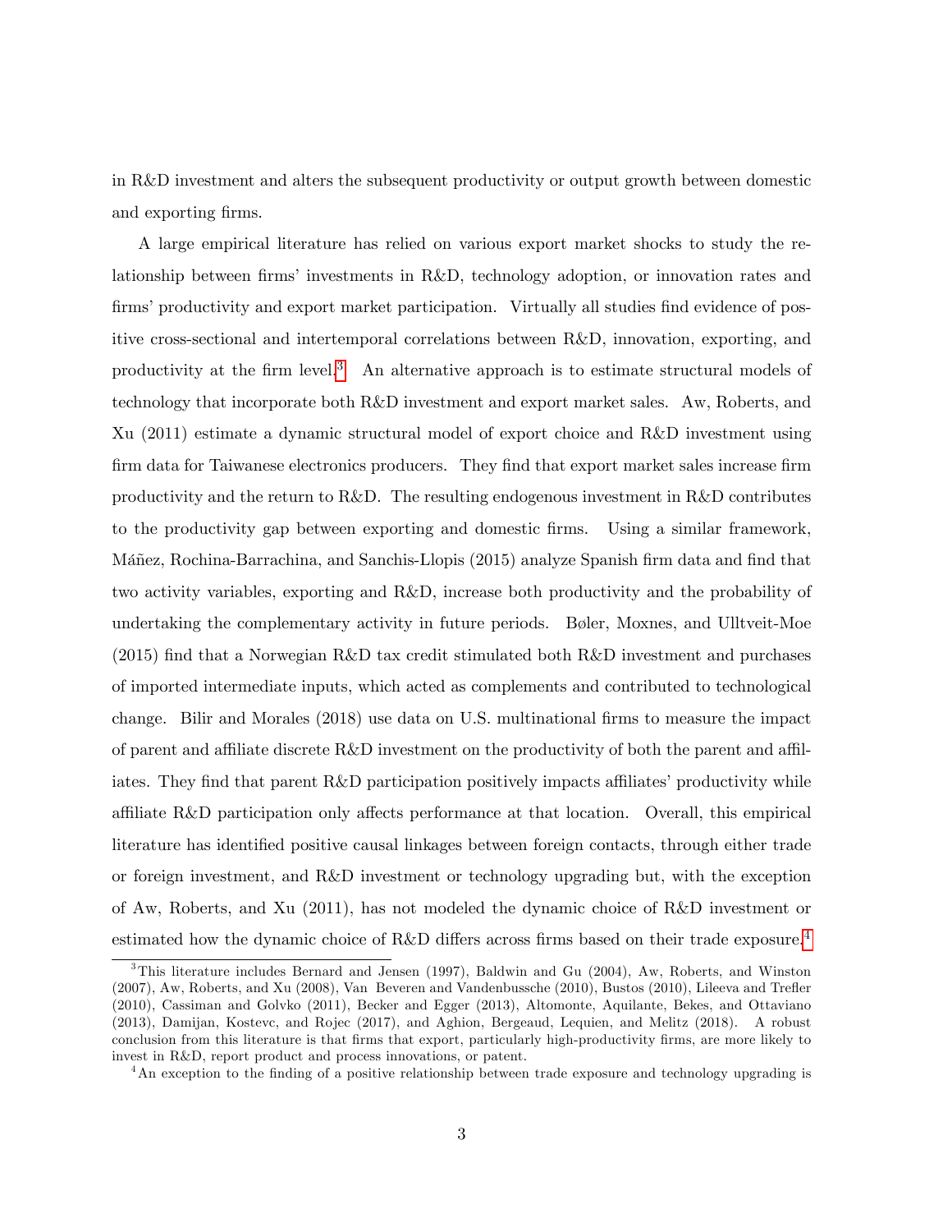in R&D investment and alters the subsequent productivity or output growth between domestic and exporting firms.

A large empirical literature has relied on various export market shocks to study the relationship between firms' investments in R&D, technology adoption, or innovation rates and firms' productivity and export market participation. Virtually all studies find evidence of positive cross-sectional and intertemporal correlations between R&D, innovation, exporting, and productivity at the firm level.[3] An alternative approach is to estimate structural models of technology that incorporate both R&D investment and export market sales. Aw, Roberts, and Xu (2011) estimate a dynamic structural model of export choice and R&D investment using firm data for Taiwanese electronics producers. They find that export market sales increase firm productivity and the return to R&D. The resulting endogenous investment in R&D contributes to the productivity gap between exporting and domestic firms. Using a similar framework, Máñez, Rochina-Barrachina, and Sanchis-Llopis (2015) analyze Spanish firm data and find that two activity variables, exporting and R&D, increase both productivity and the probability of undertaking the complementary activity in future periods. Bøler, Moxnes, and Ulltveit-Moe (2015) find that a Norwegian R&D tax credit stimulated both R&D investment and purchases of imported intermediate inputs, which acted as complements and contributed to technological change. Bilir and Morales (2018) use data on U.S. multinational firms to measure the impact of parent and affiliate discrete R&D investment on the productivity of both the parent and affiliates. They find that parent R&D participation positively impacts affiliates' productivity while affiliate R&D participation only affects performance at that location. Overall, this empirical literature has identified positive causal linkages between foreign contacts, through either trade or foreign investment, and R&D investment or technology upgrading but, with the exception of Aw, Roberts, and Xu (2011), has not modeled the dynamic choice of R&D investment or estimated how the dynamic choice of R&D differs across firms based on their trade exposure.[4]

[3] This literature includes Bernard and Jensen (1997), Baldwin and Gu (2004), Aw, Roberts, and Winston (2007), Aw, Roberts, and Xu (2008), Van Beveren and Vandenbussche (2010), Bustos (2010), Lileeva and Trefler (2010), Cassiman and Golvko (2011), Becker and Egger (2013), Altomonte, Aquilante, Bekes, and Ottaviano (2013), Damijan, Kostevc, and Rojec (2017), and Aghion, Bergeaud, Lequien, and Melitz (2018). A robust conclusion from this literature is that firms that export, particularly high-productivity firms, are more likely to invest in R&D, report product and process innovations, or patent.

[4] An exception to the finding of a positive relationship between trade exposure and technology upgrading is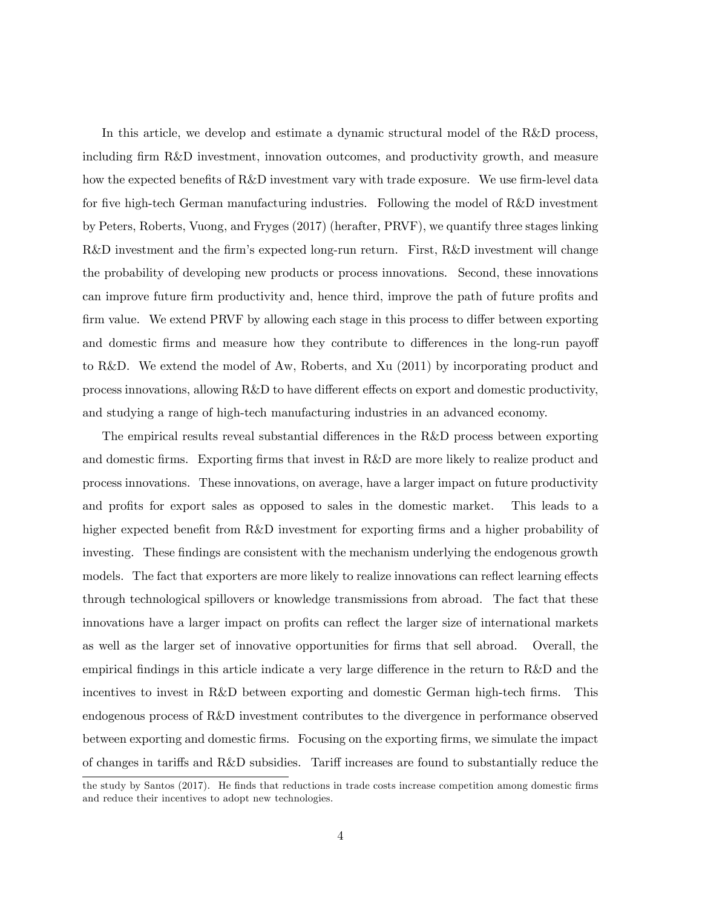In this article, we develop and estimate a dynamic structural model of the R&D process, including firm R&D investment, innovation outcomes, and productivity growth, and measure how the expected benefits of R&D investment vary with trade exposure. We use firm-level data for five high-tech German manufacturing industries. Following the model of R&D investment by Peters, Roberts, Vuong, and Fryges (2017) (herafter, PRVF), we quantify three stages linking R&D investment and the firm's expected long-run return. First, R&D investment will change the probability of developing new products or process innovations. Second, these innovations can improve future firm productivity and, hence third, improve the path of future profits and firm value. We extend PRVF by allowing each stage in this process to differ between exporting and domestic firms and measure how they contribute to differences in the long-run payoff to R&D. We extend the model of Aw, Roberts, and Xu (2011) by incorporating product and process innovations, allowing R&D to have different effects on export and domestic productivity, and studying a range of high-tech manufacturing industries in an advanced economy.

The empirical results reveal substantial differences in the R&D process between exporting and domestic firms. Exporting firms that invest in R&D are more likely to realize product and process innovations. These innovations, on average, have a larger impact on future productivity and profits for export sales as opposed to sales in the domestic market. This leads to a higher expected benefit from R&D investment for exporting firms and a higher probability of investing. These findings are consistent with the mechanism underlying the endogenous growth models. The fact that exporters are more likely to realize innovations can reflect learning effects through technological spillovers or knowledge transmissions from abroad. The fact that these innovations have a larger impact on profits can reflect the larger size of international markets as well as the larger set of innovative opportunities for firms that sell abroad. Overall, the empirical findings in this article indicate a very large difference in the return to R&D and the incentives to invest in R&D between exporting and domestic German high-tech firms. This endogenous process of R&D investment contributes to the divergence in performance observed between exporting and domestic firms. Focusing on the exporting firms, we simulate the impact of changes in tariffs and R&D subsidies. Tariff increases are found to substantially reduce the

the study by Santos (2017). He finds that reductions in trade costs increase competition among domestic firms and reduce their incentives to adopt new technologies.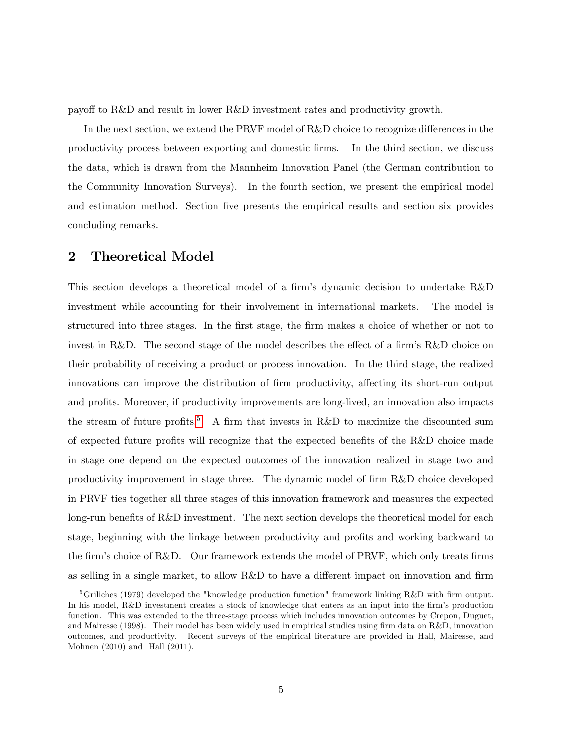payoff to R&D and result in lower R&D investment rates and productivity growth.

In the next section, we extend the PRVF model of R&D choice to recognize differences in the productivity process between exporting and domestic firms. In the third section, we discuss the data, which is drawn from the Mannheim Innovation Panel (the German contribution to the Community Innovation Surveys). In the fourth section, we present the empirical model and estimation method. Section five presents the empirical results and section six provides concluding remarks.

## 2 Theoretical Model

This section develops a theoretical model of a firm's dynamic decision to undertake R&D investment while accounting for their involvement in international markets. The model is structured into three stages. In the first stage, the firm makes a choice of whether or not to invest in R&D. The second stage of the model describes the effect of a firm's R&D choice on their probability of receiving a product or process innovation. In the third stage, the realized innovations can improve the distribution of firm productivity, affecting its short-run output and profits. Moreover, if productivity improvements are long-lived, an innovation also impacts the stream of future profits.[5] A firm that invests in R&D to maximize the discounted sum of expected future profits will recognize that the expected benefits of the R&D choice made in stage one depend on the expected outcomes of the innovation realized in stage two and productivity improvement in stage three. The dynamic model of firm R&D choice developed in PRVF ties together all three stages of this innovation framework and measures the expected long-run benefits of R&D investment. The next section develops the theoretical model for each stage, beginning with the linkage between productivity and profits and working backward to the firm's choice of R&D. Our framework extends the model of PRVF, which only treats firms as selling in a single market, to allow R&D to have a different impact on innovation and firm

[5] Griliches (1979) developed the "knowledge production function" framework linking R&D with firm output. In his model, R&D investment creates a stock of knowledge that enters as an input into the firm's production function. This was extended to the three-stage process which includes innovation outcomes by Crepon, Duguet, and Mairesse (1998). Their model has been widely used in empirical studies using firm data on R&D, innovation outcomes, and productivity. Recent surveys of the empirical literature are provided in Hall, Mairesse, and Mohnen (2010) and Hall (2011).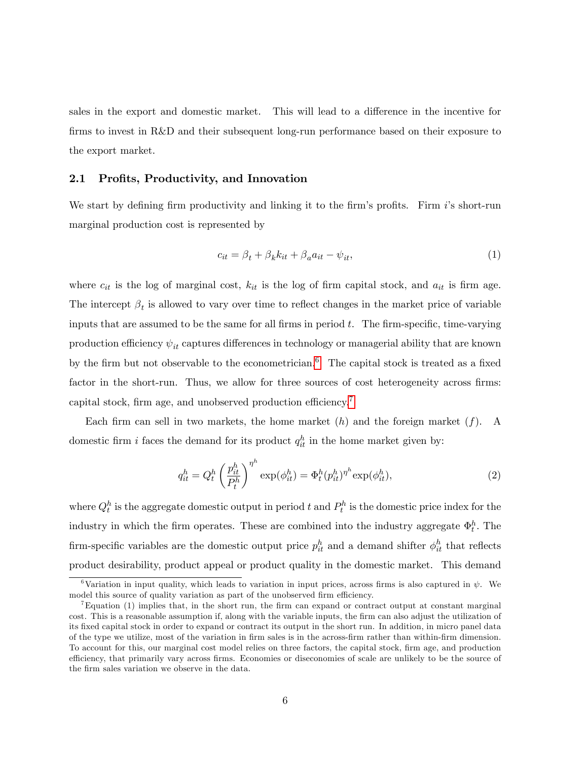sales in the export and domestic market. This will lead to a difference in the incentive for firms to invest in R&D and their subsequent long-run performance based on their exposure to the export market.

## 2.1 Profits, Productivity, and Innovation

We start by defining firm productivity and linking it to the firm's profits. Firm $i$'s short-run marginal production cost is represented by

$$c_{it} = \beta_t + \beta_k k_{it} + \beta_a a_{it} - \psi_{it}, \tag{1}$$

where $c_{it}$ is the log of marginal cost, $k_{it}$ is the log of firm capital stock, and $a_{it}$ is firm age. The intercept $\beta_t$ is allowed to vary over time to reflect changes in the market price of variable inputs that are assumed to be the same for all firms in period $t$. The firm-specific, time-varying production efficiency $\psi_{it}$ captures differences in technology or managerial ability that are known by the firm but not observable to the econometrician.[6] The capital stock is treated as a fixed factor in the short-run. Thus, we allow for three sources of cost heterogeneity across firms: capital stock, firm age, and unobserved production efficiency.[7]

Each firm can sell in two markets, the home market ($h$) and the foreign market ($f$). A domestic firm $i$ faces the demand for its product $q^h_{it}$ in the home market given by:

$$q^h_{it} = Q^h_t \left( \frac{p^h_{it}}{P^h_t} \right)^{\eta^h} \exp(\phi^h_{it}) = \Phi^h_t (p^h_{it})^{\eta^h} \exp(\phi^h_{it}), \tag{2}$$

where $Q^h_t$ is the aggregate domestic output in period $t$ and $P^h_t$ is the domestic price index for the industry in which the firm operates. These are combined into the industry aggregate $\Phi^h_t$. The firm-specific variables are the domestic output price $p^h_{it}$ and a demand shifter $\phi^h_{it}$ that reflects product desirability, product appeal or product quality in the domestic market. This demand

[6] Variation in input quality, which leads to variation in input prices, across firms is also captured in $\psi$. We model this source of quality variation as part of the unobserved firm efficiency.

[7] Equation (1) implies that, in the short run, the firm can expand or contract output at constant marginal cost. This is a reasonable assumption if, along with the variable inputs, the firm can also adjust the utilization of its fixed capital stock in order to expand or contract its output in the short run. In addition, in micro panel data of the type we utilize, most of the variation in firm sales is in the across-firm rather than within-firm dimension. To account for this, our marginal cost model relies on three factors, the capital stock, firm age, and production efficiency, that primarily vary across firms. Economies or diseconomies of scale are unlikely to be the source of the firm sales variation we observe in the data.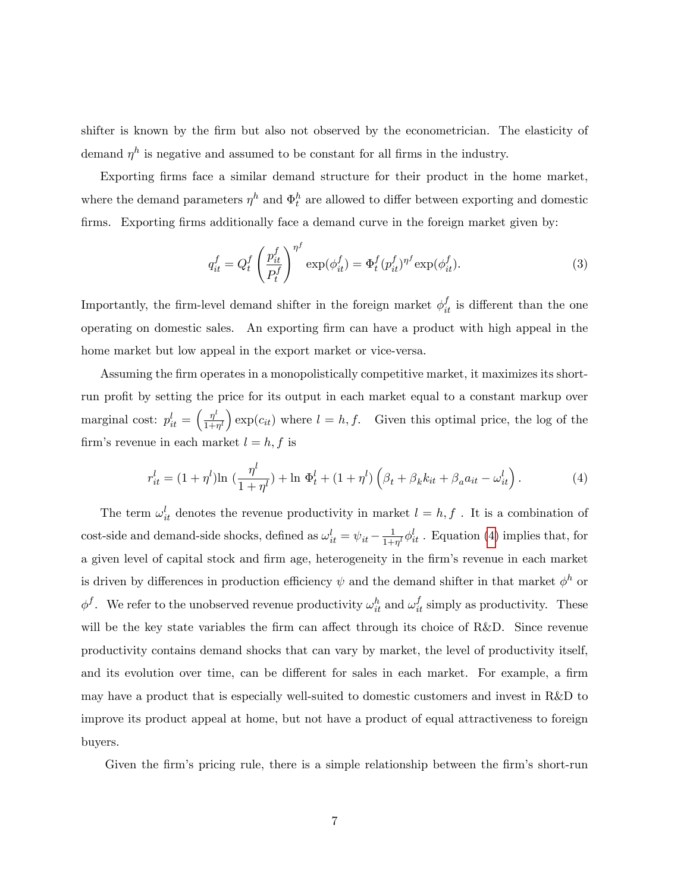shifter is known by the firm but also not observed by the econometrician. The elasticity of demand $\eta^h$ is negative and assumed to be constant for all firms in the industry.

Exporting firms face a similar demand structure for their product in the home market, where the demand parameters $\eta^h$ and $\Phi^h_t$ are allowed to differ between exporting and domestic firms. Exporting firms additionally face a demand curve in the foreign market given by:

$$q^f_{it} = Q^f_t \left( \frac{p^f_{it}}{P^f_t} \right)^{\eta^f} \exp(\phi^f_{it}) = \Phi^f_t (p^f_{it})^{\eta^f} \exp(\phi^f_{it}). \tag{3}$$

Importantly, the firm-level demand shifter in the foreign market $\phi^f_{it}$ is different than the one operating on domestic sales. An exporting firm can have a product with high appeal in the home market but low appeal in the export market or vice-versa.

Assuming the firm operates in a monopolistically competitive market, it maximizes its short-run profit by setting the price for its output in each market equal to a constant markup over marginal cost: $p^l_{it} = \left( \frac{\eta^l}{1+\eta^l} \right) \exp(c_{it})$ where $l = h, f$. Given this optimal price, the log of the firm's revenue in each market $l = h, f$ is

$$r^l_{it} = (1 + \eta^l) \ln \left( \frac{\eta^l}{1 + \eta^l} \right) + \ln \Phi^l_t + (1 + \eta^l) \left( \beta_t + \beta_k k_{it} + \beta_a a_{it} - \omega^l_{it} \right). \tag{4}$$

The term $\omega^l_{it}$ denotes the revenue productivity in market $l = h, f$ . It is a combination of cost-side and demand-side shocks, defined as $\omega^l_{it} = \psi_{it} - \frac{1}{1+\eta^l} \phi^l_{it}$ . Equation (4) implies that, for a given level of capital stock and firm age, heterogeneity in the firm's revenue in each market is driven by differences in production efficiency $\psi$ and the demand shifter in that market $\phi^h$ or $\phi^f$. We refer to the unobserved revenue productivity $\omega^h_{it}$ and $\omega^f_{it}$ simply as productivity. These will be the key state variables the firm can affect through its choice of R&D. Since revenue productivity contains demand shocks that can vary by market, the level of productivity itself, and its evolution over time, can be different for sales in each market. For example, a firm may have a product that is especially well-suited to domestic customers and invest in R&D to improve its product appeal at home, but not have a product of equal attractiveness to foreign buyers.

Given the firm's pricing rule, there is a simple relationship between the firm's short-run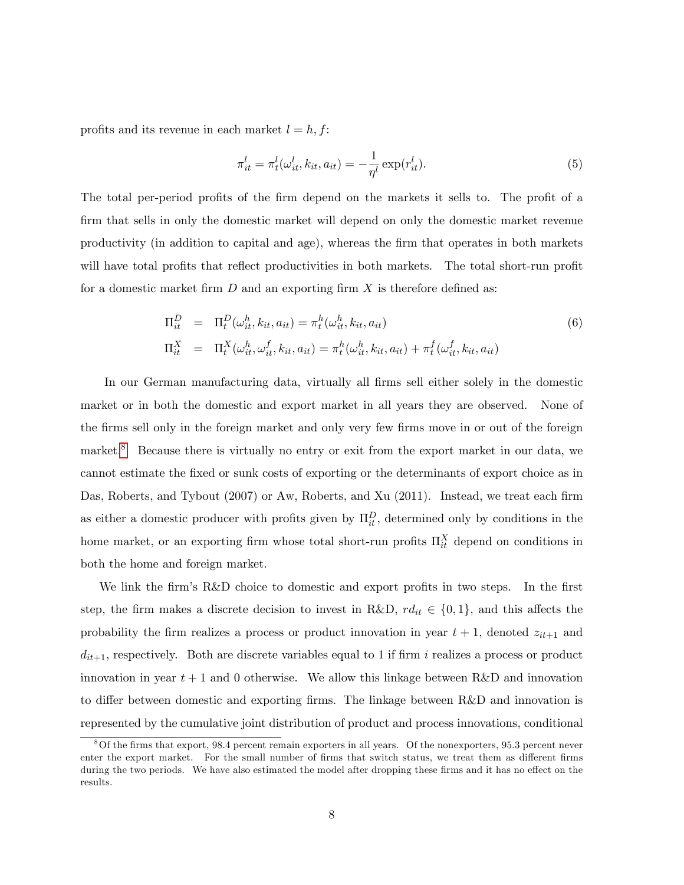profits and its revenue in each market $l = h, f$:

$$\pi_{it}^l = \pi_t^l(\omega_{it}^l, k_{it}, a_{it}) = -\frac{1}{\eta^l}\exp(r_{it}^l). \tag{5}$$

The total per-period profits of the firm depend on the markets it sells to. The profit of a firm that sells in only the domestic market will depend on only the domestic market revenue productivity (in addition to capital and age), whereas the firm that operates in both markets will have total profits that reflect productivities in both markets. The total short-run profit for a domestic market firm $D$ and an exporting firm $X$ is therefore defined as:

$$\begin{aligned}
\Pi_{it}^D &= \Pi_t^D(\omega_{it}^h, k_{it}, a_{it}) = \pi_t^h(\omega_{it}^h, k_{it}, a_{it}) \\
\Pi_{it}^X &= \Pi_t^X(\omega_{it}^h, \omega_{it}^f, k_{it}, a_{it}) = \pi_t^h(\omega_{it}^h, k_{it}, a_{it}) + \pi_t^f(\omega_{it}^f, k_{it}, a_{it})
\end{aligned} \tag{6}$$

In our German manufacturing data, virtually all firms sell either solely in the domestic market or in both the domestic and export market in all years they are observed. None of the firms sell only in the foreign market and only very few firms move in or out of the foreign market.[8] Because there is virtually no entry or exit from the export market in our data, we cannot estimate the fixed or sunk costs of exporting or the determinants of export choice as in Das, Roberts, and Tybout (2007) or Aw, Roberts, and Xu (2011). Instead, we treat each firm as either a domestic producer with profits given by $\Pi_{it}^D$, determined only by conditions in the home market, or an exporting firm whose total short-run profits $\Pi_{it}^X$ depend on conditions in both the home and foreign market.

We link the firm's R&D choice to domestic and export profits in two steps. In the first step, the firm makes a discrete decision to invest in R&D, $rd_{it} \in \{0, 1\}$, and this affects the probability the firm realizes a process or product innovation in year $t+1$, denoted $z_{it+1}$ and $d_{it+1}$, respectively. Both are discrete variables equal to 1 if firm $i$ realizes a process or product innovation in year $t+1$ and 0 otherwise. We allow this linkage between R&D and innovation to differ between domestic and exporting firms. The linkage between R&D and innovation is represented by the cumulative joint distribution of product and process innovations, conditional

[8] Of the firms that export, 98.4 percent remain exporters in all years. Of the nonexporters, 95.3 percent never enter the export market. For the small number of firms that switch status, we treat them as different firms during the two periods. We have also estimated the model after dropping these firms and it has no effect on the results.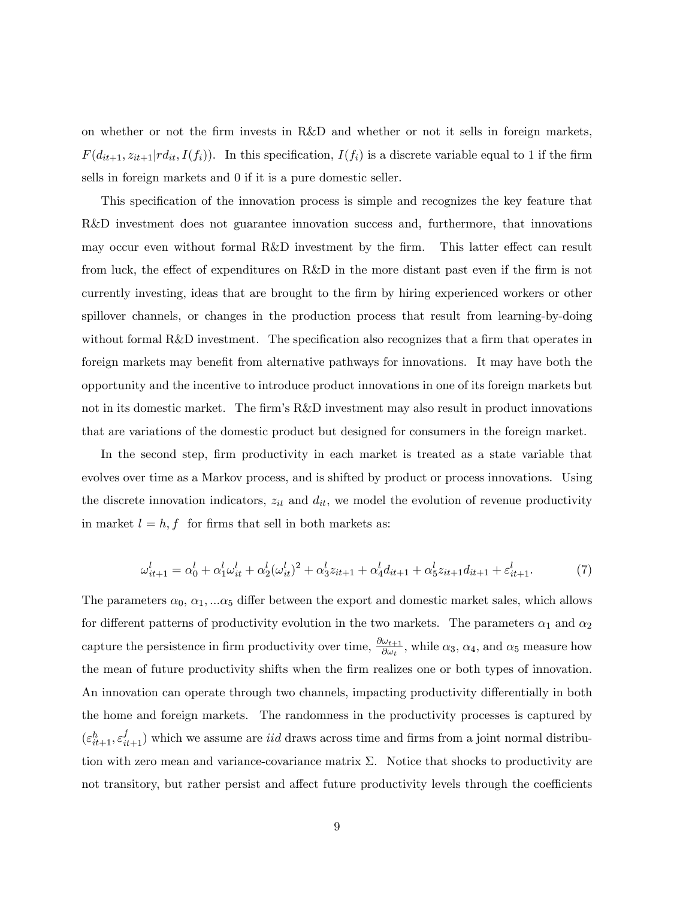on whether or not the firm invests in R&D and whether or not it sells in foreign markets, $F(d_{it+1}, z_{it+1}|rd_{it}, I(f_i))$. In this specification, $I(f_i)$ is a discrete variable equal to 1 if the firm sells in foreign markets and 0 if it is a pure domestic seller.

This specification of the innovation process is simple and recognizes the key feature that R&D investment does not guarantee innovation success and, furthermore, that innovations may occur even without formal R&D investment by the firm. This latter effect can result from luck, the effect of expenditures on R&D in the more distant past even if the firm is not currently investing, ideas that are brought to the firm by hiring experienced workers or other spillover channels, or changes in the production process that result from learning-by-doing without formal R&D investment. The specification also recognizes that a firm that operates in foreign markets may benefit from alternative pathways for innovations. It may have both the opportunity and the incentive to introduce product innovations in one of its foreign markets but not in its domestic market. The firm's R&D investment may also result in product innovations that are variations of the domestic product but designed for consumers in the foreign market.

In the second step, firm productivity in each market is treated as a state variable that evolves over time as a Markov process, and is shifted by product or process innovations. Using the discrete innovation indicators, $z_{it}$ and $d_{it}$, we model the evolution of revenue productivity in market $l = h, f$ for firms that sell in both markets as:

$$\omega_{it+1}^l = \alpha_0^l + \alpha_1^l \omega_{it}^l + \alpha_2^l (\omega_{it}^l)^2 + \alpha_3^l z_{it+1} + \alpha_4^l d_{it+1} + \alpha_5^l z_{it+1} d_{it+1} + \varepsilon_{it+1}^l. \tag{7}$$

The parameters $\alpha_0$, $\alpha_1$, ...$\alpha_5$ differ between the export and domestic market sales, which allows for different patterns of productivity evolution in the two markets. The parameters $\alpha_1$ and $\alpha_2$ capture the persistence in firm productivity over time, $\frac{\partial \omega_{t+1}}{\partial \omega_t}$, while $\alpha_3$, $\alpha_4$, and $\alpha_5$ measure how the mean of future productivity shifts when the firm realizes one or both types of innovation. An innovation can operate through two channels, impacting productivity differentially in both the home and foreign markets. The randomness in the productivity processes is captured by $(\varepsilon_{it+1}^h, \varepsilon_{it+1}^f)$ which we assume are *iid* draws across time and firms from a joint normal distribution with zero mean and variance-covariance matrix $\Sigma$. Notice that shocks to productivity are not transitory, but rather persist and affect future productivity levels through the coefficients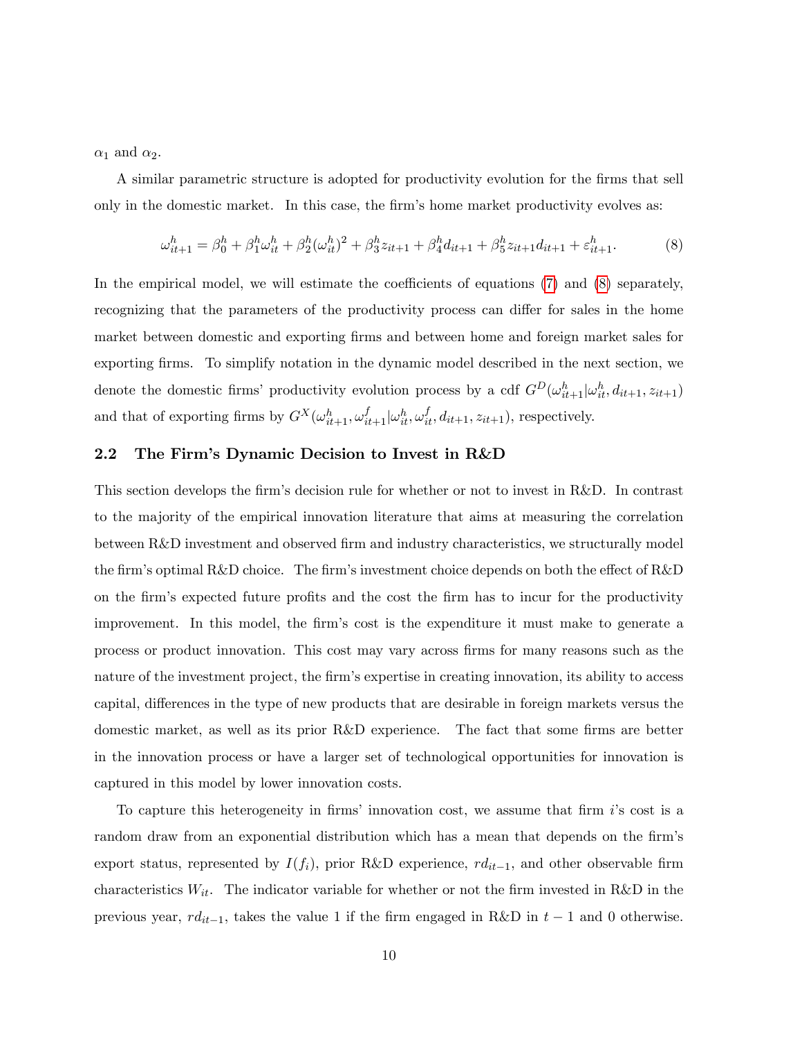$\alpha_1$ and $\alpha_2$.

A similar parametric structure is adopted for productivity evolution for the firms that sell only in the domestic market. In this case, the firm's home market productivity evolves as:

$$\omega_{it+1}^h = \beta_0^h + \beta_1^h \omega_{it}^h + \beta_2^h (\omega_{it}^h)^2 + \beta_3^h z_{it+1} + \beta_4^h d_{it+1} + \beta_5^h z_{it+1} d_{it+1} + \varepsilon_{it+1}^h. \tag{8}$$

In the empirical model, we will estimate the coefficients of equations (7) and (8) separately, recognizing that the parameters of the productivity process can differ for sales in the home market between domestic and exporting firms and between home and foreign market sales for exporting firms. To simplify notation in the dynamic model described in the next section, we denote the domestic firms' productivity evolution process by a cdf $G^D(\omega_{it+1}^h | \omega_{it}^h, d_{it+1}, z_{it+1})$ and that of exporting firms by $G^X(\omega_{it+1}^h, \omega_{it+1}^f | \omega_{it}^h, \omega_{it}^f, d_{it+1}, z_{it+1})$, respectively.

## 2.2 The Firm's Dynamic Decision to Invest in R&D

This section develops the firm's decision rule for whether or not to invest in R&D. In contrast to the majority of the empirical innovation literature that aims at measuring the correlation between R&D investment and observed firm and industry characteristics, we structurally model the firm's optimal R&D choice. The firm's investment choice depends on both the effect of R&D on the firm's expected future profits and the cost the firm has to incur for the productivity improvement. In this model, the firm's cost is the expenditure it must make to generate a process or product innovation. This cost may vary across firms for many reasons such as the nature of the investment project, the firm's expertise in creating innovation, its ability to access capital, differences in the type of new products that are desirable in foreign markets versus the domestic market, as well as its prior R&D experience. The fact that some firms are better in the innovation process or have a larger set of technological opportunities for innovation is captured in this model by lower innovation costs.

To capture this heterogeneity in firms' innovation cost, we assume that firm $i$'s cost is a random draw from an exponential distribution which has a mean that depends on the firm's export status, represented by $I(f_i)$, prior R&D experience, $rd_{it-1}$, and other observable firm characteristics $W_{it}$. The indicator variable for whether or not the firm invested in R&D in the previous year, $rd_{it-1}$, takes the value 1 if the firm engaged in R&D in $t-1$ and 0 otherwise.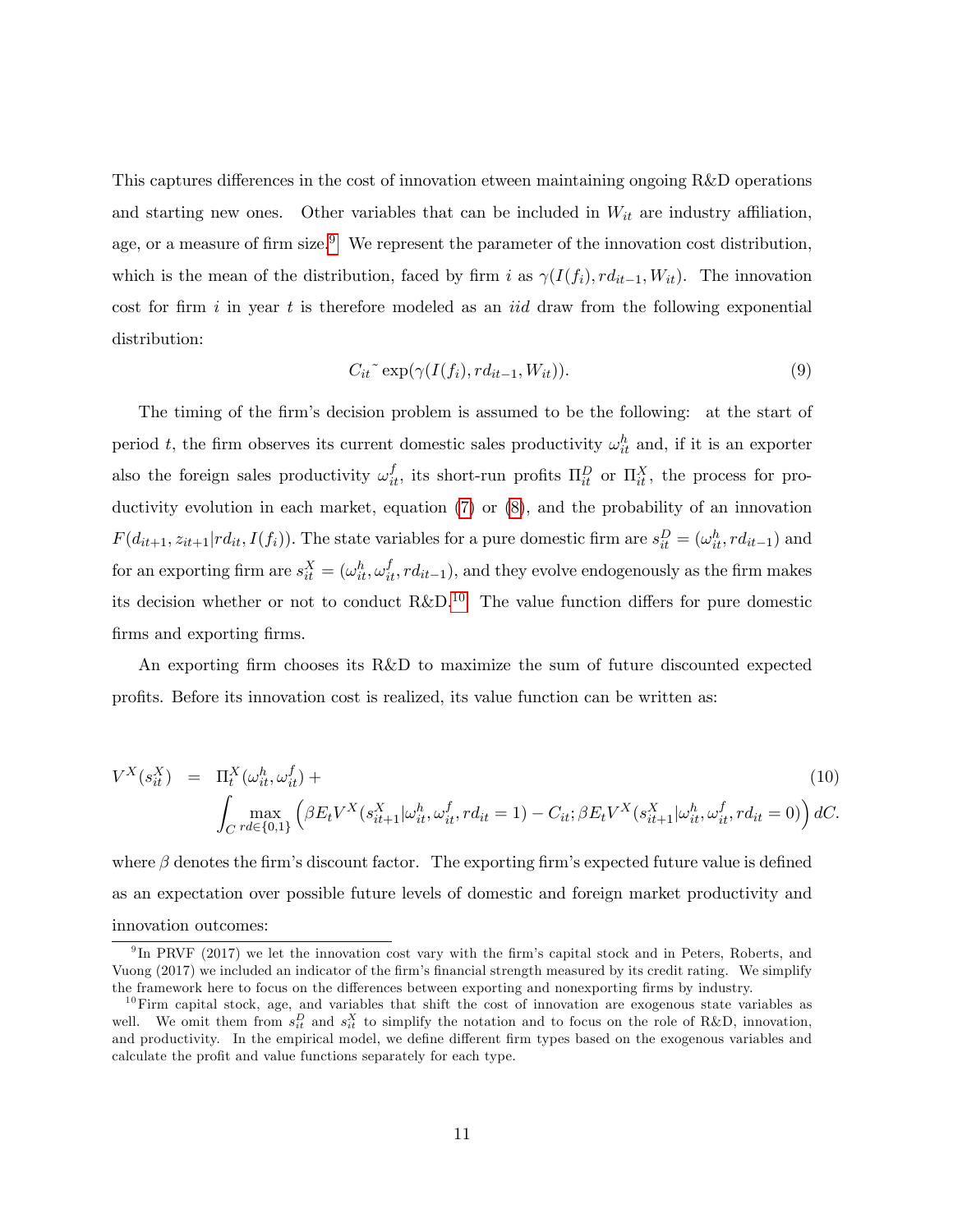This captures differences in the cost of innovation etween maintaining ongoing R&D operations and starting new ones. Other variables that can be included in $W_{it}$ are industry affiliation, age, or a measure of firm size.[9] We represent the parameter of the innovation cost distribution, which is the mean of the distribution, faced by firm $i$ as $\gamma(I(f_i), rd_{it-1}, W_{it})$. The innovation cost for firm $i$ in year $t$ is therefore modeled as an *iid* draw from the following exponential distribution:

$$C_{it} \tilde{} \exp(\gamma(I(f_i), rd_{it-1}, W_{it})). \tag{9}$$

The timing of the firm's decision problem is assumed to be the following: at the start of period $t$, the firm observes its current domestic sales productivity $\omega_{it}^h$ and, if it is an exporter also the foreign sales productivity $\omega_{it}^f$, its short-run profits $\Pi_{it}^D$ or $\Pi_{it}^X$, the process for productivity evolution in each market, equation (7) or (8), and the probability of an innovation $F(d_{it+1}, z_{it+1}|rd_{it}, I(f_i))$. The state variables for a pure domestic firm are $s_{it}^D = (\omega_{it}^h, rd_{it-1})$ and for an exporting firm are $s_{it}^X = (\omega_{it}^h, \omega_{it}^f, rd_{it-1})$, and they evolve endogenously as the firm makes its decision whether or not to conduct R&D.[10] The value function differs for pure domestic firms and exporting firms.

An exporting firm chooses its R&D to maximize the sum of future discounted expected profits. Before its innovation cost is realized, its value function can be written as:

$$\begin{aligned} V^X(s_{it}^X) &= \Pi_t^X(\omega_{it}^h, \omega_{it}^f) + \\ &\int_C \max_{rd \in \{0,1\}} \left( \beta E_t V^X(s_{it+1}^X | \omega_{it}^h, \omega_{it}^f, rd_{it} = 1) - C_{it}; \beta E_t V^X(s_{it+1}^X | \omega_{it}^h, \omega_{it}^f, rd_{it} = 0) \right) dC. \end{aligned} \tag{10}$$

where $\beta$ denotes the firm's discount factor. The exporting firm's expected future value is defined as an expectation over possible future levels of domestic and foreign market productivity and innovation outcomes:

---

[9] In PRVF (2017) we let the innovation cost vary with the firm's capital stock and in Peters, Roberts, and Vuong (2017) we included an indicator of the firm's financial strength measured by its credit rating. We simplify the framework here to focus on the differences between exporting and nonexporting firms by industry.

[10] Firm capital stock, age, and variables that shift the cost of innovation are exogenous state variables as well. We omit them from $s_{it}^D$ and $s_{it}^X$ to simplify the notation and to focus on the role of R&D, innovation, and productivity. In the empirical model, we define different firm types based on the exogenous variables and calculate the profit and value functions separately for each type.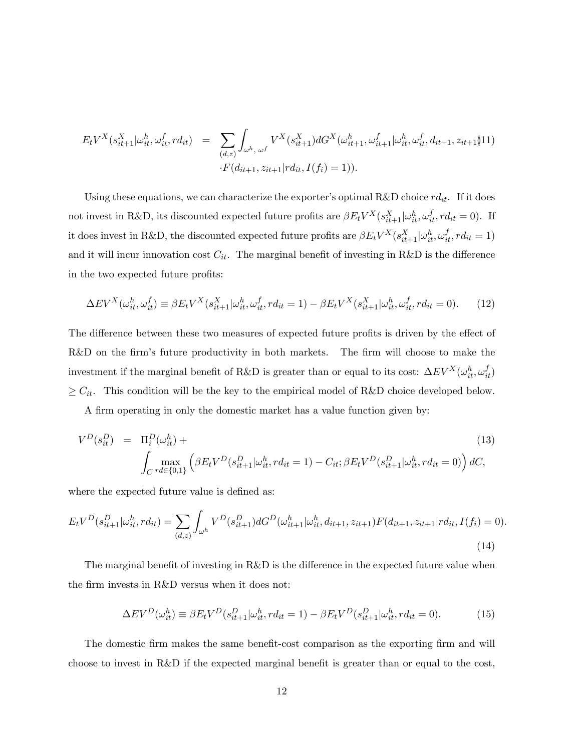$$E_t V^X(s^X_{it+1}|\omega^h_{it}, \omega^f_{it}, rd_{it}) = \sum_{(d,z)} \int_{\omega^h,\, \omega^f} V^X(s^X_{it+1}) dG^X(\omega^h_{it+1}, \omega^f_{it+1}|\omega^h_{it}, \omega^f_{it}, d_{it+1}, z_{it+1}) \cdot F(d_{it+1}, z_{it+1}|rd_{it}, I(f_i) = 1)). \tag{11}$$

Using these equations, we can characterize the exporter's optimal R&D choice $rd_{it}$. If it does not invest in R&D, its discounted expected future profits are $\beta E_t V^X(s^X_{it+1}|\omega^h_{it}, \omega^f_{it}, rd_{it} = 0)$. If it does invest in R&D, the discounted expected future profits are $\beta E_t V^X(s^X_{it+1}|\omega^h_{it}, \omega^f_{it}, rd_{it} = 1)$ and it will incur innovation cost $C_{it}$. The marginal benefit of investing in R&D is the difference in the two expected future profits:

$$\Delta EV^X(\omega^h_{it}, \omega^f_{it}) \equiv \beta E_t V^X(s^X_{it+1}|\omega^h_{it}, \omega^f_{it}, rd_{it} = 1) - \beta E_t V^X(s^X_{it+1}|\omega^h_{it}, \omega^f_{it}, rd_{it} = 0). \tag{12}$$

The difference between these two measures of expected future profits is driven by the effect of R&D on the firm's future productivity in both markets. The firm will choose to make the investment if the marginal benefit of R&D is greater than or equal to its cost: $\Delta EV^X(\omega^h_{it}, \omega^f_{it}) \geq C_{it}$. This condition will be the key to the empirical model of R&D choice developed below.

A firm operating in only the domestic market has a value function given by:

$$V^D(s^D_{it}) = \Pi^D_i(\omega^h_{it}) + \int_C \max_{rd \in \{0,1\}} \left( \beta E_t V^D(s^D_{it+1}|\omega^h_{it}, rd_{it} = 1) - C_{it}; \beta E_t V^D(s^D_{it+1}|\omega^h_{it}, rd_{it} = 0) \right) dC, \tag{13}$$

where the expected future value is defined as:

$$E_t V^D(s^D_{it+1}|\omega^h_{it}, rd_{it}) = \sum_{(d,z)} \int_{\omega^h} V^D(s^D_{it+1}) dG^D(\omega^h_{it+1}|\omega^h_{it}, d_{it+1}, z_{it+1}) F(d_{it+1}, z_{it+1}|rd_{it}, I(f_i) = 0). \tag{14}$$

The marginal benefit of investing in R&D is the difference in the expected future value when the firm invests in R&D versus when it does not:

$$\Delta EV^D(\omega^h_{it}) \equiv \beta E_t V^D(s^D_{it+1}|\omega^h_{it}, rd_{it} = 1) - \beta E_t V^D(s^D_{it+1}|\omega^h_{it}, rd_{it} = 0). \tag{15}$$

The domestic firm makes the same benefit-cost comparison as the exporting firm and will choose to invest in R&D if the expected marginal benefit is greater than or equal to the cost,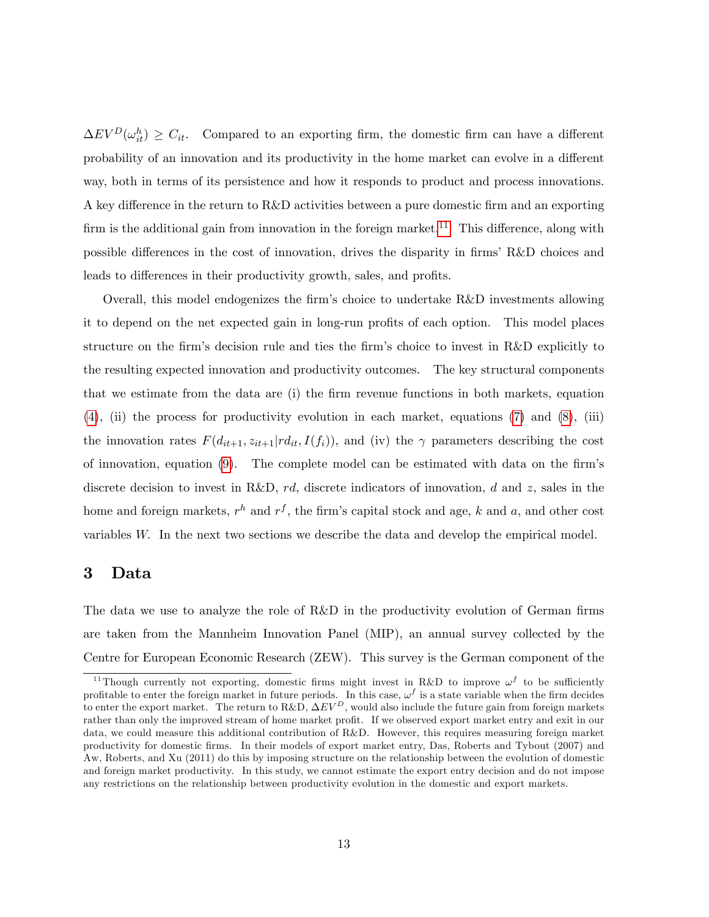$\Delta EV^D(\omega_{it}^h) \geq C_{it}$. Compared to an exporting firm, the domestic firm can have a different probability of an innovation and its productivity in the home market can evolve in a different way, both in terms of its persistence and how it responds to product and process innovations. A key difference in the return to R&D activities between a pure domestic firm and an exporting firm is the additional gain from innovation in the foreign market.[11] This difference, along with possible differences in the cost of innovation, drives the disparity in firms' R&D choices and leads to differences in their productivity growth, sales, and profits.

Overall, this model endogenizes the firm's choice to undertake R&D investments allowing it to depend on the net expected gain in long-run profits of each option. This model places structure on the firm's decision rule and ties the firm's choice to invest in R&D explicitly to the resulting expected innovation and productivity outcomes. The key structural components that we estimate from the data are (i) the firm revenue functions in both markets, equation (4), (ii) the process for productivity evolution in each market, equations (7) and (8), (iii) the innovation rates $F(d_{it+1}, z_{it+1}|rd_{it}, I(f_i))$, and (iv) the $\gamma$ parameters describing the cost of innovation, equation (9). The complete model can be estimated with data on the firm's discrete decision to invest in R&D, $rd$, discrete indicators of innovation, $d$ and $z$, sales in the home and foreign markets, $r^h$ and $r^f$, the firm's capital stock and age, $k$ and $a$, and other cost variables $W$. In the next two sections we describe the data and develop the empirical model.

# 3 Data

The data we use to analyze the role of R&D in the productivity evolution of German firms are taken from the Mannheim Innovation Panel (MIP), an annual survey collected by the Centre for European Economic Research (ZEW). This survey is the German component of the

[11] Though currently not exporting, domestic firms might invest in R&D to improve $\omega^f$ to be sufficiently profitable to enter the foreign market in future periods. In this case, $\omega^f$ is a state variable when the firm decides to enter the export market. The return to R&D, $\Delta EV^D$, would also include the future gain from foreign markets rather than only the improved stream of home market profit. If we observed export market entry and exit in our data, we could measure this additional contribution of R&D. However, this requires measuring foreign market productivity for domestic firms. In their models of export market entry, Das, Roberts and Tybout (2007) and Aw, Roberts, and Xu (2011) do this by imposing structure on the relationship between the evolution of domestic and foreign market productivity. In this study, we cannot estimate the export entry decision and do not impose any restrictions on the relationship between productivity evolution in the domestic and export markets.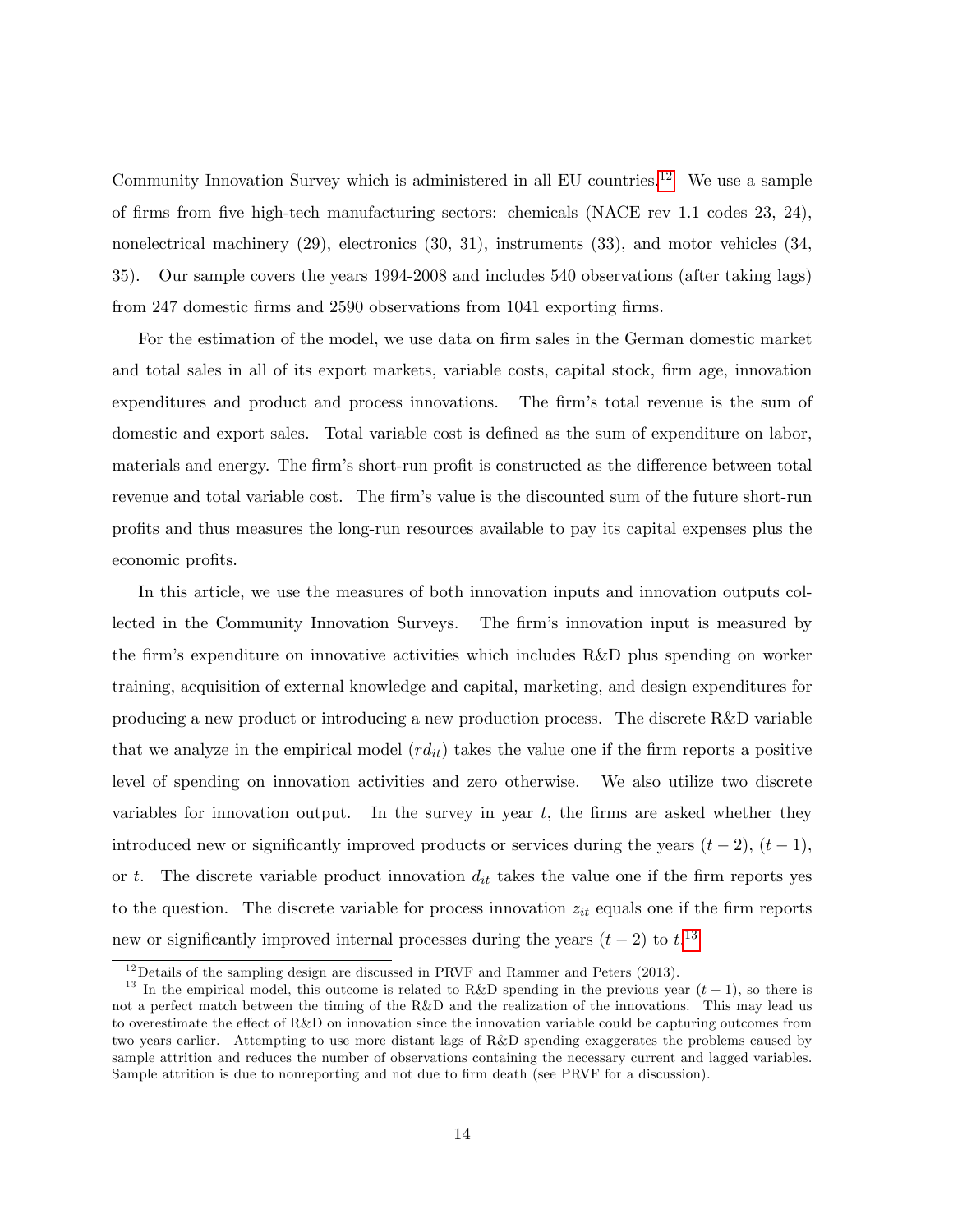Community Innovation Survey which is administered in all EU countries.[12] We use a sample of firms from five high-tech manufacturing sectors: chemicals (NACE rev 1.1 codes 23, 24), nonelectrical machinery (29), electronics (30, 31), instruments (33), and motor vehicles (34, 35). Our sample covers the years 1994-2008 and includes 540 observations (after taking lags) from 247 domestic firms and 2590 observations from 1041 exporting firms.

For the estimation of the model, we use data on firm sales in the German domestic market and total sales in all of its export markets, variable costs, capital stock, firm age, innovation expenditures and product and process innovations. The firm's total revenue is the sum of domestic and export sales. Total variable cost is defined as the sum of expenditure on labor, materials and energy. The firm's short-run profit is constructed as the difference between total revenue and total variable cost. The firm's value is the discounted sum of the future short-run profits and thus measures the long-run resources available to pay its capital expenses plus the economic profits.

In this article, we use the measures of both innovation inputs and innovation outputs collected in the Community Innovation Surveys. The firm's innovation input is measured by the firm's expenditure on innovative activities which includes R&D plus spending on worker training, acquisition of external knowledge and capital, marketing, and design expenditures for producing a new product or introducing a new production process. The discrete R&D variable that we analyze in the empirical model ($rd_{it}$) takes the value one if the firm reports a positive level of spending on innovation activities and zero otherwise. We also utilize two discrete variables for innovation output. In the survey in year $t$, the firms are asked whether they introduced new or significantly improved products or services during the years $(t-2)$, $(t-1)$, or $t$. The discrete variable product innovation $d_{it}$ takes the value one if the firm reports yes to the question. The discrete variable for process innovation $z_{it}$ equals one if the firm reports new or significantly improved internal processes during the years $(t-2)$ to $t$.[13]

[12] Details of the sampling design are discussed in PRVF and Rammer and Peters (2013).

[13] In the empirical model, this outcome is related to R&D spending in the previous year $(t-1)$, so there is not a perfect match between the timing of the R&D and the realization of the innovations. This may lead us to overestimate the effect of R&D on innovation since the innovation variable could be capturing outcomes from two years earlier. Attempting to use more distant lags of R&D spending exaggerates the problems caused by sample attrition and reduces the number of observations containing the necessary current and lagged variables. Sample attrition is due to nonreporting and not due to firm death (see PRVF for a discussion).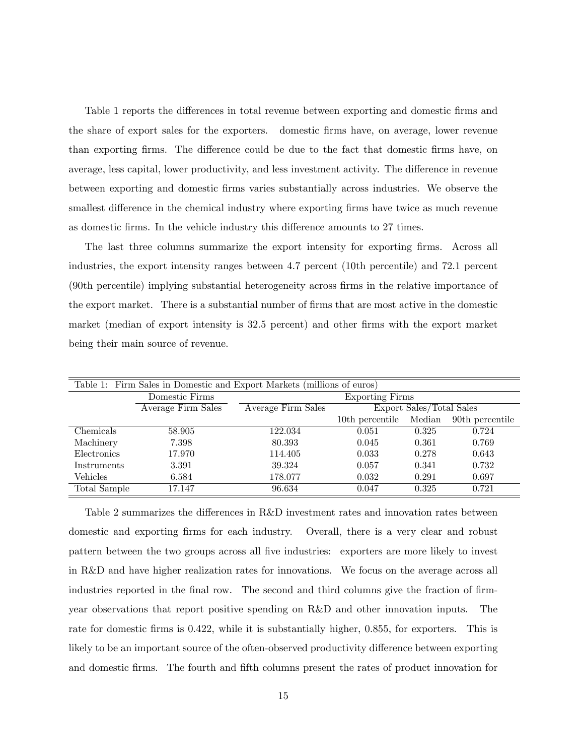Table 1 reports the differences in total revenue between exporting and domestic firms and the share of export sales for the exporters. domestic firms have, on average, lower revenue than exporting firms. The difference could be due to the fact that domestic firms have, on average, less capital, lower productivity, and less investment activity. The difference in revenue between exporting and domestic firms varies substantially across industries. We observe the smallest difference in the chemical industry where exporting firms have twice as much revenue as domestic firms. In the vehicle industry this difference amounts to 27 times.

The last three columns summarize the export intensity for exporting firms. Across all industries, the export intensity ranges between 4.7 percent (10th percentile) and 72.1 percent (90th percentile) implying substantial heterogeneity across firms in the relative importance of the export market. There is a substantial number of firms that are most active in the domestic market (median of export intensity is 32.5 percent) and other firms with the export market being their main source of revenue.

Table 1: Firm Sales in Domestic and Export Markets (millions of euros)

| | Domestic Firms | Exporting Firms | | | |
|---|---|---|---|---|---|
| | Average Firm Sales | Average Firm Sales | Export Sales/Total Sales | | |
| | | | 10th percentile | Median | 90th percentile |
| Chemicals | 58.905 | 122.034 | 0.051 | 0.325 | 0.724 |
| Machinery | 7.398 | 80.393 | 0.045 | 0.361 | 0.769 |
| Electronics | 17.970 | 114.405 | 0.033 | 0.278 | 0.643 |
| Instruments | 3.391 | 39.324 | 0.057 | 0.341 | 0.732 |
| Vehicles | 6.584 | 178.077 | 0.032 | 0.291 | 0.697 |
| Total Sample | 17.147 | 96.634 | 0.047 | 0.325 | 0.721 |

Table 2 summarizes the differences in R&D investment rates and innovation rates between domestic and exporting firms for each industry. Overall, there is a very clear and robust pattern between the two groups across all five industries: exporters are more likely to invest in R&D and have higher realization rates for innovations. We focus on the average across all industries reported in the final row. The second and third columns give the fraction of firm-year observations that report positive spending on R&D and other innovation inputs. The rate for domestic firms is 0.422, while it is substantially higher, 0.855, for exporters. This is likely to be an important source of the often-observed productivity difference between exporting and domestic firms. The fourth and fifth columns present the rates of product innovation for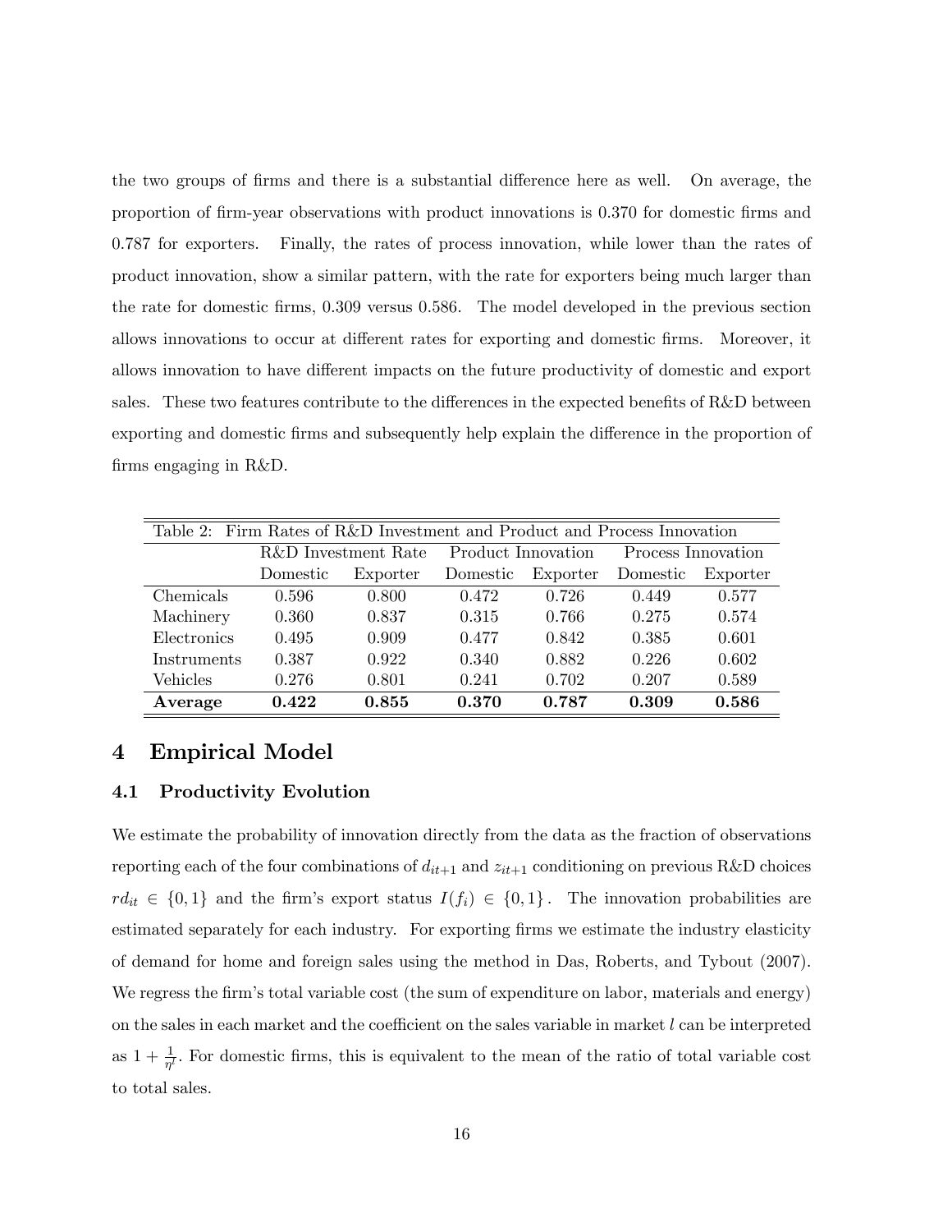the two groups of firms and there is a substantial difference here as well. On average, the proportion of firm-year observations with product innovations is 0.370 for domestic firms and 0.787 for exporters. Finally, the rates of process innovation, while lower than the rates of product innovation, show a similar pattern, with the rate for exporters being much larger than the rate for domestic firms, 0.309 versus 0.586. The model developed in the previous section allows innovations to occur at different rates for exporting and domestic firms. Moreover, it allows innovation to have different impacts on the future productivity of domestic and export sales. These two features contribute to the differences in the expected benefits of R&D between exporting and domestic firms and subsequently help explain the difference in the proportion of firms engaging in R&D.

Table 2: Firm Rates of R&D Investment and Product and Process Innovation

| | R&D Investment Rate | | Product Innovation | | Process Innovation | |
|---|---|---|---|---|---|---|
| | Domestic | Exporter | Domestic | Exporter | Domestic | Exporter |
| Chemicals | 0.596 | 0.800 | 0.472 | 0.726 | 0.449 | 0.577 |
| Machinery | 0.360 | 0.837 | 0.315 | 0.766 | 0.275 | 0.574 |
| Electronics | 0.495 | 0.909 | 0.477 | 0.842 | 0.385 | 0.601 |
| Instruments | 0.387 | 0.922 | 0.340 | 0.882 | 0.226 | 0.602 |
| Vehicles | 0.276 | 0.801 | 0.241 | 0.702 | 0.207 | 0.589 |
| **Average** | **0.422** | **0.855** | **0.370** | **0.787** | **0.309** | **0.586** |

# 4 Empirical Model

## 4.1 Productivity Evolution

We estimate the probability of innovation directly from the data as the fraction of observations reporting each of the four combinations of $d_{it+1}$ and $z_{it+1}$ conditioning on previous R&D choices $rd_{it} \in \{0,1\}$ and the firm's export status $I(f_i) \in \{0,1\}$. The innovation probabilities are estimated separately for each industry. For exporting firms we estimate the industry elasticity of demand for home and foreign sales using the method in Das, Roberts, and Tybout (2007). We regress the firm's total variable cost (the sum of expenditure on labor, materials and energy) on the sales in each market and the coefficient on the sales variable in market $l$ can be interpreted as $1 + \frac{1}{\eta^l}$. For domestic firms, this is equivalent to the mean of the ratio of total variable cost to total sales.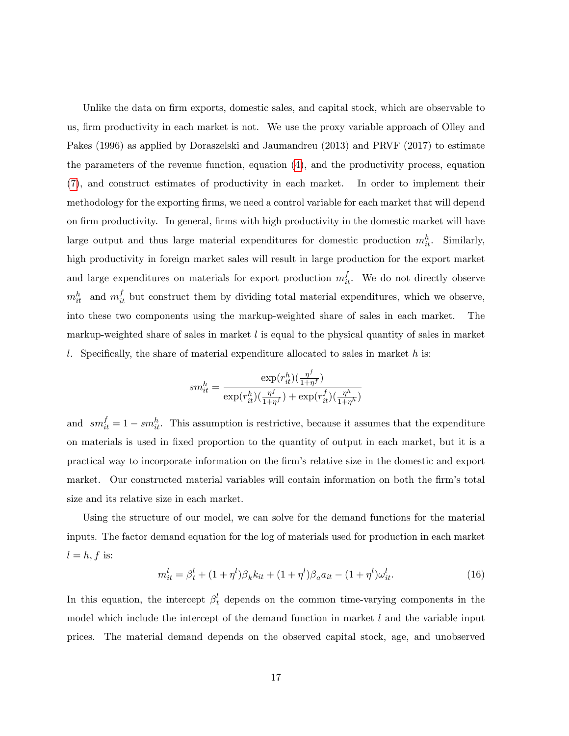Unlike the data on firm exports, domestic sales, and capital stock, which are observable to us, firm productivity in each market is not. We use the proxy variable approach of Olley and Pakes (1996) as applied by Doraszelski and Jaumandreu (2013) and PRVF (2017) to estimate the parameters of the revenue function, equation (4), and the productivity process, equation (7), and construct estimates of productivity in each market. In order to implement their methodology for the exporting firms, we need a control variable for each market that will depend on firm productivity. In general, firms with high productivity in the domestic market will have large output and thus large material expenditures for domestic production $m_{it}^h$. Similarly, high productivity in foreign market sales will result in large production for the export market and large expenditures on materials for export production $m_{it}^f$. We do not directly observe $m_{it}^h$ and $m_{it}^f$ but construct them by dividing total material expenditures, which we observe, into these two components using the markup-weighted share of sales in each market. The markup-weighted share of sales in market $l$ is equal to the physical quantity of sales in market $l$. Specifically, the share of material expenditure allocated to sales in market $h$ is:

$$sm_{it}^h = \frac{\exp(r_{it}^h)(\frac{\eta^f}{1+\eta^f})}{\exp(r_{it}^h)(\frac{\eta^f}{1+\eta^f}) + \exp(r_{it}^f)(\frac{\eta^h}{1+\eta^h})}$$

and $sm_{it}^f = 1 - sm_{it}^h$. This assumption is restrictive, because it assumes that the expenditure on materials is used in fixed proportion to the quantity of output in each market, but it is a practical way to incorporate information on the firm's relative size in the domestic and export market. Our constructed material variables will contain information on both the firm's total size and its relative size in each market.

Using the structure of our model, we can solve for the demand functions for the material inputs. The factor demand equation for the log of materials used for production in each market $l = h, f$ is:

$$m_{it}^l = \beta_t^l + (1+\eta^l)\beta_k k_{it} + (1+\eta^l)\beta_a a_{it} - (1+\eta^l)\omega_{it}^l. \tag{16}$$

In this equation, the intercept $\beta_t^l$ depends on the common time-varying components in the model which include the intercept of the demand function in market $l$ and the variable input prices. The material demand depends on the observed capital stock, age, and unobserved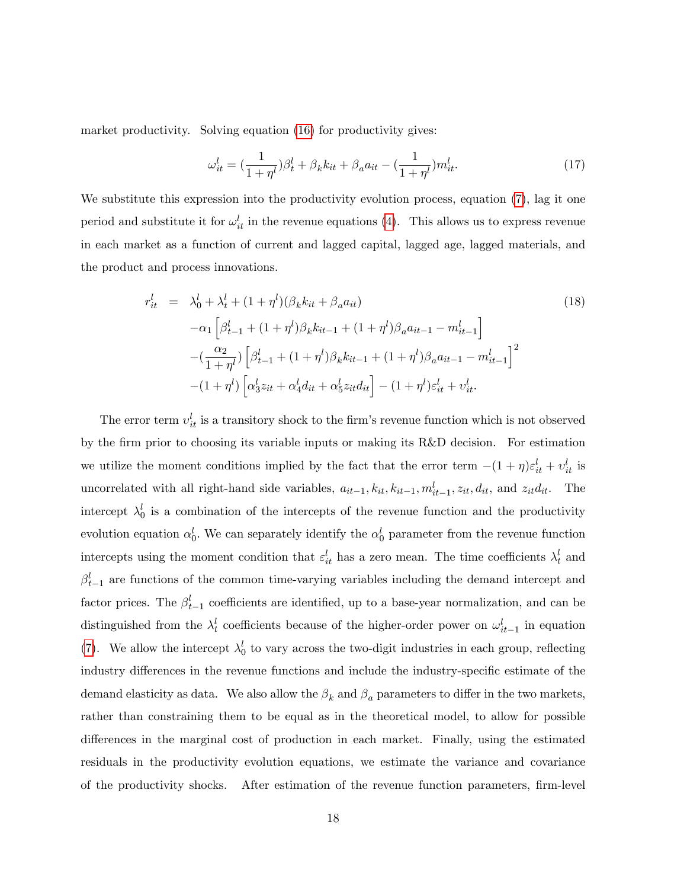market productivity. Solving equation (16) for productivity gives:

$$\omega_{it}^{l} = (\frac{1}{1+\eta^{l}})\beta_{t}^{l} + \beta_{k}k_{it} + \beta_{a}a_{it} - (\frac{1}{1+\eta^{l}})m_{it}^{l}. \tag{17}$$

We substitute this expression into the productivity evolution process, equation (7), lag it one period and substitute it for $\omega_{it}^{l}$ in the revenue equations (4). This allows us to express revenue in each market as a function of current and lagged capital, lagged age, lagged materials, and the product and process innovations.

$$\begin{aligned} r_{it}^{l} &= \lambda_{0}^{l} + \lambda_{t}^{l} + (1+\eta^{l})(\beta_{k}k_{it} + \beta_{a}a_{it}) \\ &\quad -\alpha_{1}\left[\beta_{t-1}^{l} + (1+\eta^{l})\beta_{k}k_{it-1} + (1+\eta^{l})\beta_{a}a_{it-1} - m_{it-1}^{l}\right] \\ &\quad -(\frac{\alpha_{2}}{1+\eta^{l}})\left[\beta_{t-1}^{l} + (1+\eta^{l})\beta_{k}k_{it-1} + (1+\eta^{l})\beta_{a}a_{it-1} - m_{it-1}^{l}\right]^{2} \\ &\quad -(1+\eta^{l})\left[\alpha_{3}^{l}z_{it} + \alpha_{4}^{l}d_{it} + \alpha_{5}^{l}z_{it}d_{it}\right] - (1+\eta^{l})\varepsilon_{it}^{l} + v_{it}^{l}. \end{aligned} \tag{18}$$

The error term $v_{it}^{l}$ is a transitory shock to the firm's revenue function which is not observed by the firm prior to choosing its variable inputs or making its R&D decision. For estimation we utilize the moment conditions implied by the fact that the error term $-(1+\eta)\varepsilon_{it}^{l} + v_{it}^{l}$ is uncorrelated with all right-hand side variables, $a_{it-1}, k_{it}, k_{it-1}, m_{it-1}^{l}, z_{it}, d_{it}$, and $z_{it}d_{it}$. The intercept $\lambda_{0}^{l}$ is a combination of the intercepts of the revenue function and the productivity evolution equation $\alpha_{0}^{l}$. We can separately identify the $\alpha_{0}^{l}$ parameter from the revenue function intercepts using the moment condition that $\varepsilon_{it}^{l}$ has a zero mean. The time coefficients $\lambda_{t}^{l}$ and $\beta_{t-1}^{l}$ are functions of the common time-varying variables including the demand intercept and factor prices. The $\beta_{t-1}^{l}$ coefficients are identified, up to a base-year normalization, and can be distinguished from the $\lambda_{t}^{l}$ coefficients because of the higher-order power on $\omega_{it-1}^{l}$ in equation (7). We allow the intercept $\lambda_{0}^{l}$ to vary across the two-digit industries in each group, reflecting industry differences in the revenue functions and include the industry-specific estimate of the demand elasticity as data. We also allow the $\beta_{k}$ and $\beta_{a}$ parameters to differ in the two markets, rather than constraining them to be equal as in the theoretical model, to allow for possible differences in the marginal cost of production in each market. Finally, using the estimated residuals in the productivity evolution equations, we estimate the variance and covariance of the productivity shocks. After estimation of the revenue function parameters, firm-level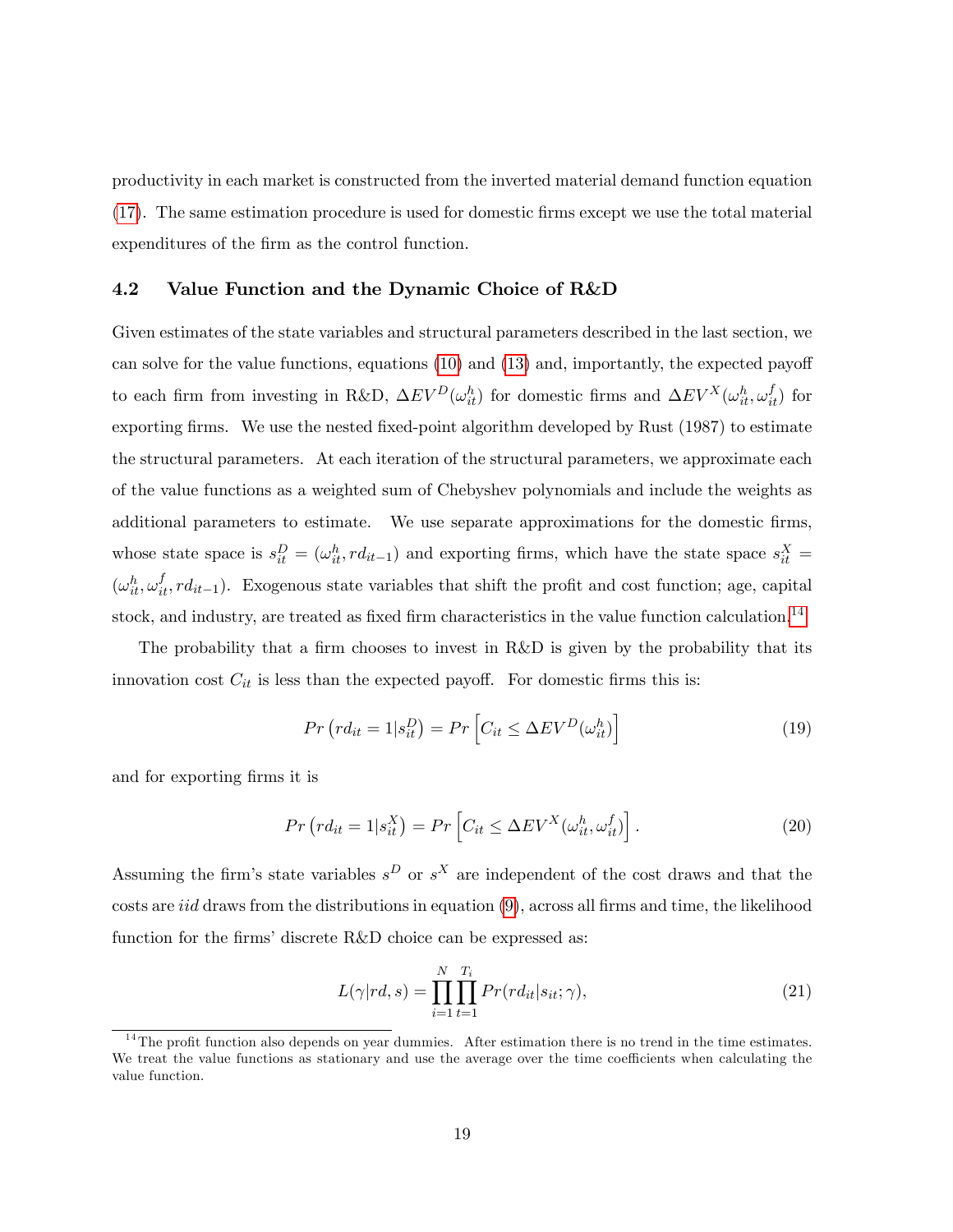productivity in each market is constructed from the inverted material demand function equation (17). The same estimation procedure is used for domestic firms except we use the total material expenditures of the firm as the control function.

### 4.2 Value Function and the Dynamic Choice of R&D

Given estimates of the state variables and structural parameters described in the last section, we can solve for the value functions, equations (10) and (13) and, importantly, the expected payoff to each firm from investing in R&D, $\Delta EV^D(\omega_{it}^h)$ for domestic firms and $\Delta EV^X(\omega_{it}^h, \omega_{it}^f)$ for exporting firms. We use the nested fixed-point algorithm developed by Rust (1987) to estimate the structural parameters. At each iteration of the structural parameters, we approximate each of the value functions as a weighted sum of Chebyshev polynomials and include the weights as additional parameters to estimate. We use separate approximations for the domestic firms, whose state space is $s_{it}^D = (\omega_{it}^h, rd_{it-1})$ and exporting firms, which have the state space $s_{it}^X = (\omega_{it}^h, \omega_{it}^f, rd_{it-1})$. Exogenous state variables that shift the profit and cost function; age, capital stock, and industry, are treated as fixed firm characteristics in the value function calculation.[14]

The probability that a firm chooses to invest in R&D is given by the probability that its innovation cost $C_{it}$ is less than the expected payoff. For domestic firms this is:

$$Pr\left(rd_{it} = 1 | s_{it}^D\right) = Pr\left[C_{it} \leq \Delta EV^D(\omega_{it}^h)\right] \tag{19}$$

and for exporting firms it is

$$Pr\left(rd_{it} = 1 | s_{it}^X\right) = Pr\left[C_{it} \leq \Delta EV^X(\omega_{it}^h, \omega_{it}^f)\right]. \tag{20}$$

Assuming the firm's state variables $s^D$ or $s^X$ are independent of the cost draws and that the costs are *iid* draws from the distributions in equation (9), across all firms and time, the likelihood function for the firms' discrete R&D choice can be expressed as:

$$L(\gamma | rd, s) = \prod_{i=1}^{N} \prod_{t=1}^{T_i} Pr(rd_{it} | s_{it}; \gamma), \tag{21}$$

[14] The profit function also depends on year dummies. After estimation there is no trend in the time estimates. We treat the value functions as stationary and use the average over the time coefficients when calculating the value function.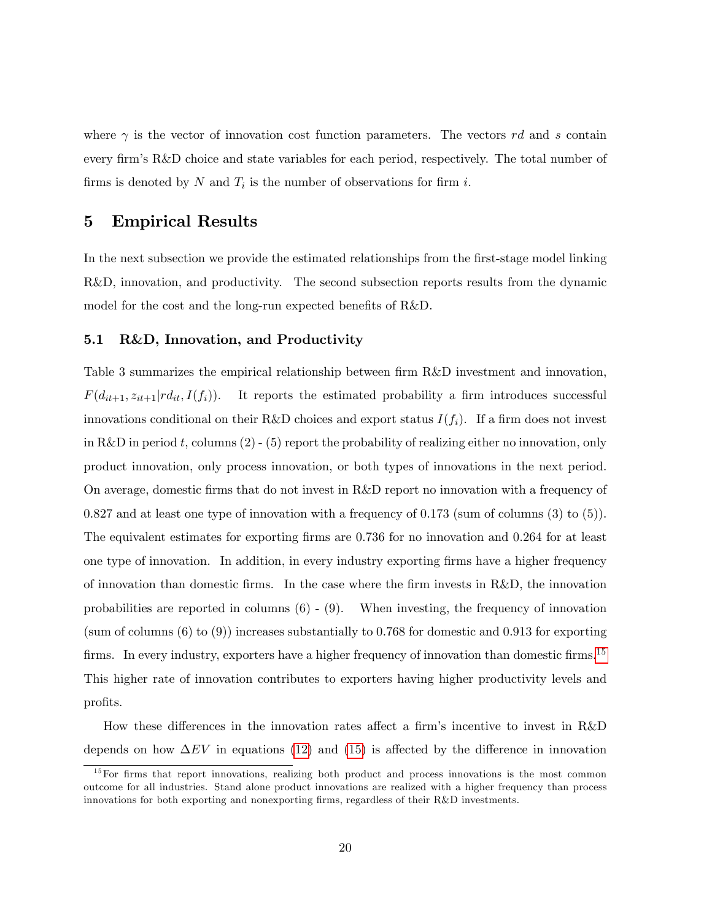where $\gamma$ is the vector of innovation cost function parameters. The vectors $rd$ and $s$ contain every firm's R&D choice and state variables for each period, respectively. The total number of firms is denoted by $N$ and $T_i$ is the number of observations for firm $i$.

# 5 Empirical Results

In the next subsection we provide the estimated relationships from the first-stage model linking R&D, innovation, and productivity. The second subsection reports results from the dynamic model for the cost and the long-run expected benefits of R&D.

## 5.1 R&D, Innovation, and Productivity

Table 3 summarizes the empirical relationship between firm R&D investment and innovation, $F(d_{it+1}, z_{it+1}|rd_{it}, I(f_i))$. It reports the estimated probability a firm introduces successful innovations conditional on their R&D choices and export status $I(f_i)$. If a firm does not invest in R&D in period $t$, columns (2) - (5) report the probability of realizing either no innovation, only product innovation, only process innovation, or both types of innovations in the next period. On average, domestic firms that do not invest in R&D report no innovation with a frequency of 0.827 and at least one type of innovation with a frequency of 0.173 (sum of columns (3) to (5)). The equivalent estimates for exporting firms are 0.736 for no innovation and 0.264 for at least one type of innovation. In addition, in every industry exporting firms have a higher frequency of innovation than domestic firms. In the case where the firm invests in R&D, the innovation probabilities are reported in columns (6) - (9). When investing, the frequency of innovation (sum of columns (6) to (9)) increases substantially to 0.768 for domestic and 0.913 for exporting firms. In every industry, exporters have a higher frequency of innovation than domestic firms.[15] This higher rate of innovation contributes to exporters having higher productivity levels and profits.

How these differences in the innovation rates affect a firm's incentive to invest in R&D depends on how $\Delta EV$ in equations (12) and (15) is affected by the difference in innovation

[15] For firms that report innovations, realizing both product and process innovations is the most common outcome for all industries. Stand alone product innovations are realized with a higher frequency than process innovations for both exporting and nonexporting firms, regardless of their R&D investments.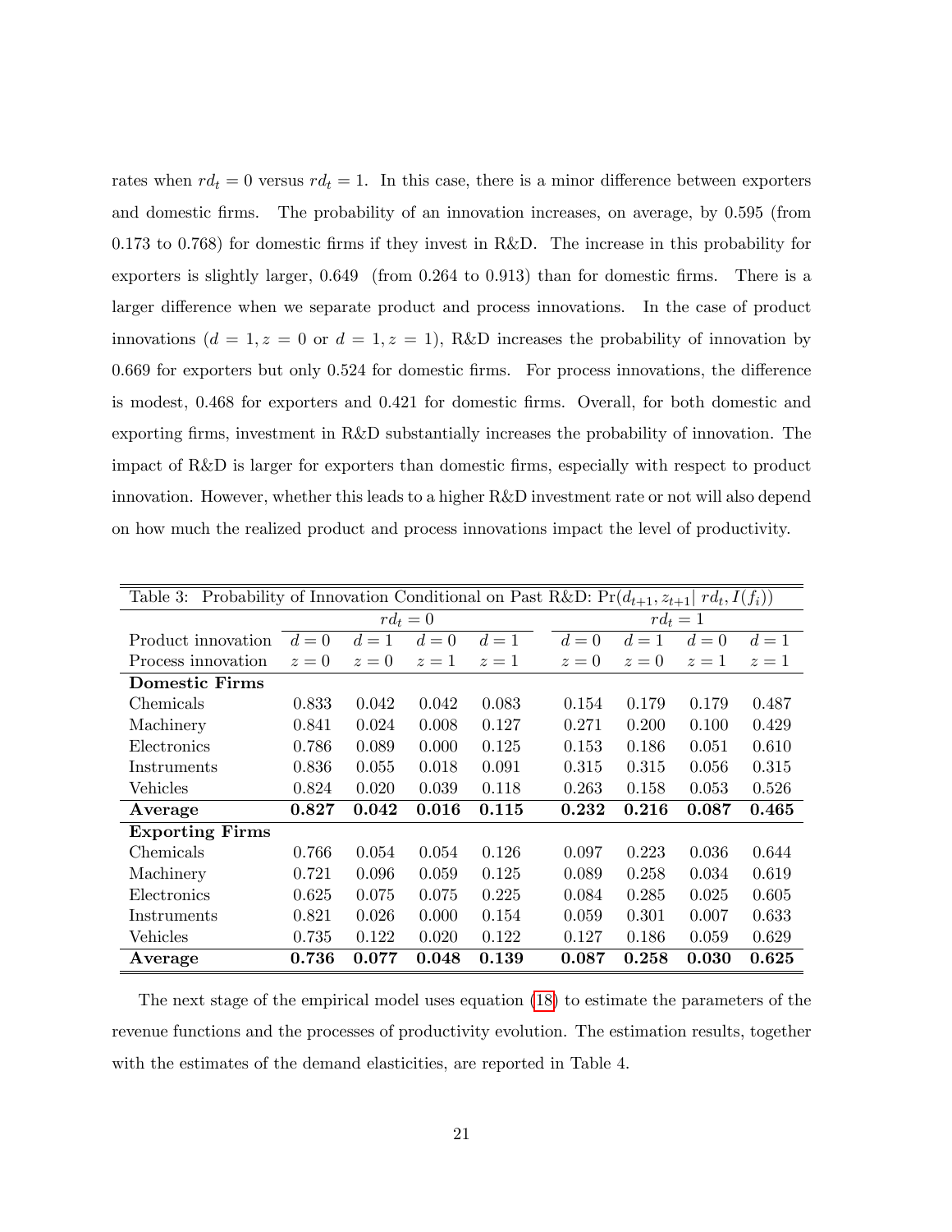rates when $rd_t = 0$ versus $rd_t = 1$. In this case, there is a minor difference between exporters and domestic firms. The probability of an innovation increases, on average, by 0.595 (from 0.173 to 0.768) for domestic firms if they invest in R&D. The increase in this probability for exporters is slightly larger, 0.649 (from 0.264 to 0.913) than for domestic firms. There is a larger difference when we separate product and process innovations. In the case of product innovations ($d = 1, z = 0$ or $d = 1, z = 1$), R&D increases the probability of innovation by 0.669 for exporters but only 0.524 for domestic firms. For process innovations, the difference is modest, 0.468 for exporters and 0.421 for domestic firms. Overall, for both domestic and exporting firms, investment in R&D substantially increases the probability of innovation. The impact of R&D is larger for exporters than domestic firms, especially with respect to product innovation. However, whether this leads to a higher R&D investment rate or not will also depend on how much the realized product and process innovations impact the level of productivity.

Table 3: Probability of Innovation Conditional on Past R&D: $\Pr(d_{t+1}, z_{t+1} | \ rd_t, I(f_i))$

| | $rd_t = 0$ | | | | $rd_t = 1$ | | | |
|---|---|---|---|---|---|---|---|---|
| Product innovation | $d = 0$ | $d = 1$ | $d = 0$ | $d = 1$ | $d = 0$ | $d = 1$ | $d = 0$ | $d = 1$ |
| Process innovation | $z = 0$ | $z = 0$ | $z = 1$ | $z = 1$ | $z = 0$ | $z = 0$ | $z = 1$ | $z = 1$ |
| **Domestic Firms** | | | | | | | | |
| Chemicals | 0.833 | 0.042 | 0.042 | 0.083 | 0.154 | 0.179 | 0.179 | 0.487 |
| Machinery | 0.841 | 0.024 | 0.008 | 0.127 | 0.271 | 0.200 | 0.100 | 0.429 |
| Electronics | 0.786 | 0.089 | 0.000 | 0.125 | 0.153 | 0.186 | 0.051 | 0.610 |
| Instruments | 0.836 | 0.055 | 0.018 | 0.091 | 0.315 | 0.315 | 0.056 | 0.315 |
| Vehicles | 0.824 | 0.020 | 0.039 | 0.118 | 0.263 | 0.158 | 0.053 | 0.526 |
| **Average** | **0.827** | **0.042** | **0.016** | **0.115** | **0.232** | **0.216** | **0.087** | **0.465** |
| **Exporting Firms** | | | | | | | | |
| Chemicals | 0.766 | 0.054 | 0.054 | 0.126 | 0.097 | 0.223 | 0.036 | 0.644 |
| Machinery | 0.721 | 0.096 | 0.059 | 0.125 | 0.089 | 0.258 | 0.034 | 0.619 |
| Electronics | 0.625 | 0.075 | 0.075 | 0.225 | 0.084 | 0.285 | 0.025 | 0.605 |
| Instruments | 0.821 | 0.026 | 0.000 | 0.154 | 0.059 | 0.301 | 0.007 | 0.633 |
| Vehicles | 0.735 | 0.122 | 0.020 | 0.122 | 0.127 | 0.186 | 0.059 | 0.629 |
| **Average** | **0.736** | **0.077** | **0.048** | **0.139** | **0.087** | **0.258** | **0.030** | **0.625** |

The next stage of the empirical model uses equation (18) to estimate the parameters of the revenue functions and the processes of productivity evolution. The estimation results, together with the estimates of the demand elasticities, are reported in Table 4.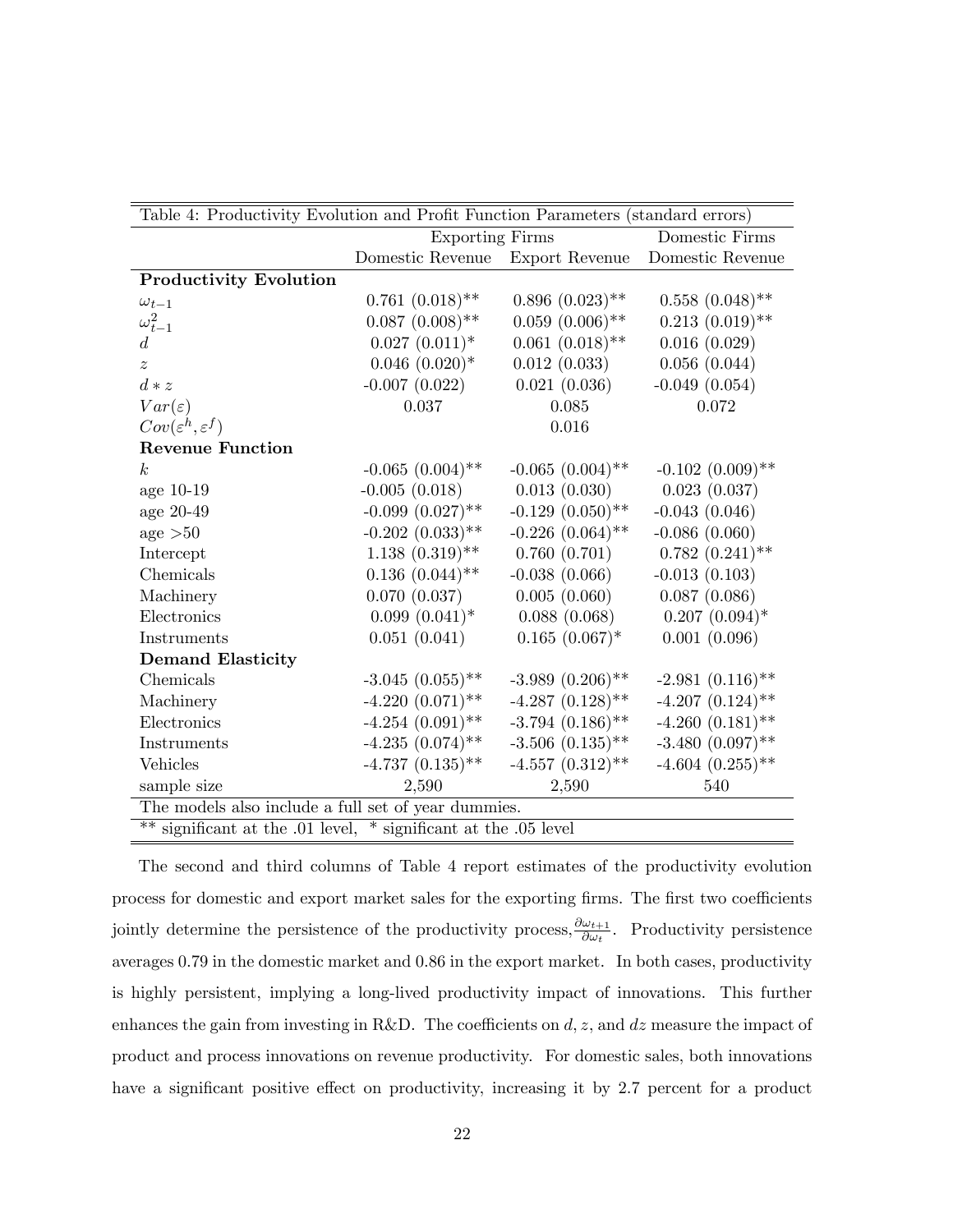| Table 4: Productivity Evolution and Profit Function Parameters (standard errors) | | | |
|---|---|---|---|
| | Exporting Firms | | Domestic Firms |
| | Domestic Revenue | Export Revenue | Domestic Revenue |
| **Productivity Evolution** | | | |
| $\omega_{t-1}$ | 0.761 (0.018)** | 0.896 (0.023)** | 0.558 (0.048)** |
| $\omega_{t-1}^2$ | 0.087 (0.008)** | 0.059 (0.006)** | 0.213 (0.019)** |
| $d$ | 0.027 (0.011)* | 0.061 (0.018)** | 0.016 (0.029) |
| $z$ | 0.046 (0.020)* | 0.012 (0.033) | 0.056 (0.044) |
| $d * z$ | -0.007 (0.022) | 0.021 (0.036) | -0.049 (0.054) |
| $Var(\varepsilon)$ | 0.037 | 0.085 | 0.072 |
| $Cov(\varepsilon^h, \varepsilon^f)$ | | 0.016 | |
| **Revenue Function** | | | |
| $k$ | -0.065 (0.004)** | -0.065 (0.004)** | -0.102 (0.009)** |
| age 10-19 | -0.005 (0.018) | 0.013 (0.030) | 0.023 (0.037) |
| age 20-49 | -0.099 (0.027)** | -0.129 (0.050)** | -0.043 (0.046) |
| age >50 | -0.202 (0.033)** | -0.226 (0.064)** | -0.086 (0.060) |
| Intercept | 1.138 (0.319)** | 0.760 (0.701) | 0.782 (0.241)** |
| Chemicals | 0.136 (0.044)** | -0.038 (0.066) | -0.013 (0.103) |
| Machinery | 0.070 (0.037) | 0.005 (0.060) | 0.087 (0.086) |
| Electronics | 0.099 (0.041)* | 0.088 (0.068) | 0.207 (0.094)* |
| Instruments | 0.051 (0.041) | 0.165 (0.067)* | 0.001 (0.096) |
| **Demand Elasticity** | | | |
| Chemicals | -3.045 (0.055)** | -3.989 (0.206)** | -2.981 (0.116)** |
| Machinery | -4.220 (0.071)** | -4.287 (0.128)** | -4.207 (0.124)** |
| Electronics | -4.254 (0.091)** | -3.794 (0.186)** | -4.260 (0.181)** |
| Instruments | -4.235 (0.074)** | -3.506 (0.135)** | -3.480 (0.097)** |
| Vehicles | -4.737 (0.135)** | -4.557 (0.312)** | -4.604 (0.255)** |
| sample size | 2,590 | 2,590 | 540 |

The models also include a full set of year dummies.

** significant at the .01 level, * significant at the .05 level

The second and third columns of Table 4 report estimates of the productivity evolution process for domestic and export market sales for the exporting firms. The first two coefficients jointly determine the persistence of the productivity process, $\frac{\partial \omega_{t+1}}{\partial \omega_t}$. Productivity persistence averages 0.79 in the domestic market and 0.86 in the export market. In both cases, productivity is highly persistent, implying a long-lived productivity impact of innovations. This further enhances the gain from investing in R&D. The coefficients on $d$, $z$, and $dz$ measure the impact of product and process innovations on revenue productivity. For domestic sales, both innovations have a significant positive effect on productivity, increasing it by 2.7 percent for a product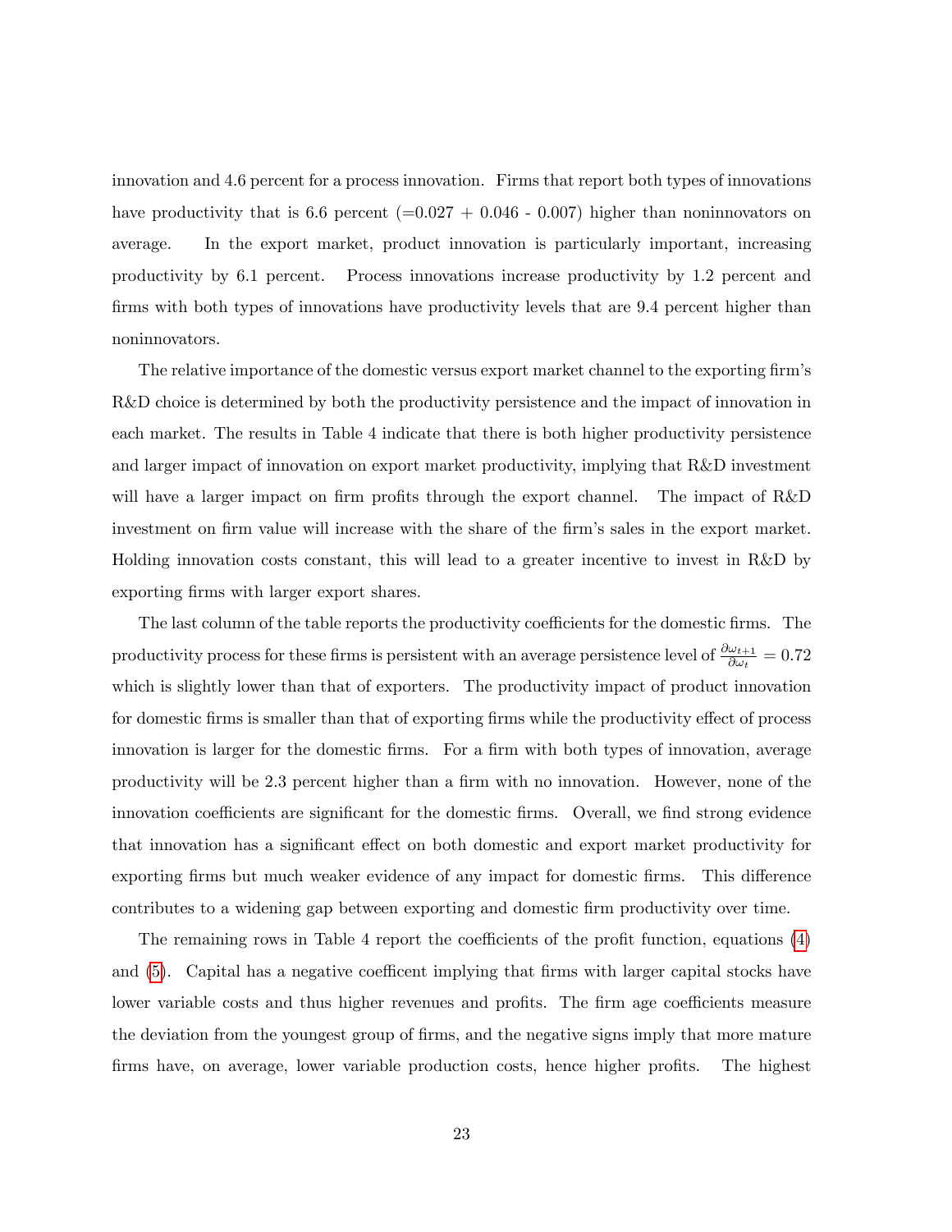innovation and 4.6 percent for a process innovation. Firms that report both types of innovations have productivity that is 6.6 percent (=0.027 + 0.046 - 0.007) higher than noninnovators on average. In the export market, product innovation is particularly important, increasing productivity by 6.1 percent. Process innovations increase productivity by 1.2 percent and firms with both types of innovations have productivity levels that are 9.4 percent higher than noninnovators.

The relative importance of the domestic versus export market channel to the exporting firm's R&D choice is determined by both the productivity persistence and the impact of innovation in each market. The results in Table 4 indicate that there is both higher productivity persistence and larger impact of innovation on export market productivity, implying that R&D investment will have a larger impact on firm profits through the export channel. The impact of R&D investment on firm value will increase with the share of the firm's sales in the export market. Holding innovation costs constant, this will lead to a greater incentive to invest in R&D by exporting firms with larger export shares.

The last column of the table reports the productivity coefficients for the domestic firms. The productivity process for these firms is persistent with an average persistence level of $\frac{\partial \omega_{t+1}}{\partial \omega_t} = 0.72$ which is slightly lower than that of exporters. The productivity impact of product innovation for domestic firms is smaller than that of exporting firms while the productivity effect of process innovation is larger for the domestic firms. For a firm with both types of innovation, average productivity will be 2.3 percent higher than a firm with no innovation. However, none of the innovation coefficients are significant for the domestic firms. Overall, we find strong evidence that innovation has a significant effect on both domestic and export market productivity for exporting firms but much weaker evidence of any impact for domestic firms. This difference contributes to a widening gap between exporting and domestic firm productivity over time.

The remaining rows in Table 4 report the coefficients of the profit function, equations (4) and (5). Capital has a negative coefficent implying that firms with larger capital stocks have lower variable costs and thus higher revenues and profits. The firm age coefficients measure the deviation from the youngest group of firms, and the negative signs imply that more mature firms have, on average, lower variable production costs, hence higher profits. The highest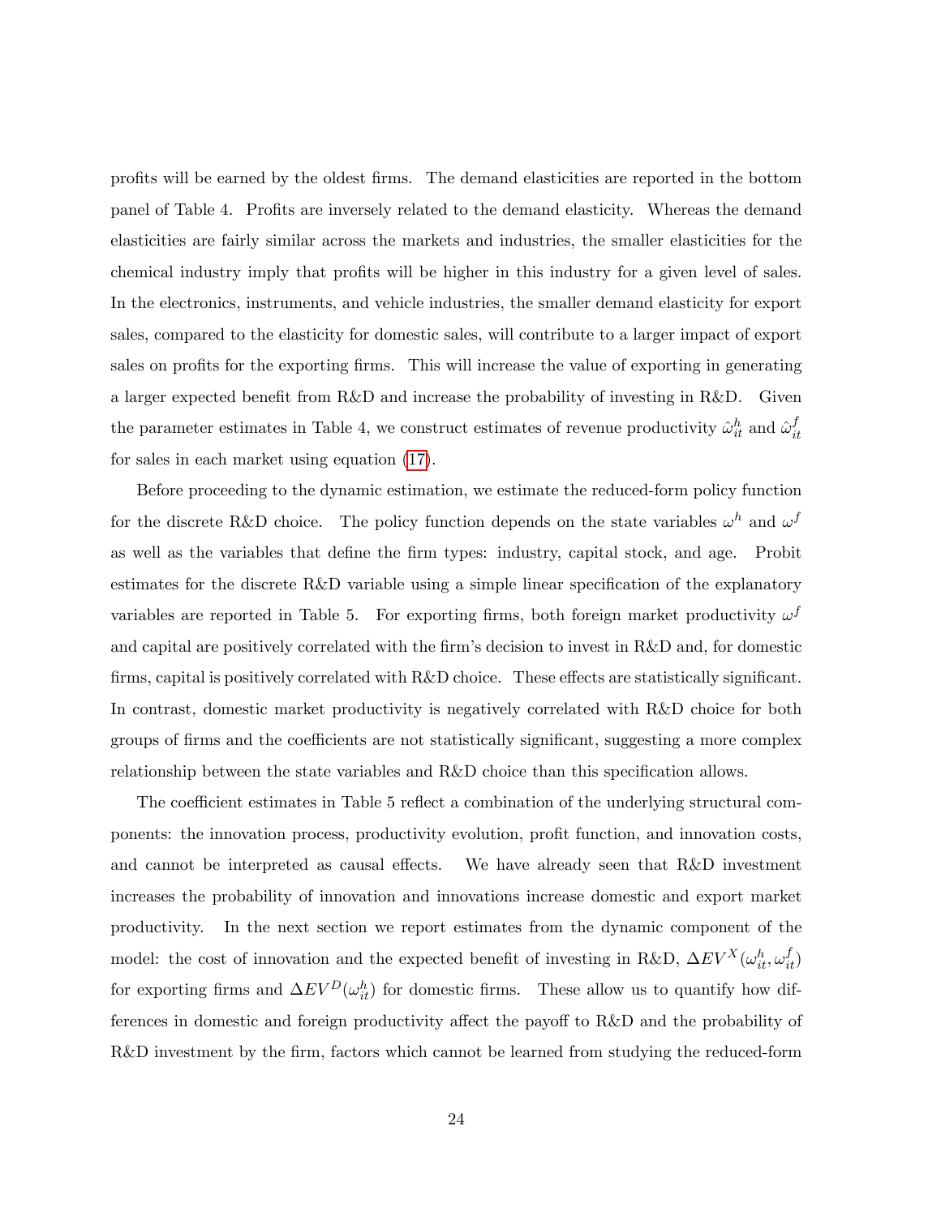profits will be earned by the oldest firms. The demand elasticities are reported in the bottom panel of Table 4. Profits are inversely related to the demand elasticity. Whereas the demand elasticities are fairly similar across the markets and industries, the smaller elasticities for the chemical industry imply that profits will be higher in this industry for a given level of sales. In the electronics, instruments, and vehicle industries, the smaller demand elasticity for export sales, compared to the elasticity for domestic sales, will contribute to a larger impact of export sales on profits for the exporting firms. This will increase the value of exporting in generating a larger expected benefit from R&D and increase the probability of investing in R&D. Given the parameter estimates in Table 4, we construct estimates of revenue productivity $\hat{\omega}_{it}^{h}$ and $\hat{\omega}_{it}^{f}$ for sales in each market using equation (17).

Before proceeding to the dynamic estimation, we estimate the reduced-form policy function for the discrete R&D choice. The policy function depends on the state variables $\omega^{h}$ and $\omega^{f}$ as well as the variables that define the firm types: industry, capital stock, and age. Probit estimates for the discrete R&D variable using a simple linear specification of the explanatory variables are reported in Table 5. For exporting firms, both foreign market productivity $\omega^{f}$ and capital are positively correlated with the firm's decision to invest in R&D and, for domestic firms, capital is positively correlated with R&D choice. These effects are statistically significant. In contrast, domestic market productivity is negatively correlated with R&D choice for both groups of firms and the coefficients are not statistically significant, suggesting a more complex relationship between the state variables and R&D choice than this specification allows.

The coefficient estimates in Table 5 reflect a combination of the underlying structural components: the innovation process, productivity evolution, profit function, and innovation costs, and cannot be interpreted as causal effects. We have already seen that R&D investment increases the probability of innovation and innovations increase domestic and export market productivity. In the next section we report estimates from the dynamic component of the model: the cost of innovation and the expected benefit of investing in R&D, $\Delta EV^{X}(\omega_{it}^{h}, \omega_{it}^{f})$ for exporting firms and $\Delta EV^{D}(\omega_{it}^{h})$ for domestic firms. These allow us to quantify how differences in domestic and foreign productivity affect the payoff to R&D and the probability of R&D investment by the firm, factors which cannot be learned from studying the reduced-form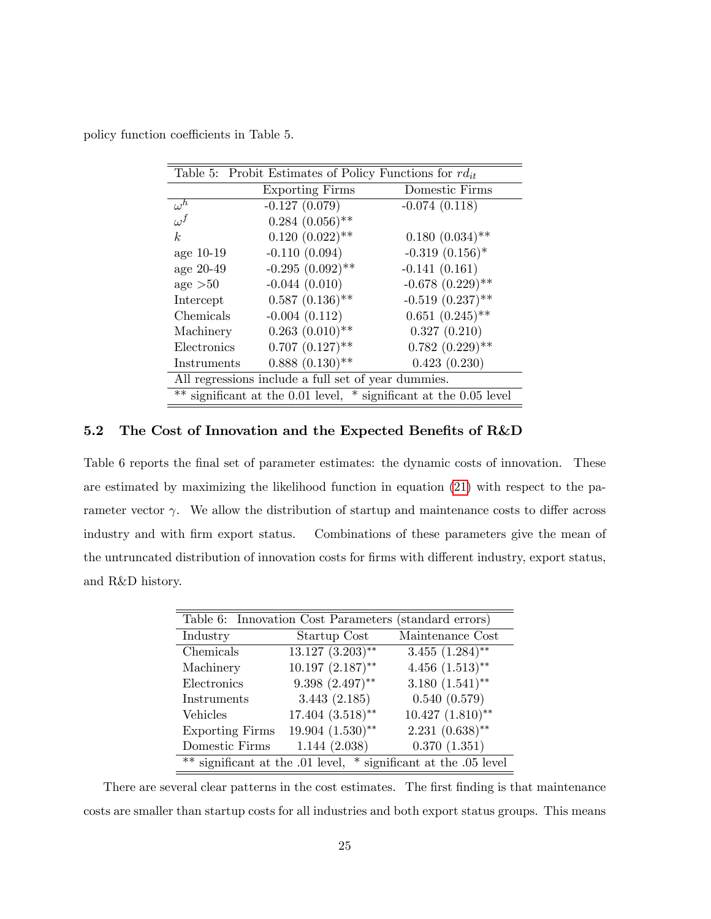policy function coefficients in Table 5.

| Table 5: Probit Estimates of Policy Functions for $rd_{it}$ | | |
|---|---|---|
| | Exporting Firms | Domestic Firms |
| $\omega^h$ | -0.127 (0.079) | -0.074 (0.118) |
| $\omega^f$ | 0.284 (0.056)** | |
| $k$ | 0.120 (0.022)** | 0.180 (0.034)** |
| age 10-19 | -0.110 (0.094) | -0.319 (0.156)* |
| age 20-49 | -0.295 (0.092)** | -0.141 (0.161) |
| age >50 | -0.044 (0.010) | -0.678 (0.229)** |
| Intercept | 0.587 (0.136)** | -0.519 (0.237)** |
| Chemicals | -0.004 (0.112) | 0.651 (0.245)** |
| Machinery | 0.263 (0.010)** | 0.327 (0.210) |
| Electronics | 0.707 (0.127)** | 0.782 (0.229)** |
| Instruments | 0.888 (0.130)** | 0.423 (0.230) |
| All regressions include a full set of year dummies. | | |
| ** significant at the 0.01 level, * significant at the 0.05 level | | |

## 5.2 The Cost of Innovation and the Expected Benefits of R&D

Table 6 reports the final set of parameter estimates: the dynamic costs of innovation. These are estimated by maximizing the likelihood function in equation (21) with respect to the parameter vector $\gamma$. We allow the distribution of startup and maintenance costs to differ across industry and with firm export status. Combinations of these parameters give the mean of the untruncated distribution of innovation costs for firms with different industry, export status, and R&D history.

| Table 6: Innovation Cost Parameters (standard errors) | | |
|---|---|---|
| Industry | Startup Cost | Maintenance Cost |
| Chemicals | 13.127 (3.203)** | 3.455 (1.284)** |
| Machinery | 10.197 (2.187)** | 4.456 (1.513)** |
| Electronics | 9.398 (2.497)** | 3.180 (1.541)** |
| Instruments | 3.443 (2.185) | 0.540 (0.579) |
| Vehicles | 17.404 (3.518)** | 10.427 (1.810)** |
| Exporting Firms | 19.904 (1.530)** | 2.231 (0.638)** |
| Domestic Firms | 1.144 (2.038) | 0.370 (1.351) |
| ** significant at the .01 level, * significant at the .05 level | | |

There are several clear patterns in the cost estimates. The first finding is that maintenance costs are smaller than startup costs for all industries and both export status groups. This means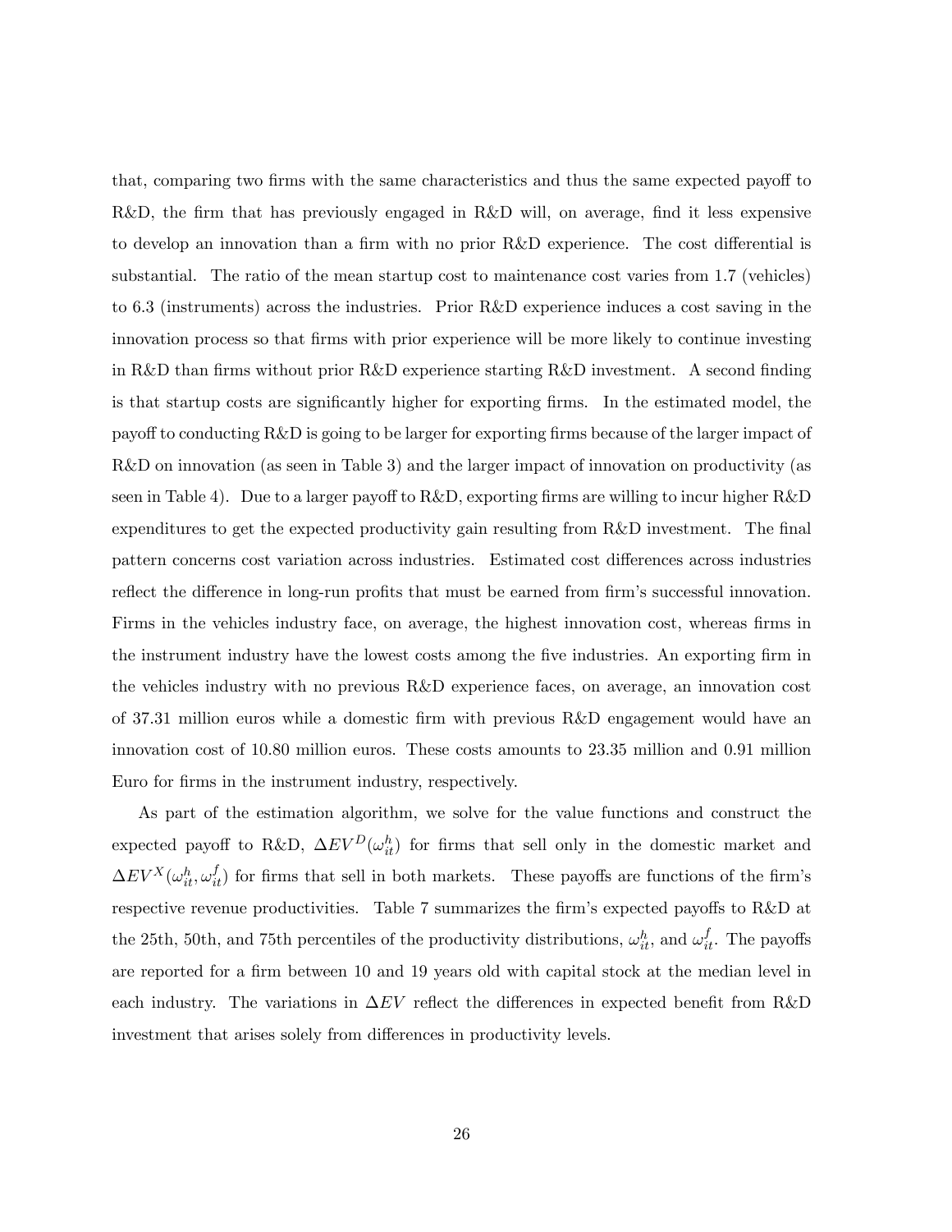that, comparing two firms with the same characteristics and thus the same expected payoff to R&D, the firm that has previously engaged in R&D will, on average, find it less expensive to develop an innovation than a firm with no prior R&D experience. The cost differential is substantial. The ratio of the mean startup cost to maintenance cost varies from 1.7 (vehicles) to 6.3 (instruments) across the industries. Prior R&D experience induces a cost saving in the innovation process so that firms with prior experience will be more likely to continue investing in R&D than firms without prior R&D experience starting R&D investment. A second finding is that startup costs are significantly higher for exporting firms. In the estimated model, the payoff to conducting R&D is going to be larger for exporting firms because of the larger impact of R&D on innovation (as seen in Table 3) and the larger impact of innovation on productivity (as seen in Table 4). Due to a larger payoff to R&D, exporting firms are willing to incur higher R&D expenditures to get the expected productivity gain resulting from R&D investment. The final pattern concerns cost variation across industries. Estimated cost differences across industries reflect the difference in long-run profits that must be earned from firm's successful innovation. Firms in the vehicles industry face, on average, the highest innovation cost, whereas firms in the instrument industry have the lowest costs among the five industries. An exporting firm in the vehicles industry with no previous R&D experience faces, on average, an innovation cost of 37.31 million euros while a domestic firm with previous R&D engagement would have an innovation cost of 10.80 million euros. These costs amounts to 23.35 million and 0.91 million Euro for firms in the instrument industry, respectively.

As part of the estimation algorithm, we solve for the value functions and construct the expected payoff to R&D, $\Delta EV^D(\omega_{it}^h)$ for firms that sell only in the domestic market and $\Delta EV^X(\omega_{it}^h, \omega_{it}^f)$ for firms that sell in both markets. These payoffs are functions of the firm's respective revenue productivities. Table 7 summarizes the firm's expected payoffs to R&D at the 25th, 50th, and 75th percentiles of the productivity distributions, $\omega_{it}^h$, and $\omega_{it}^f$. The payoffs are reported for a firm between 10 and 19 years old with capital stock at the median level in each industry. The variations in $\Delta EV$ reflect the differences in expected benefit from R&D investment that arises solely from differences in productivity levels.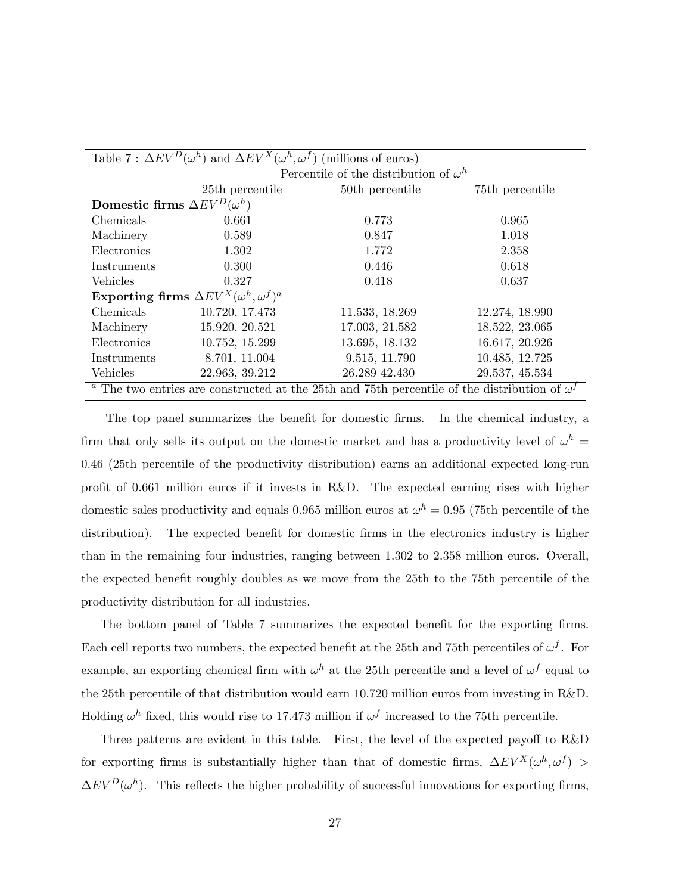Table 7 : $\Delta EV^D(\omega^h)$ and $\Delta EV^X(\omega^h, \omega^f)$ (millions of euros)

| | Percentile of the distribution of $\omega^h$ | | |
|---|---|---|---|
| | 25th percentile | 50th percentile | 75th percentile |
| **Domestic firms** $\Delta EV^D(\omega^h)$ | | | |
| Chemicals | 0.661 | 0.773 | 0.965 |
| Machinery | 0.589 | 0.847 | 1.018 |
| Electronics | 1.302 | 1.772 | 2.358 |
| Instruments | 0.300 | 0.446 | 0.618 |
| Vehicles | 0.327 | 0.418 | 0.637 |
| **Exporting firms** $\Delta EV^X(\omega^h, \omega^f)^a$ | | | |
| Chemicals | 10.720, 17.473 | 11.533, 18.269 | 12.274, 18.990 |
| Machinery | 15.920, 20.521 | 17.003, 21.582 | 18.522, 23.065 |
| Electronics | 10.752, 15.299 | 13.695, 18.132 | 16.617, 20.926 |
| Instruments | 8.701, 11.004 | 9.515, 11.790 | 10.485, 12.725 |
| Vehicles | 22.963, 39.212 | 26.289 42.430 | 29.537, 45.534 |

[a] The two entries are constructed at the 25th and 75th percentile of the distribution of $\omega^f$

The top panel summarizes the benefit for domestic firms. In the chemical industry, a firm that only sells its output on the domestic market and has a productivity level of $\omega^h = 0.46$ (25th percentile of the productivity distribution) earns an additional expected long-run profit of 0.661 million euros if it invests in R&D. The expected earning rises with higher domestic sales productivity and equals 0.965 million euros at $\omega^h = 0.95$ (75th percentile of the distribution). The expected benefit for domestic firms in the electronics industry is higher than in the remaining four industries, ranging between 1.302 to 2.358 million euros. Overall, the expected benefit roughly doubles as we move from the 25th to the 75th percentile of the productivity distribution for all industries.

The bottom panel of Table 7 summarizes the expected benefit for the exporting firms. Each cell reports two numbers, the expected benefit at the 25th and 75th percentiles of $\omega^f$. For example, an exporting chemical firm with $\omega^h$ at the 25th percentile and a level of $\omega^f$ equal to the 25th percentile of that distribution would earn 10.720 million euros from investing in R&D. Holding $\omega^h$ fixed, this would rise to 17.473 million if $\omega^f$ increased to the 75th percentile.

Three patterns are evident in this table. First, the level of the expected payoff to R&D for exporting firms is substantially higher than that of domestic firms, $\Delta EV^X(\omega^h, \omega^f) > \Delta EV^D(\omega^h)$. This reflects the higher probability of successful innovations for exporting firms,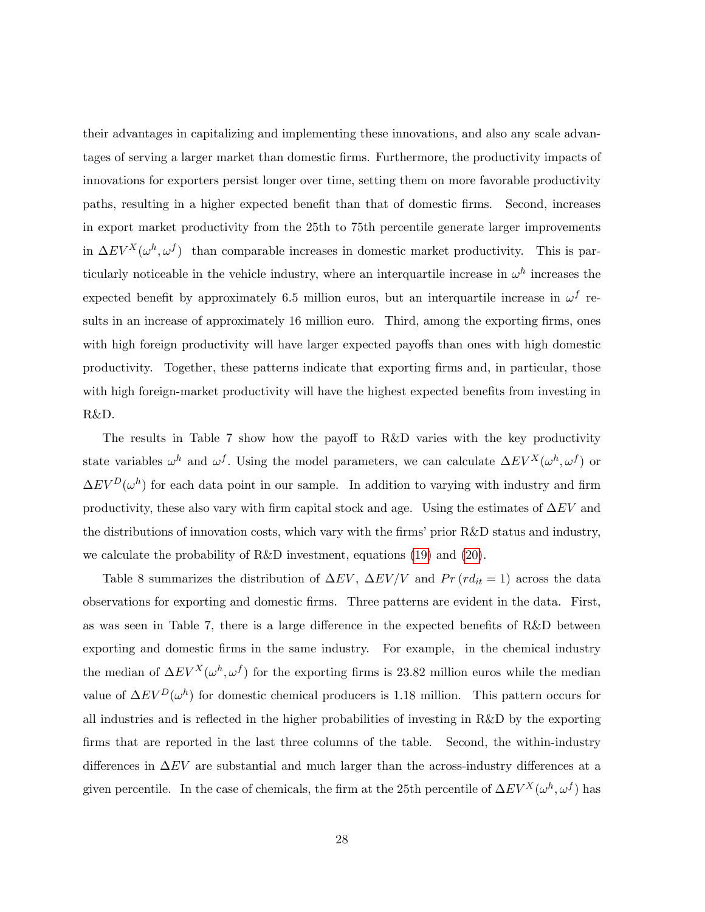their advantages in capitalizing and implementing these innovations, and also any scale advantages of serving a larger market than domestic firms. Furthermore, the productivity impacts of innovations for exporters persist longer over time, setting them on more favorable productivity paths, resulting in a higher expected benefit than that of domestic firms. Second, increases in export market productivity from the 25th to 75th percentile generate larger improvements in $\Delta EV^X(\omega^h, \omega^f)$ than comparable increases in domestic market productivity. This is particularly noticeable in the vehicle industry, where an interquartile increase in $\omega^h$ increases the expected benefit by approximately 6.5 million euros, but an interquartile increase in $\omega^f$ results in an increase of approximately 16 million euro. Third, among the exporting firms, ones with high foreign productivity will have larger expected payoffs than ones with high domestic productivity. Together, these patterns indicate that exporting firms and, in particular, those with high foreign-market productivity will have the highest expected benefits from investing in R&D.

The results in Table 7 show how the payoff to R&D varies with the key productivity state variables $\omega^h$ and $\omega^f$. Using the model parameters, we can calculate $\Delta EV^X(\omega^h, \omega^f)$ or $\Delta EV^D(\omega^h)$ for each data point in our sample. In addition to varying with industry and firm productivity, these also vary with firm capital stock and age. Using the estimates of $\Delta EV$ and the distributions of innovation costs, which vary with the firms' prior R&D status and industry, we calculate the probability of R&D investment, equations (19) and (20).

Table 8 summarizes the distribution of $\Delta EV$, $\Delta EV/V$ and $Pr\left(rd_{it} = 1\right)$ across the data observations for exporting and domestic firms. Three patterns are evident in the data. First, as was seen in Table 7, there is a large difference in the expected benefits of R&D between exporting and domestic firms in the same industry. For example, in the chemical industry the median of $\Delta EV^X(\omega^h, \omega^f)$ for the exporting firms is 23.82 million euros while the median value of $\Delta EV^D(\omega^h)$ for domestic chemical producers is 1.18 million. This pattern occurs for all industries and is reflected in the higher probabilities of investing in R&D by the exporting firms that are reported in the last three columns of the table. Second, the within-industry differences in $\Delta EV$ are substantial and much larger than the across-industry differences at a given percentile. In the case of chemicals, the firm at the 25th percentile of $\Delta EV^X(\omega^h, \omega^f)$ has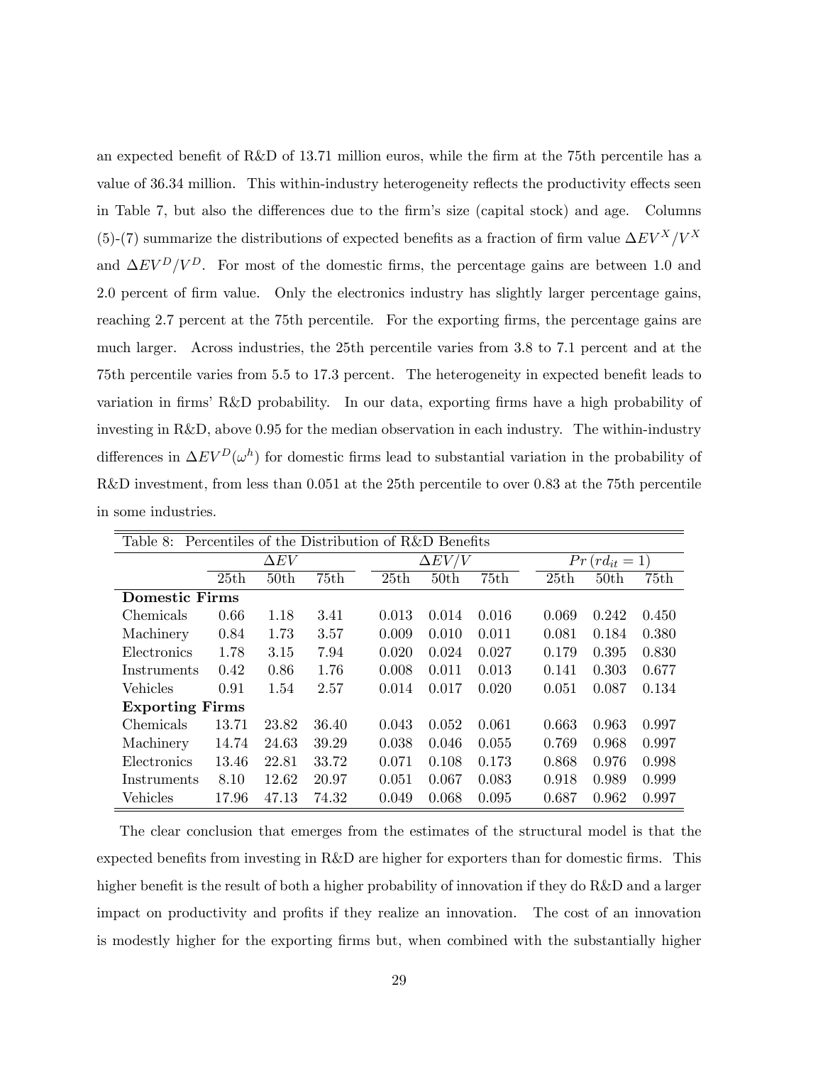an expected benefit of R&D of 13.71 million euros, while the firm at the 75th percentile has a value of 36.34 million. This within-industry heterogeneity reflects the productivity effects seen in Table 7, but also the differences due to the firm's size (capital stock) and age. Columns (5)-(7) summarize the distributions of expected benefits as a fraction of firm value $\Delta EV^X/V^X$ and $\Delta EV^D/V^D$. For most of the domestic firms, the percentage gains are between 1.0 and 2.0 percent of firm value. Only the electronics industry has slightly larger percentage gains, reaching 2.7 percent at the 75th percentile. For the exporting firms, the percentage gains are much larger. Across industries, the 25th percentile varies from 3.8 to 7.1 percent and at the 75th percentile varies from 5.5 to 17.3 percent. The heterogeneity in expected benefit leads to variation in firms' R&D probability. In our data, exporting firms have a high probability of investing in R&D, above 0.95 for the median observation in each industry. The within-industry differences in $\Delta EV^D(\omega^h)$ for domestic firms lead to substantial variation in the probability of R&D investment, from less than 0.051 at the 25th percentile to over 0.83 at the 75th percentile in some industries.

Table 8: Percentiles of the Distribution of R&D Benefits

| | $\Delta EV$ | | | $\Delta EV/V$ | | | $Pr\,(rd_{it}=1)$ | | |
|---|---|---|---|---|---|---|---|---|---|
| | 25th | 50th | 75th | 25th | 50th | 75th | 25th | 50th | 75th |
| **Domestic Firms** | | | | | | | | | |
| Chemicals | 0.66 | 1.18 | 3.41 | 0.013 | 0.014 | 0.016 | 0.069 | 0.242 | 0.450 |
| Machinery | 0.84 | 1.73 | 3.57 | 0.009 | 0.010 | 0.011 | 0.081 | 0.184 | 0.380 |
| Electronics | 1.78 | 3.15 | 7.94 | 0.020 | 0.024 | 0.027 | 0.179 | 0.395 | 0.830 |
| Instruments | 0.42 | 0.86 | 1.76 | 0.008 | 0.011 | 0.013 | 0.141 | 0.303 | 0.677 |
| Vehicles | 0.91 | 1.54 | 2.57 | 0.014 | 0.017 | 0.020 | 0.051 | 0.087 | 0.134 |
| **Exporting Firms** | | | | | | | | | |
| Chemicals | 13.71 | 23.82 | 36.40 | 0.043 | 0.052 | 0.061 | 0.663 | 0.963 | 0.997 |
| Machinery | 14.74 | 24.63 | 39.29 | 0.038 | 0.046 | 0.055 | 0.769 | 0.968 | 0.997 |
| Electronics | 13.46 | 22.81 | 33.72 | 0.071 | 0.108 | 0.173 | 0.868 | 0.976 | 0.998 |
| Instruments | 8.10 | 12.62 | 20.97 | 0.051 | 0.067 | 0.083 | 0.918 | 0.989 | 0.999 |
| Vehicles | 17.96 | 47.13 | 74.32 | 0.049 | 0.068 | 0.095 | 0.687 | 0.962 | 0.997 |

The clear conclusion that emerges from the estimates of the structural model is that the expected benefits from investing in R&D are higher for exporters than for domestic firms. This higher benefit is the result of both a higher probability of innovation if they do R&D and a larger impact on productivity and profits if they realize an innovation. The cost of an innovation is modestly higher for the exporting firms but, when combined with the substantially higher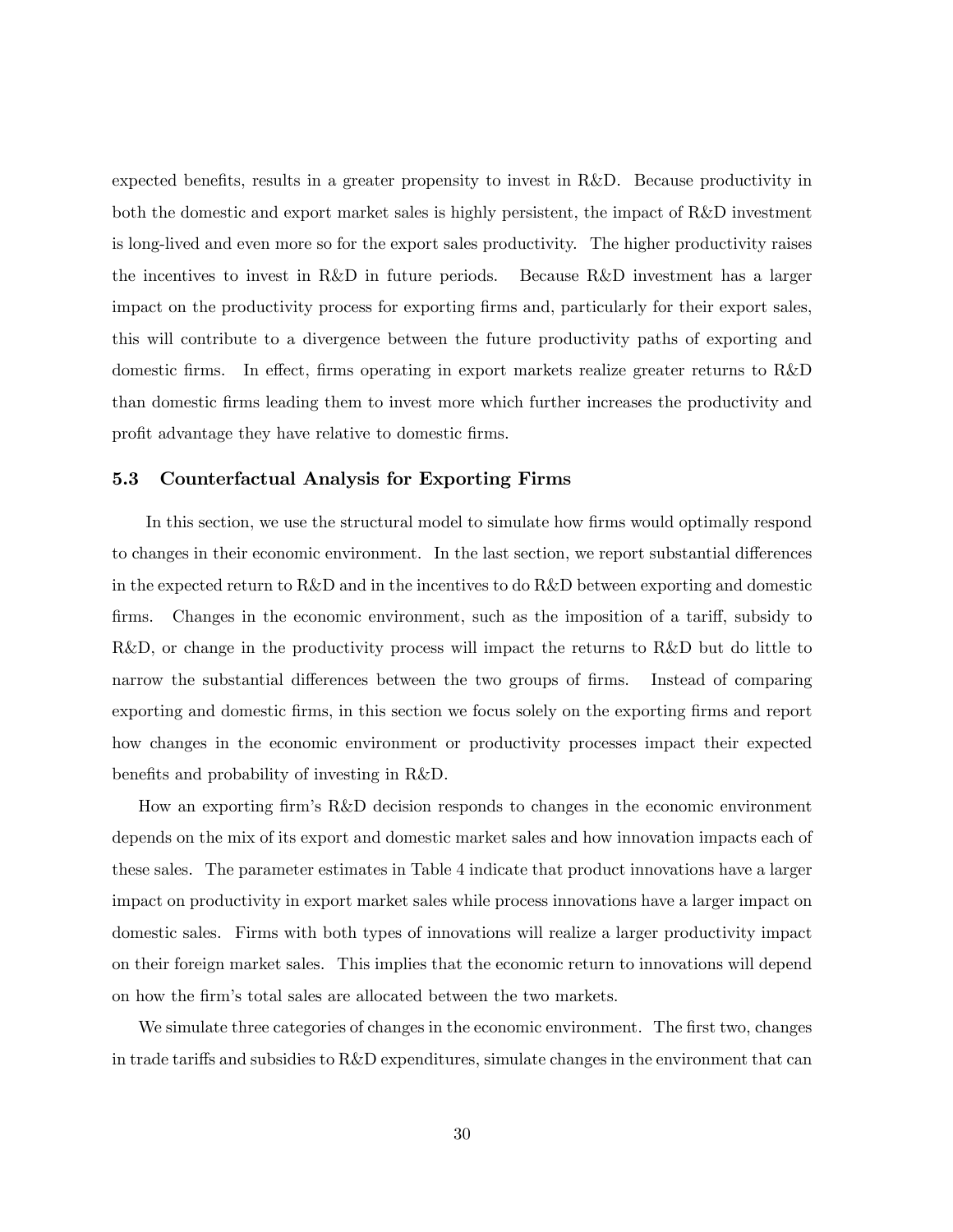expected benefits, results in a greater propensity to invest in R&D. Because productivity in both the domestic and export market sales is highly persistent, the impact of R&D investment is long-lived and even more so for the export sales productivity. The higher productivity raises the incentives to invest in R&D in future periods. Because R&D investment has a larger impact on the productivity process for exporting firms and, particularly for their export sales, this will contribute to a divergence between the future productivity paths of exporting and domestic firms. In effect, firms operating in export markets realize greater returns to R&D than domestic firms leading them to invest more which further increases the productivity and profit advantage they have relative to domestic firms.

### 5.3 Counterfactual Analysis for Exporting Firms

In this section, we use the structural model to simulate how firms would optimally respond to changes in their economic environment. In the last section, we report substantial differences in the expected return to R&D and in the incentives to do R&D between exporting and domestic firms. Changes in the economic environment, such as the imposition of a tariff, subsidy to R&D, or change in the productivity process will impact the returns to R&D but do little to narrow the substantial differences between the two groups of firms. Instead of comparing exporting and domestic firms, in this section we focus solely on the exporting firms and report how changes in the economic environment or productivity processes impact their expected benefits and probability of investing in R&D.

How an exporting firm's R&D decision responds to changes in the economic environment depends on the mix of its export and domestic market sales and how innovation impacts each of these sales. The parameter estimates in Table 4 indicate that product innovations have a larger impact on productivity in export market sales while process innovations have a larger impact on domestic sales. Firms with both types of innovations will realize a larger productivity impact on their foreign market sales. This implies that the economic return to innovations will depend on how the firm's total sales are allocated between the two markets.

We simulate three categories of changes in the economic environment. The first two, changes in trade tariffs and subsidies to R&D expenditures, simulate changes in the environment that can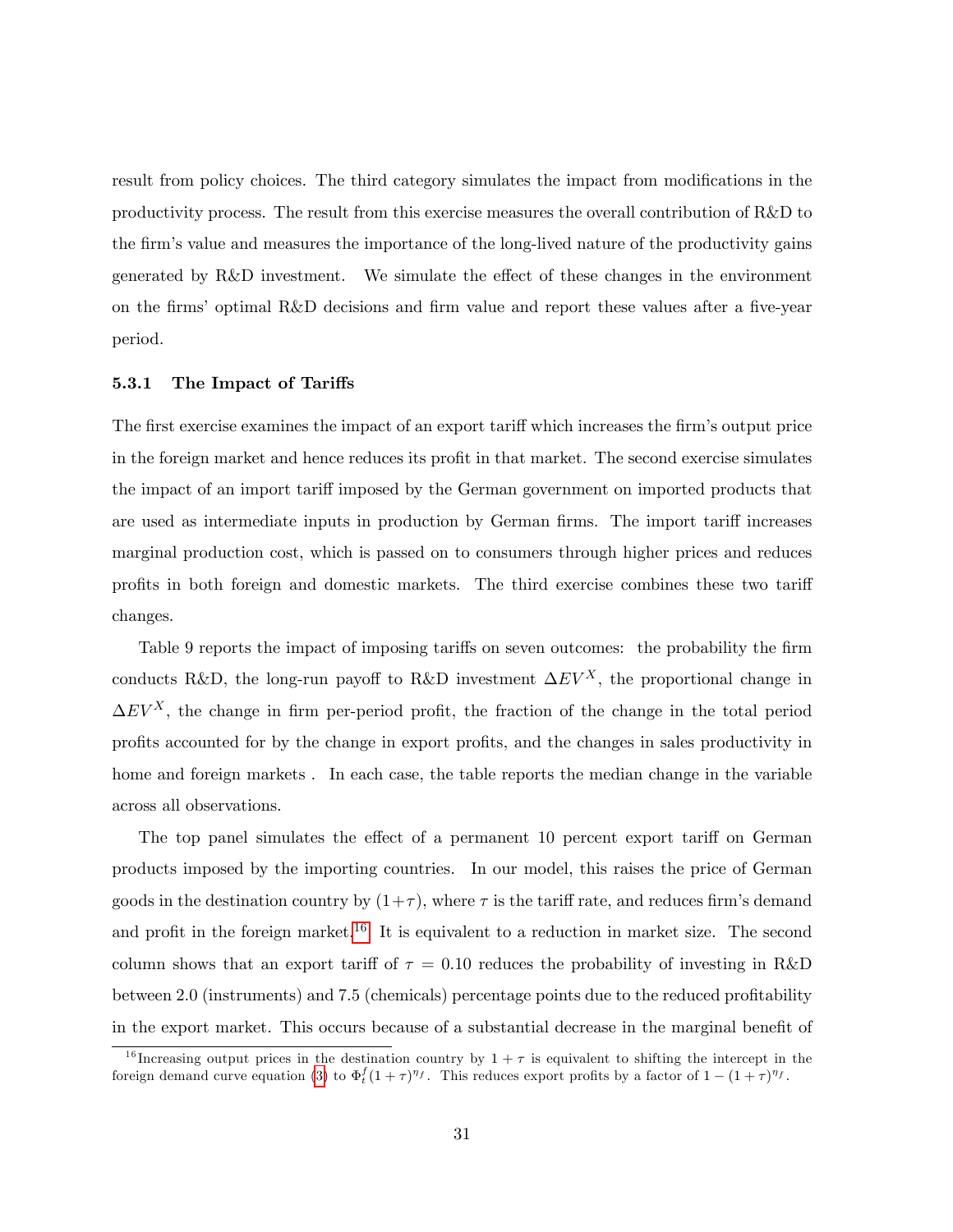result from policy choices. The third category simulates the impact from modifications in the productivity process. The result from this exercise measures the overall contribution of R&D to the firm's value and measures the importance of the long-lived nature of the productivity gains generated by R&D investment. We simulate the effect of these changes in the environment on the firms' optimal R&D decisions and firm value and report these values after a five-year period.

### 5.3.1 The Impact of Tariffs

The first exercise examines the impact of an export tariff which increases the firm's output price in the foreign market and hence reduces its profit in that market. The second exercise simulates the impact of an import tariff imposed by the German government on imported products that are used as intermediate inputs in production by German firms. The import tariff increases marginal production cost, which is passed on to consumers through higher prices and reduces profits in both foreign and domestic markets. The third exercise combines these two tariff changes.

Table 9 reports the impact of imposing tariffs on seven outcomes: the probability the firm conducts R&D, the long-run payoff to R&D investment $\Delta EV^X$, the proportional change in $\Delta EV^X$, the change in firm per-period profit, the fraction of the change in the total period profits accounted for by the change in export profits, and the changes in sales productivity in home and foreign markets . In each case, the table reports the median change in the variable across all observations.

The top panel simulates the effect of a permanent 10 percent export tariff on German products imposed by the importing countries. In our model, this raises the price of German goods in the destination country by $(1+\tau)$, where $\tau$ is the tariff rate, and reduces firm's demand and profit in the foreign market.[16] It is equivalent to a reduction in market size. The second column shows that an export tariff of $\tau = 0.10$ reduces the probability of investing in R&D between 2.0 (instruments) and 7.5 (chemicals) percentage points due to the reduced profitability in the export market. This occurs because of a substantial decrease in the marginal benefit of

[16] Increasing output prices in the destination country by $1 + \tau$ is equivalent to shifting the intercept in the foreign demand curve equation (3) to $\Phi_t^f (1 + \tau)^{\eta_f}$. This reduces export profits by a factor of $1 - (1 + \tau)^{\eta_f}$.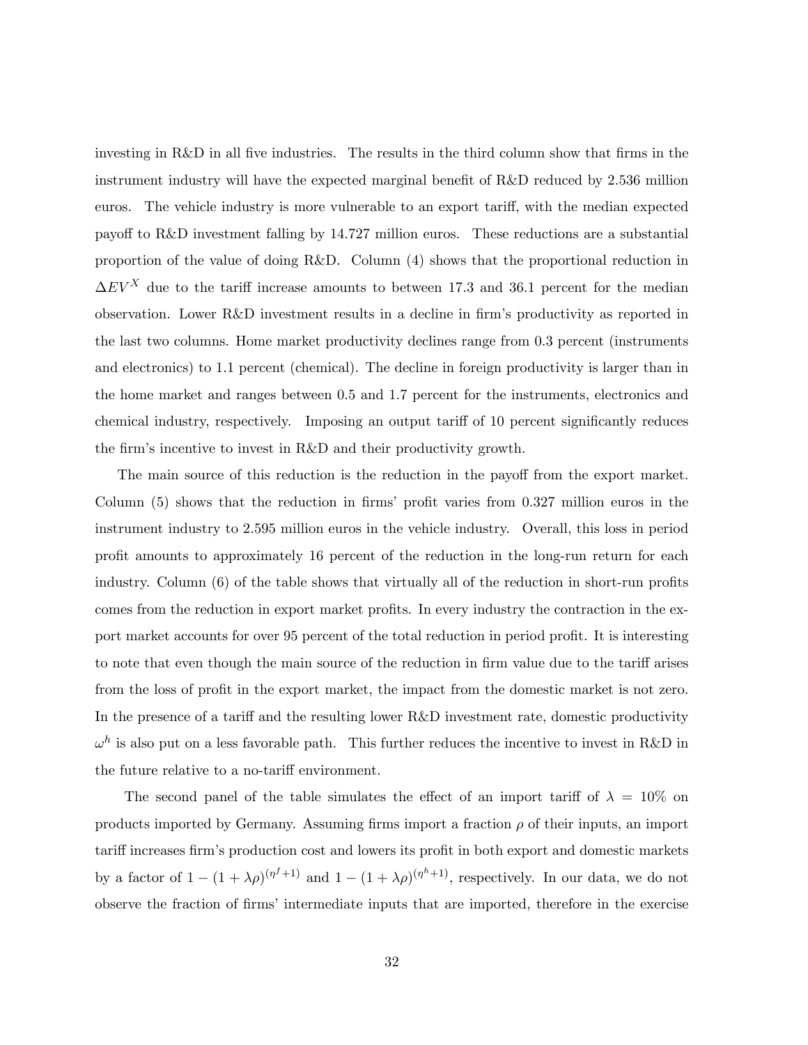investing in R&D in all five industries. The results in the third column show that firms in the instrument industry will have the expected marginal benefit of R&D reduced by 2.536 million euros. The vehicle industry is more vulnerable to an export tariff, with the median expected payoff to R&D investment falling by 14.727 million euros. These reductions are a substantial proportion of the value of doing R&D. Column (4) shows that the proportional reduction in $\Delta EV^X$ due to the tariff increase amounts to between 17.3 and 36.1 percent for the median observation. Lower R&D investment results in a decline in firm's productivity as reported in the last two columns. Home market productivity declines range from 0.3 percent (instruments and electronics) to 1.1 percent (chemical). The decline in foreign productivity is larger than in the home market and ranges between 0.5 and 1.7 percent for the instruments, electronics and chemical industry, respectively. Imposing an output tariff of 10 percent significantly reduces the firm's incentive to invest in R&D and their productivity growth.

The main source of this reduction is the reduction in the payoff from the export market. Column (5) shows that the reduction in firms' profit varies from 0.327 million euros in the instrument industry to 2.595 million euros in the vehicle industry. Overall, this loss in period profit amounts to approximately 16 percent of the reduction in the long-run return for each industry. Column (6) of the table shows that virtually all of the reduction in short-run profits comes from the reduction in export market profits. In every industry the contraction in the export market accounts for over 95 percent of the total reduction in period profit. It is interesting to note that even though the main source of the reduction in firm value due to the tariff arises from the loss of profit in the export market, the impact from the domestic market is not zero. In the presence of a tariff and the resulting lower R&D investment rate, domestic productivity $\omega^h$ is also put on a less favorable path. This further reduces the incentive to invest in R&D in the future relative to a no-tariff environment.

The second panel of the table simulates the effect of an import tariff of $\lambda = 10\%$ on products imported by Germany. Assuming firms import a fraction $\rho$ of their inputs, an import tariff increases firm's production cost and lowers its profit in both export and domestic markets by a factor of $1 - (1 + \lambda\rho)^{(\eta^f+1)}$ and $1 - (1 + \lambda\rho)^{(\eta^h+1)}$, respectively. In our data, we do not observe the fraction of firms' intermediate inputs that are imported, therefore in the exercise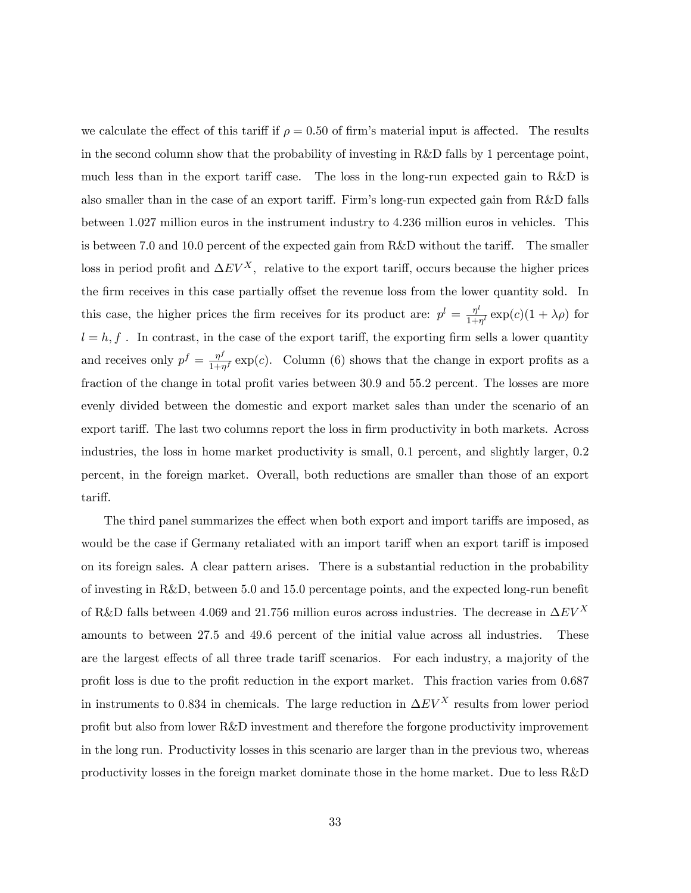we calculate the effect of this tariff if $\rho = 0.50$ of firm's material input is affected. The results in the second column show that the probability of investing in R&D falls by 1 percentage point, much less than in the export tariff case. The loss in the long-run expected gain to R&D is also smaller than in the case of an export tariff. Firm's long-run expected gain from R&D falls between 1.027 million euros in the instrument industry to 4.236 million euros in vehicles. This is between 7.0 and 10.0 percent of the expected gain from R&D without the tariff. The smaller loss in period profit and $\Delta EV^X$, relative to the export tariff, occurs because the higher prices the firm receives in this case partially offset the revenue loss from the lower quantity sold. In this case, the higher prices the firm receives for its product are: $p^l = \frac{\eta^l}{1+\eta^l}\exp(c)(1+\lambda\rho)$ for $l = h, f$ . In contrast, in the case of the export tariff, the exporting firm sells a lower quantity and receives only $p^f = \frac{\eta^f}{1+\eta^f}\exp(c)$. Column (6) shows that the change in export profits as a fraction of the change in total profit varies between 30.9 and 55.2 percent. The losses are more evenly divided between the domestic and export market sales than under the scenario of an export tariff. The last two columns report the loss in firm productivity in both markets. Across industries, the loss in home market productivity is small, 0.1 percent, and slightly larger, 0.2 percent, in the foreign market. Overall, both reductions are smaller than those of an export tariff.

The third panel summarizes the effect when both export and import tariffs are imposed, as would be the case if Germany retaliated with an import tariff when an export tariff is imposed on its foreign sales. A clear pattern arises. There is a substantial reduction in the probability of investing in R&D, between 5.0 and 15.0 percentage points, and the expected long-run benefit of R&D falls between 4.069 and 21.756 million euros across industries. The decrease in $\Delta EV^X$ amounts to between 27.5 and 49.6 percent of the initial value across all industries. These are the largest effects of all three trade tariff scenarios. For each industry, a majority of the profit loss is due to the profit reduction in the export market. This fraction varies from 0.687 in instruments to 0.834 in chemicals. The large reduction in $\Delta EV^X$ results from lower period profit but also from lower R&D investment and therefore the forgone productivity improvement in the long run. Productivity losses in this scenario are larger than in the previous two, whereas productivity losses in the foreign market dominate those in the home market. Due to less R&D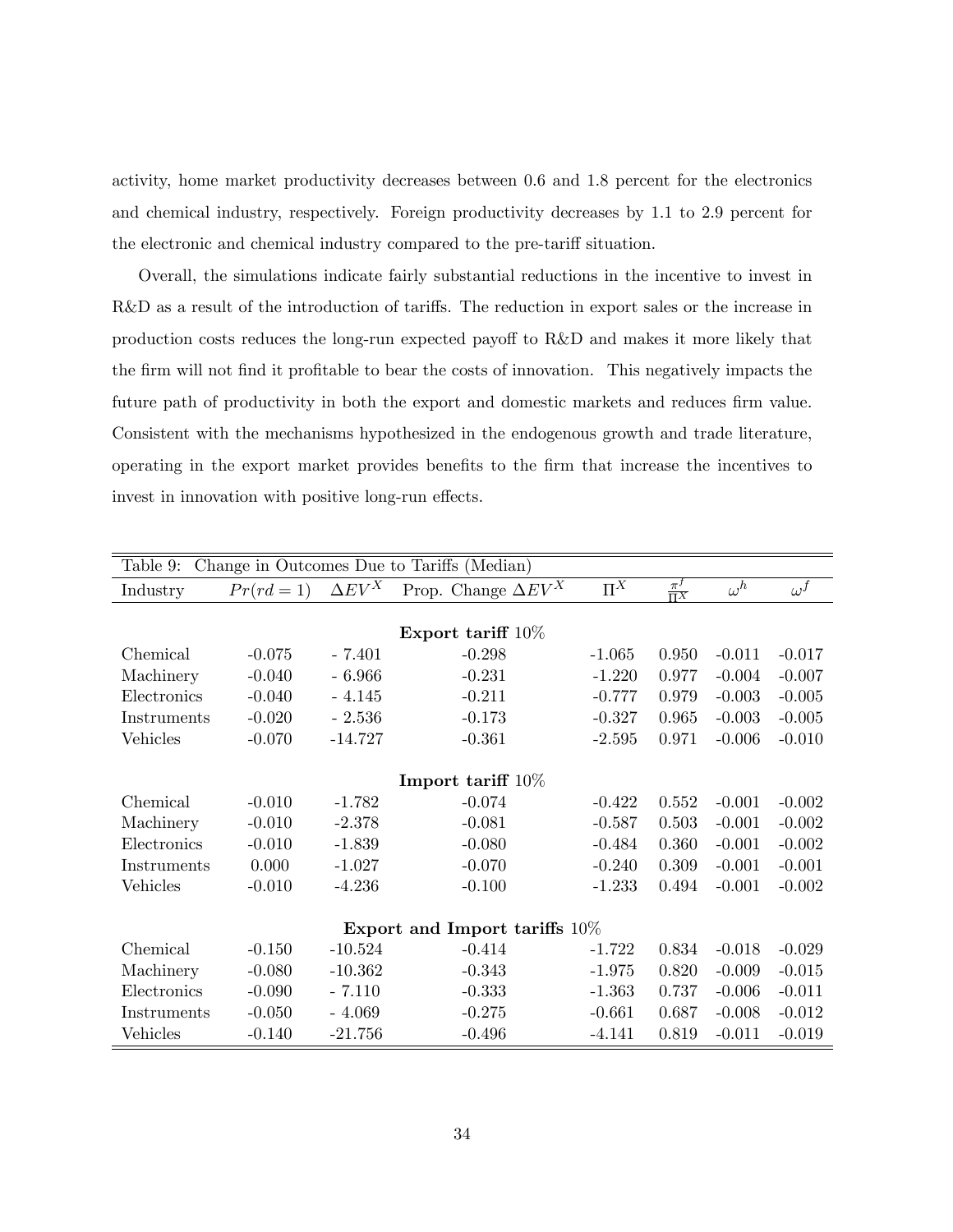activity, home market productivity decreases between 0.6 and 1.8 percent for the electronics and chemical industry, respectively. Foreign productivity decreases by 1.1 to 2.9 percent for the electronic and chemical industry compared to the pre-tariff situation.

Overall, the simulations indicate fairly substantial reductions in the incentive to invest in R&D as a result of the introduction of tariffs. The reduction in export sales or the increase in production costs reduces the long-run expected payoff to R&D and makes it more likely that the firm will not find it profitable to bear the costs of innovation. This negatively impacts the future path of productivity in both the export and domestic markets and reduces firm value. Consistent with the mechanisms hypothesized in the endogenous growth and trade literature, operating in the export market provides benefits to the firm that increase the incentives to invest in innovation with positive long-run effects.

Table 9: Change in Outcomes Due to Tariffs (Median)

| Industry | $Pr(rd=1)$ | $\Delta EV^X$ | Prop. Change $\Delta EV^X$ | $\Pi^X$ | $\frac{\pi^f}{\Pi^X}$ | $\omega^h$ | $\omega^f$ |
|---|---|---|---|---|---|---|---|
| | | | **Export tariff 10%** | | | | |
| Chemical | -0.075 | - 7.401 | -0.298 | -1.065 | 0.950 | -0.011 | -0.017 |
| Machinery | -0.040 | - 6.966 | -0.231 | -1.220 | 0.977 | -0.004 | -0.007 |
| Electronics | -0.040 | - 4.145 | -0.211 | -0.777 | 0.979 | -0.003 | -0.005 |
| Instruments | -0.020 | - 2.536 | -0.173 | -0.327 | 0.965 | -0.003 | -0.005 |
| Vehicles | -0.070 | -14.727 | -0.361 | -2.595 | 0.971 | -0.006 | -0.010 |
| | | | **Import tariff 10%** | | | | |
| Chemical | -0.010 | -1.782 | -0.074 | -0.422 | 0.552 | -0.001 | -0.002 |
| Machinery | -0.010 | -2.378 | -0.081 | -0.587 | 0.503 | -0.001 | -0.002 |
| Electronics | -0.010 | -1.839 | -0.080 | -0.484 | 0.360 | -0.001 | -0.002 |
| Instruments | 0.000 | -1.027 | -0.070 | -0.240 | 0.309 | -0.001 | -0.001 |
| Vehicles | -0.010 | -4.236 | -0.100 | -1.233 | 0.494 | -0.001 | -0.002 |
| | | | **Export and Import tariffs 10%** | | | | |
| Chemical | -0.150 | -10.524 | -0.414 | -1.722 | 0.834 | -0.018 | -0.029 |
| Machinery | -0.080 | -10.362 | -0.343 | -1.975 | 0.820 | -0.009 | -0.015 |
| Electronics | -0.090 | - 7.110 | -0.333 | -1.363 | 0.737 | -0.006 | -0.011 |
| Instruments | -0.050 | - 4.069 | -0.275 | -0.661 | 0.687 | -0.008 | -0.012 |
| Vehicles | -0.140 | -21.756 | -0.496 | -4.141 | 0.819 | -0.011 | -0.019 |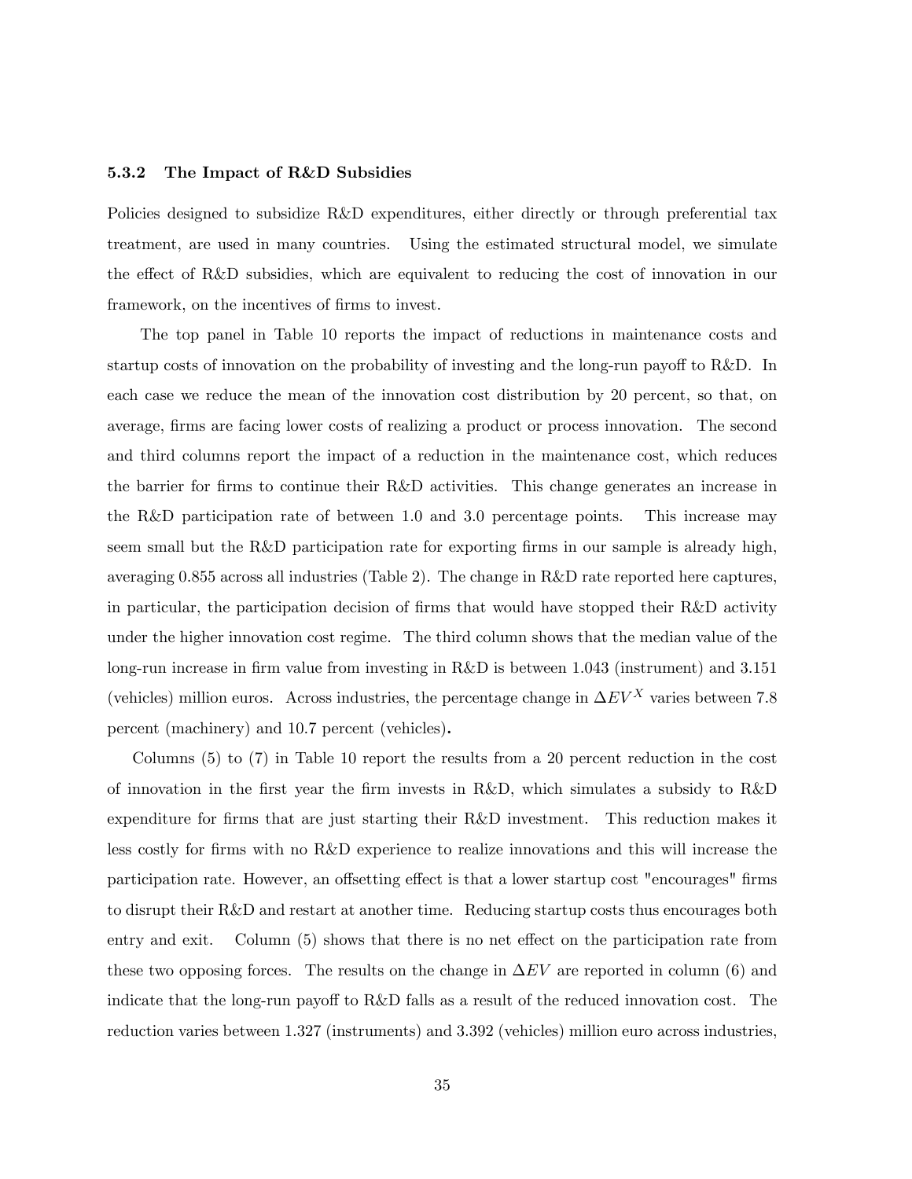### 5.3.2 The Impact of R&D Subsidies

Policies designed to subsidize R&D expenditures, either directly or through preferential tax treatment, are used in many countries. Using the estimated structural model, we simulate the effect of R&D subsidies, which are equivalent to reducing the cost of innovation in our framework, on the incentives of firms to invest.

The top panel in Table 10 reports the impact of reductions in maintenance costs and startup costs of innovation on the probability of investing and the long-run payoff to R&D. In each case we reduce the mean of the innovation cost distribution by 20 percent, so that, on average, firms are facing lower costs of realizing a product or process innovation. The second and third columns report the impact of a reduction in the maintenance cost, which reduces the barrier for firms to continue their R&D activities. This change generates an increase in the R&D participation rate of between 1.0 and 3.0 percentage points. This increase may seem small but the R&D participation rate for exporting firms in our sample is already high, averaging 0.855 across all industries (Table 2). The change in R&D rate reported here captures, in particular, the participation decision of firms that would have stopped their R&D activity under the higher innovation cost regime. The third column shows that the median value of the long-run increase in firm value from investing in R&D is between 1.043 (instrument) and 3.151 (vehicles) million euros. Across industries, the percentage change in $\Delta EV^X$ varies between 7.8 percent (machinery) and 10.7 percent (vehicles)**.**

Columns (5) to (7) in Table 10 report the results from a 20 percent reduction in the cost of innovation in the first year the firm invests in R&D, which simulates a subsidy to R&D expenditure for firms that are just starting their R&D investment. This reduction makes it less costly for firms with no R&D experience to realize innovations and this will increase the participation rate. However, an offsetting effect is that a lower startup cost "encourages" firms to disrupt their R&D and restart at another time. Reducing startup costs thus encourages both entry and exit. Column (5) shows that there is no net effect on the participation rate from these two opposing forces. The results on the change in $\Delta EV$ are reported in column (6) and indicate that the long-run payoff to R&D falls as a result of the reduced innovation cost. The reduction varies between 1.327 (instruments) and 3.392 (vehicles) million euro across industries,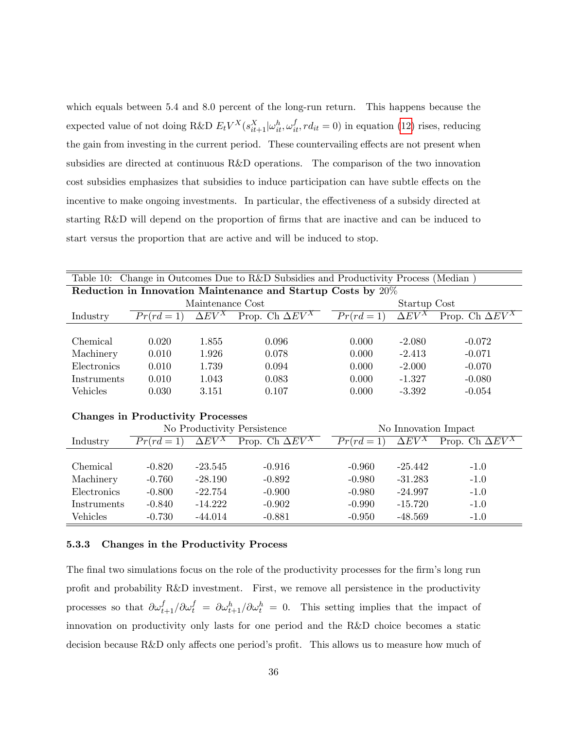which equals between 5.4 and 8.0 percent of the long-run return. This happens because the expected value of not doing R&D $E_t V^X(s^X_{it+1}|\omega^h_{it}, \omega^f_{it}, rd_{it} = 0)$ in equation (12) rises, reducing the gain from investing in the current period. These countervailing effects are not present when subsidies are directed at continuous R&D operations. The comparison of the two innovation cost subsidies emphasizes that subsidies to induce participation can have subtle effects on the incentive to make ongoing investments. In particular, the effectiveness of a subsidy directed at starting R&D will depend on the proportion of firms that are inactive and can be induced to start versus the proportion that are active and will be induced to stop.

Table 10: Change in Outcomes Due to R&D Subsidies and Productivity Process (Median )

| **Reduction in Innovation Maintenance and Startup Costs by** 20% | | | | | | |
|---|---|---|---|---|---|---|
| | Maintenance Cost | | | Startup Cost | | |
| Industry | $Pr(rd = 1)$ | $\Delta EV^X$ | Prop. Ch $\Delta EV^X$ | $Pr(rd = 1)$ | $\Delta EV^X$ | Prop. Ch $\Delta EV^X$ |
| Chemical | 0.020 | 1.855 | 0.096 | 0.000 | -2.080 | -0.072 |
| Machinery | 0.010 | 1.926 | 0.078 | 0.000 | -2.413 | -0.071 |
| Electronics | 0.010 | 1.739 | 0.094 | 0.000 | -2.000 | -0.070 |
| Instruments | 0.010 | 1.043 | 0.083 | 0.000 | -1.327 | -0.080 |
| Vehicles | 0.030 | 3.151 | 0.107 | 0.000 | -3.392 | -0.054 |
| **Changes in Productivity Processes** | | | | | | |
| | No Productivity Persistence | | | No Innovation Impact | | |
| Industry | $Pr(rd = 1)$ | $\Delta EV^X$ | Prop. Ch $\Delta EV^X$ | $Pr(rd = 1)$ | $\Delta EV^X$ | Prop. Ch $\Delta EV^X$ |
| Chemical | -0.820 | -23.545 | -0.916 | -0.960 | -25.442 | -1.0 |
| Machinery | -0.760 | -28.190 | -0.892 | -0.980 | -31.283 | -1.0 |
| Electronics | -0.800 | -22.754 | -0.900 | -0.980 | -24.997 | -1.0 |
| Instruments | -0.840 | -14.222 | -0.902 | -0.990 | -15.720 | -1.0 |
| Vehicles | -0.730 | -44.014 | -0.881 | -0.950 | -48.569 | -1.0 |

### 5.3.3 Changes in the Productivity Process

The final two simulations focus on the role of the productivity processes for the firm's long run profit and probability R&D investment. First, we remove all persistence in the productivity processes so that $\partial\omega^f_{t+1}/\partial\omega^f_t = \partial\omega^h_{t+1}/\partial\omega^h_t = 0$. This setting implies that the impact of innovation on productivity only lasts for one period and the R&D choice becomes a static decision because R&D only affects one period's profit. This allows us to measure how much of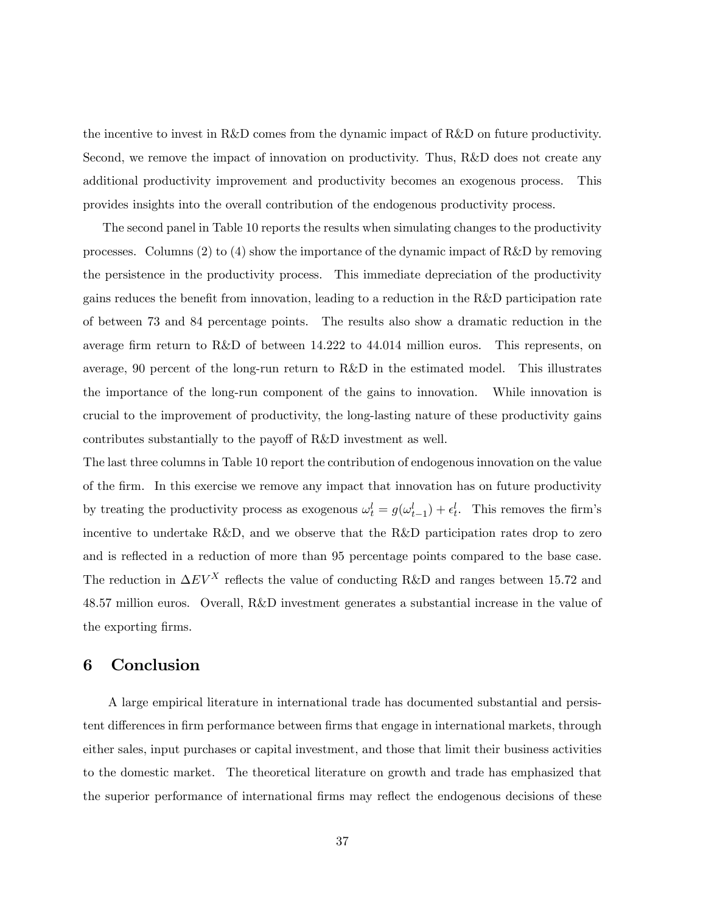the incentive to invest in R&D comes from the dynamic impact of R&D on future productivity. Second, we remove the impact of innovation on productivity. Thus, R&D does not create any additional productivity improvement and productivity becomes an exogenous process. This provides insights into the overall contribution of the endogenous productivity process.

The second panel in Table 10 reports the results when simulating changes to the productivity processes. Columns (2) to (4) show the importance of the dynamic impact of R&D by removing the persistence in the productivity process. This immediate depreciation of the productivity gains reduces the benefit from innovation, leading to a reduction in the R&D participation rate of between 73 and 84 percentage points. The results also show a dramatic reduction in the average firm return to R&D of between 14.222 to 44.014 million euros. This represents, on average, 90 percent of the long-run return to R&D in the estimated model. This illustrates the importance of the long-run component of the gains to innovation. While innovation is crucial to the improvement of productivity, the long-lasting nature of these productivity gains contributes substantially to the payoff of R&D investment as well.

The last three columns in Table 10 report the contribution of endogenous innovation on the value of the firm. In this exercise we remove any impact that innovation has on future productivity by treating the productivity process as exogenous $\omega_t^l = g(\omega_{t-1}^l) + \epsilon_t^l$. This removes the firm's incentive to undertake R&D, and we observe that the R&D participation rates drop to zero and is reflected in a reduction of more than 95 percentage points compared to the base case. The reduction in $\Delta EV^X$ reflects the value of conducting R&D and ranges between 15.72 and 48.57 million euros. Overall, R&D investment generates a substantial increase in the value of the exporting firms.

## 6 Conclusion

A large empirical literature in international trade has documented substantial and persistent differences in firm performance between firms that engage in international markets, through either sales, input purchases or capital investment, and those that limit their business activities to the domestic market. The theoretical literature on growth and trade has emphasized that the superior performance of international firms may reflect the endogenous decisions of these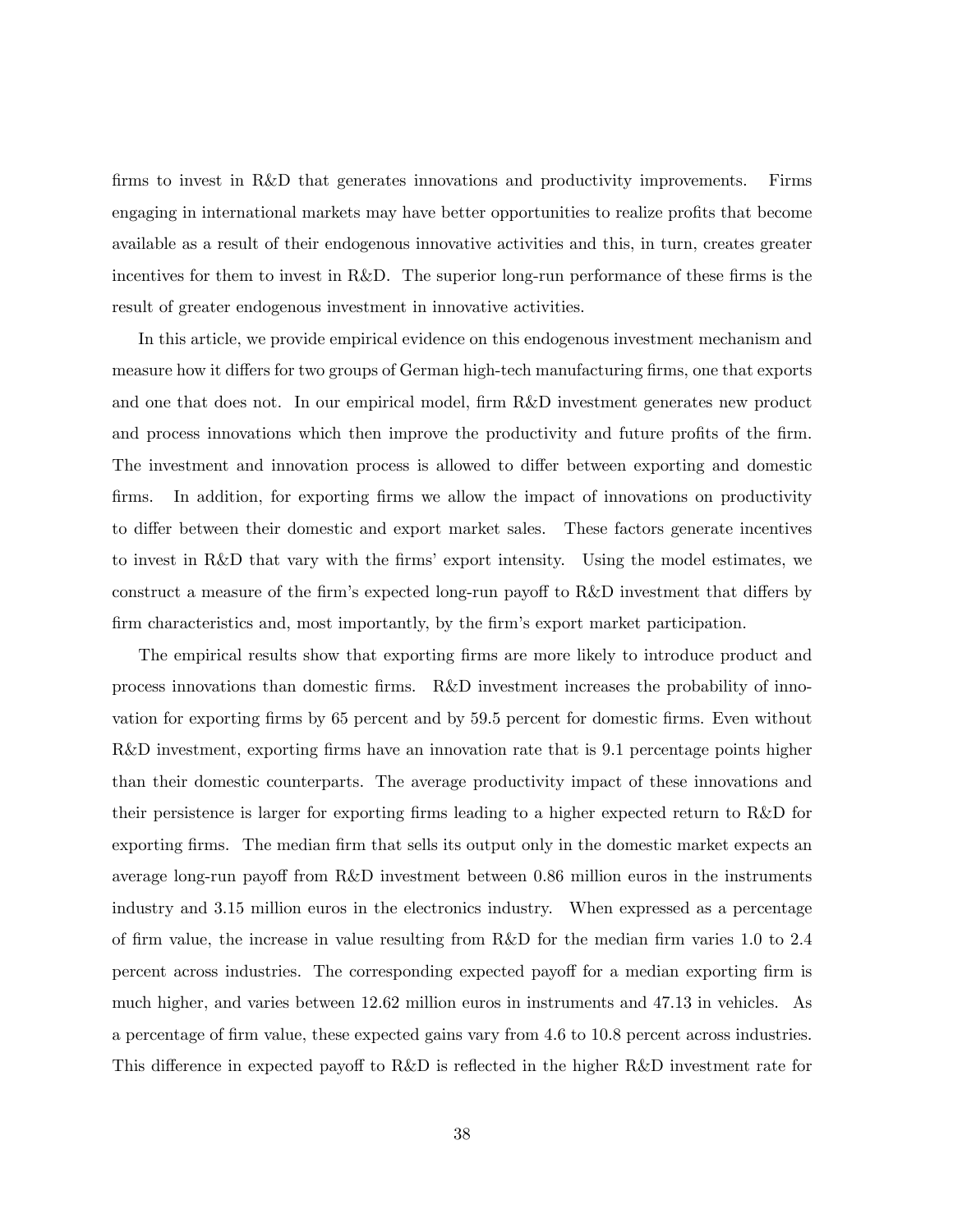firms to invest in R&D that generates innovations and productivity improvements. Firms engaging in international markets may have better opportunities to realize profits that become available as a result of their endogenous innovative activities and this, in turn, creates greater incentives for them to invest in R&D. The superior long-run performance of these firms is the result of greater endogenous investment in innovative activities.

In this article, we provide empirical evidence on this endogenous investment mechanism and measure how it differs for two groups of German high-tech manufacturing firms, one that exports and one that does not. In our empirical model, firm R&D investment generates new product and process innovations which then improve the productivity and future profits of the firm. The investment and innovation process is allowed to differ between exporting and domestic firms. In addition, for exporting firms we allow the impact of innovations on productivity to differ between their domestic and export market sales. These factors generate incentives to invest in R&D that vary with the firms' export intensity. Using the model estimates, we construct a measure of the firm's expected long-run payoff to R&D investment that differs by firm characteristics and, most importantly, by the firm's export market participation.

The empirical results show that exporting firms are more likely to introduce product and process innovations than domestic firms. R&D investment increases the probability of innovation for exporting firms by 65 percent and by 59.5 percent for domestic firms. Even without R&D investment, exporting firms have an innovation rate that is 9.1 percentage points higher than their domestic counterparts. The average productivity impact of these innovations and their persistence is larger for exporting firms leading to a higher expected return to R&D for exporting firms. The median firm that sells its output only in the domestic market expects an average long-run payoff from R&D investment between 0.86 million euros in the instruments industry and 3.15 million euros in the electronics industry. When expressed as a percentage of firm value, the increase in value resulting from R&D for the median firm varies 1.0 to 2.4 percent across industries. The corresponding expected payoff for a median exporting firm is much higher, and varies between 12.62 million euros in instruments and 47.13 in vehicles. As a percentage of firm value, these expected gains vary from 4.6 to 10.8 percent across industries. This difference in expected payoff to R&D is reflected in the higher R&D investment rate for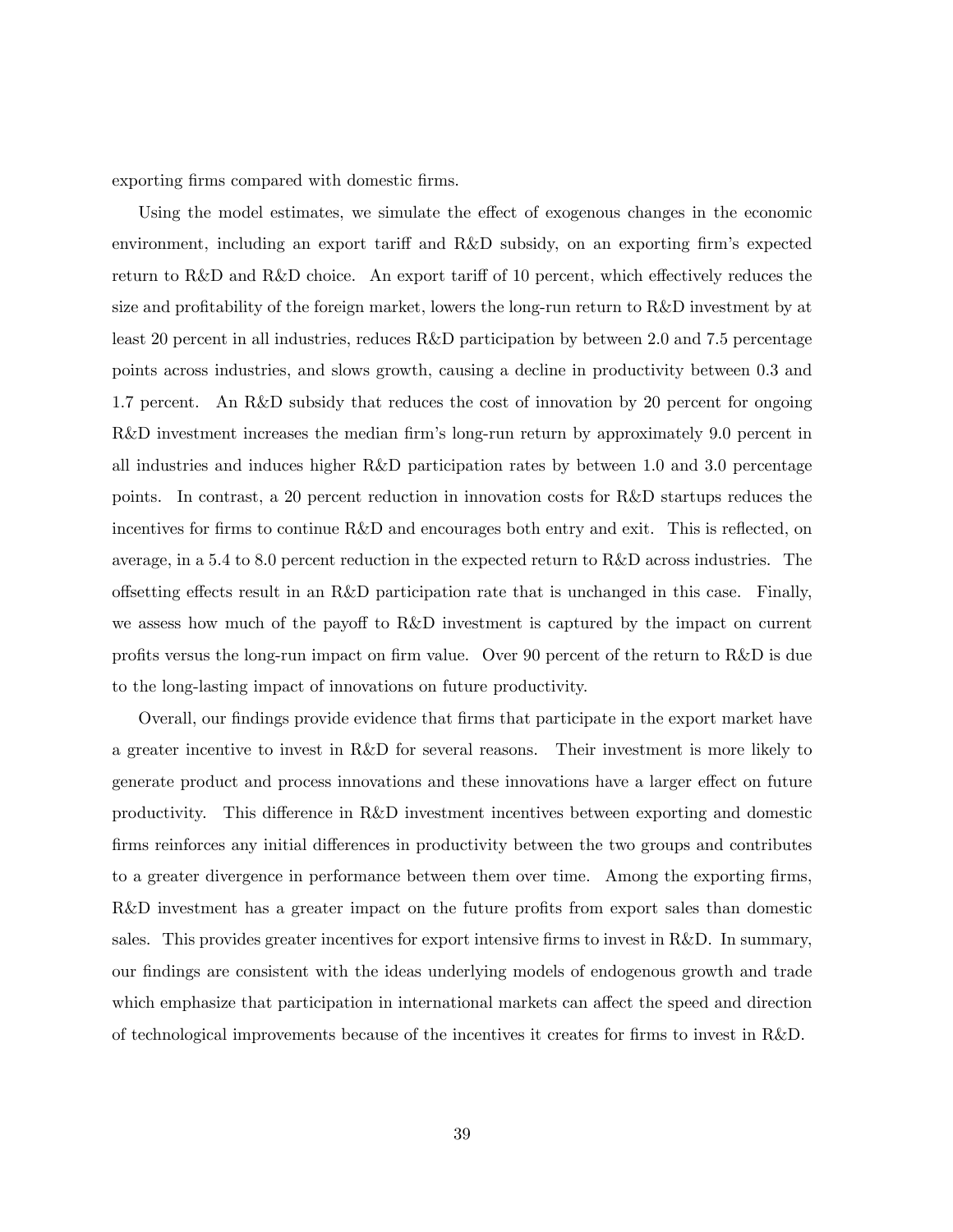exporting firms compared with domestic firms.

Using the model estimates, we simulate the effect of exogenous changes in the economic environment, including an export tariff and R&D subsidy, on an exporting firm's expected return to R&D and R&D choice. An export tariff of 10 percent, which effectively reduces the size and profitability of the foreign market, lowers the long-run return to R&D investment by at least 20 percent in all industries, reduces R&D participation by between 2.0 and 7.5 percentage points across industries, and slows growth, causing a decline in productivity between 0.3 and 1.7 percent. An R&D subsidy that reduces the cost of innovation by 20 percent for ongoing R&D investment increases the median firm's long-run return by approximately 9.0 percent in all industries and induces higher R&D participation rates by between 1.0 and 3.0 percentage points. In contrast, a 20 percent reduction in innovation costs for R&D startups reduces the incentives for firms to continue R&D and encourages both entry and exit. This is reflected, on average, in a 5.4 to 8.0 percent reduction in the expected return to R&D across industries. The offsetting effects result in an R&D participation rate that is unchanged in this case. Finally, we assess how much of the payoff to R&D investment is captured by the impact on current profits versus the long-run impact on firm value. Over 90 percent of the return to R&D is due to the long-lasting impact of innovations on future productivity.

Overall, our findings provide evidence that firms that participate in the export market have a greater incentive to invest in R&D for several reasons. Their investment is more likely to generate product and process innovations and these innovations have a larger effect on future productivity. This difference in R&D investment incentives between exporting and domestic firms reinforces any initial differences in productivity between the two groups and contributes to a greater divergence in performance between them over time. Among the exporting firms, R&D investment has a greater impact on the future profits from export sales than domestic sales. This provides greater incentives for export intensive firms to invest in R&D. In summary, our findings are consistent with the ideas underlying models of endogenous growth and trade which emphasize that participation in international markets can affect the speed and direction of technological improvements because of the incentives it creates for firms to invest in R&D.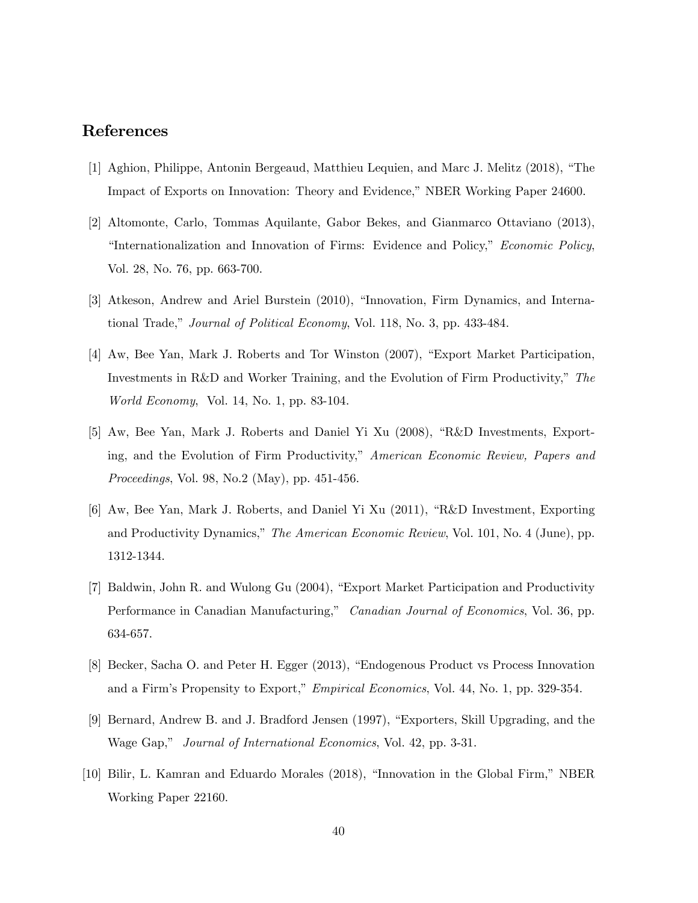## References

[1] Aghion, Philippe, Antonin Bergeaud, Matthieu Lequien, and Marc J. Melitz (2018), "The Impact of Exports on Innovation: Theory and Evidence," NBER Working Paper 24600.

[2] Altomonte, Carlo, Tommas Aquilante, Gabor Bekes, and Gianmarco Ottaviano (2013), "Internationalization and Innovation of Firms: Evidence and Policy," *Economic Policy*, Vol. 28, No. 76, pp. 663-700.

[3] Atkeson, Andrew and Ariel Burstein (2010), "Innovation, Firm Dynamics, and International Trade," *Journal of Political Economy*, Vol. 118, No. 3, pp. 433-484.

[4] Aw, Bee Yan, Mark J. Roberts and Tor Winston (2007), "Export Market Participation, Investments in R&D and Worker Training, and the Evolution of Firm Productivity," *The World Economy*, Vol. 14, No. 1, pp. 83-104.

[5] Aw, Bee Yan, Mark J. Roberts and Daniel Yi Xu (2008), "R&D Investments, Exporting, and the Evolution of Firm Productivity," *American Economic Review, Papers and Proceedings*, Vol. 98, No.2 (May), pp. 451-456.

[6] Aw, Bee Yan, Mark J. Roberts, and Daniel Yi Xu (2011), "R&D Investment, Exporting and Productivity Dynamics," *The American Economic Review*, Vol. 101, No. 4 (June), pp. 1312-1344.

[7] Baldwin, John R. and Wulong Gu (2004), "Export Market Participation and Productivity Performance in Canadian Manufacturing," *Canadian Journal of Economics*, Vol. 36, pp. 634-657.

[8] Becker, Sacha O. and Peter H. Egger (2013), "Endogenous Product vs Process Innovation and a Firm's Propensity to Export," *Empirical Economics*, Vol. 44, No. 1, pp. 329-354.

[9] Bernard, Andrew B. and J. Bradford Jensen (1997), "Exporters, Skill Upgrading, and the Wage Gap," *Journal of International Economics*, Vol. 42, pp. 3-31.

[10] Bilir, L. Kamran and Eduardo Morales (2018), "Innovation in the Global Firm," NBER Working Paper 22160.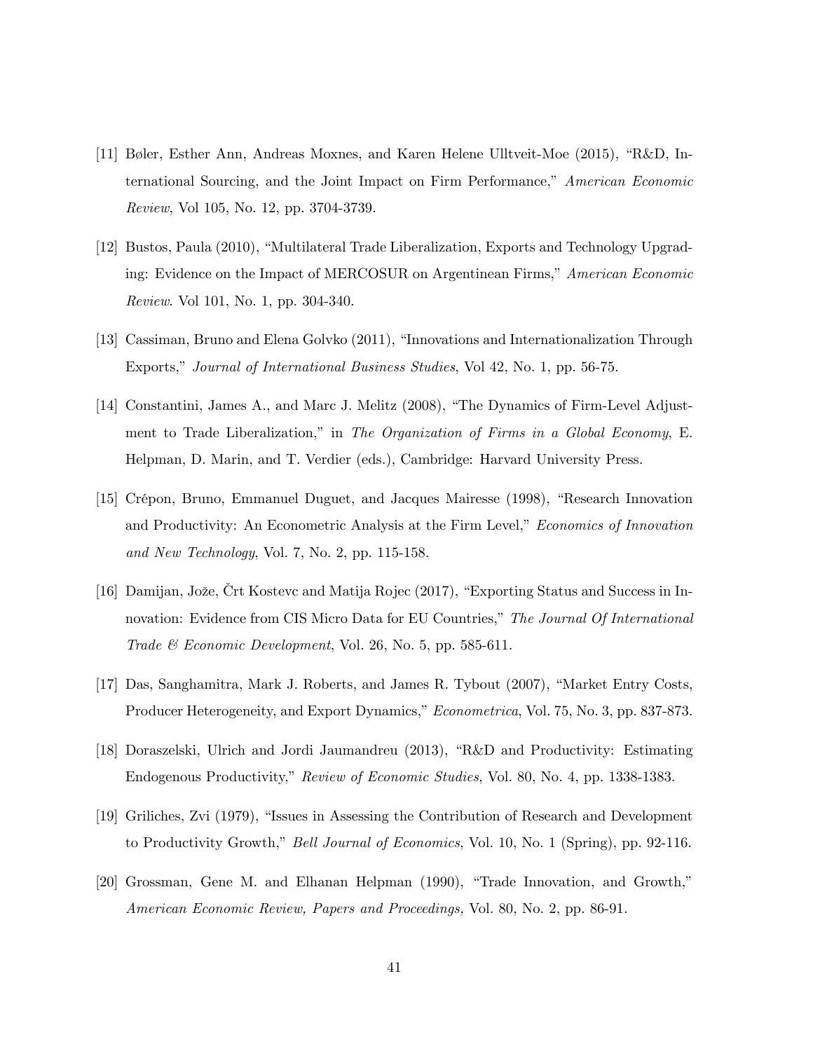[11] Bøler, Esther Ann, Andreas Moxnes, and Karen Helene Ulltveit-Moe (2015), "R&D, International Sourcing, and the Joint Impact on Firm Performance," *American Economic Review*, Vol 105, No. 12, pp. 3704-3739.

[12] Bustos, Paula (2010), "Multilateral Trade Liberalization, Exports and Technology Upgrading: Evidence on the Impact of MERCOSUR on Argentinean Firms," *American Economic Review*. Vol 101, No. 1, pp. 304-340.

[13] Cassiman, Bruno and Elena Golvko (2011), "Innovations and Internationalization Through Exports," *Journal of International Business Studies*, Vol 42, No. 1, pp. 56-75.

[14] Constantini, James A., and Marc J. Melitz (2008), "The Dynamics of Firm-Level Adjustment to Trade Liberalization," in *The Organization of Firms in a Global Economy*, E. Helpman, D. Marin, and T. Verdier (eds.), Cambridge: Harvard University Press.

[15] Crépon, Bruno, Emmanuel Duguet, and Jacques Mairesse (1998), "Research Innovation and Productivity: An Econometric Analysis at the Firm Level," *Economics of Innovation and New Technology*, Vol. 7, No. 2, pp. 115-158.

[16] Damijan, Jože, Črt Kostevc and Matija Rojec (2017), "Exporting Status and Success in Innovation: Evidence from CIS Micro Data for EU Countries," *The Journal Of International Trade & Economic Development*, Vol. 26, No. 5, pp. 585-611.

[17] Das, Sanghamitra, Mark J. Roberts, and James R. Tybout (2007), "Market Entry Costs, Producer Heterogeneity, and Export Dynamics," *Econometrica*, Vol. 75, No. 3, pp. 837-873.

[18] Doraszelski, Ulrich and Jordi Jaumandreu (2013), "R&D and Productivity: Estimating Endogenous Productivity," *Review of Economic Studies*, Vol. 80, No. 4, pp. 1338-1383.

[19] Griliches, Zvi (1979), "Issues in Assessing the Contribution of Research and Development to Productivity Growth," *Bell Journal of Economics*, Vol. 10, No. 1 (Spring), pp. 92-116.

[20] Grossman, Gene M. and Elhanan Helpman (1990), "Trade Innovation, and Growth," *American Economic Review, Papers and Proceedings,* Vol. 80, No. 2, pp. 86-91.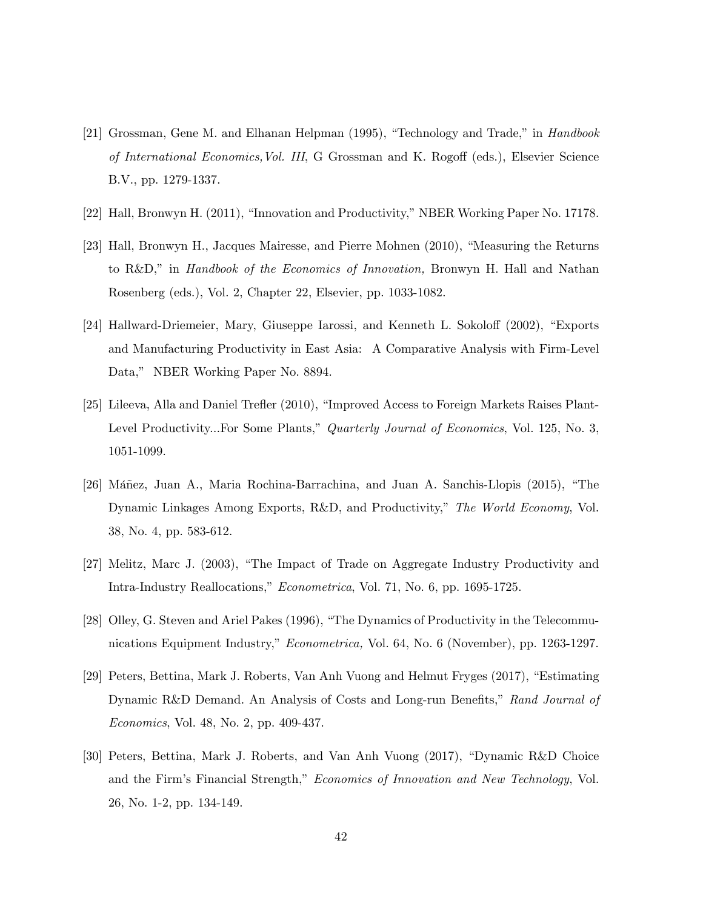[21] Grossman, Gene M. and Elhanan Helpman (1995), "Technology and Trade," in *Handbook of International Economics, Vol. III*, G Grossman and K. Rogoff (eds.), Elsevier Science B.V., pp. 1279-1337.

[22] Hall, Bronwyn H. (2011), "Innovation and Productivity," NBER Working Paper No. 17178.

[23] Hall, Bronwyn H., Jacques Mairesse, and Pierre Mohnen (2010), "Measuring the Returns to R&D," in *Handbook of the Economics of Innovation,* Bronwyn H. Hall and Nathan Rosenberg (eds.), Vol. 2, Chapter 22, Elsevier, pp. 1033-1082.

[24] Hallward-Driemeier, Mary, Giuseppe Iarossi, and Kenneth L. Sokoloff (2002), "Exports and Manufacturing Productivity in East Asia: A Comparative Analysis with Firm-Level Data," NBER Working Paper No. 8894.

[25] Lileeva, Alla and Daniel Trefler (2010), "Improved Access to Foreign Markets Raises Plant-Level Productivity...For Some Plants," *Quarterly Journal of Economics*, Vol. 125, No. 3, 1051-1099.

[26] Máñez, Juan A., Maria Rochina-Barrachina, and Juan A. Sanchis-Llopis (2015), "The Dynamic Linkages Among Exports, R&D, and Productivity," *The World Economy*, Vol. 38, No. 4, pp. 583-612.

[27] Melitz, Marc J. (2003), "The Impact of Trade on Aggregate Industry Productivity and Intra-Industry Reallocations," *Econometrica*, Vol. 71, No. 6, pp. 1695-1725.

[28] Olley, G. Steven and Ariel Pakes (1996), "The Dynamics of Productivity in the Telecommunications Equipment Industry," *Econometrica,* Vol. 64, No. 6 (November), pp. 1263-1297.

[29] Peters, Bettina, Mark J. Roberts, Van Anh Vuong and Helmut Fryges (2017), "Estimating Dynamic R&D Demand. An Analysis of Costs and Long-run Benefits," *Rand Journal of Economics*, Vol. 48, No. 2, pp. 409-437.

[30] Peters, Bettina, Mark J. Roberts, and Van Anh Vuong (2017), "Dynamic R&D Choice and the Firm's Financial Strength," *Economics of Innovation and New Technology*, Vol. 26, No. 1-2, pp. 134-149.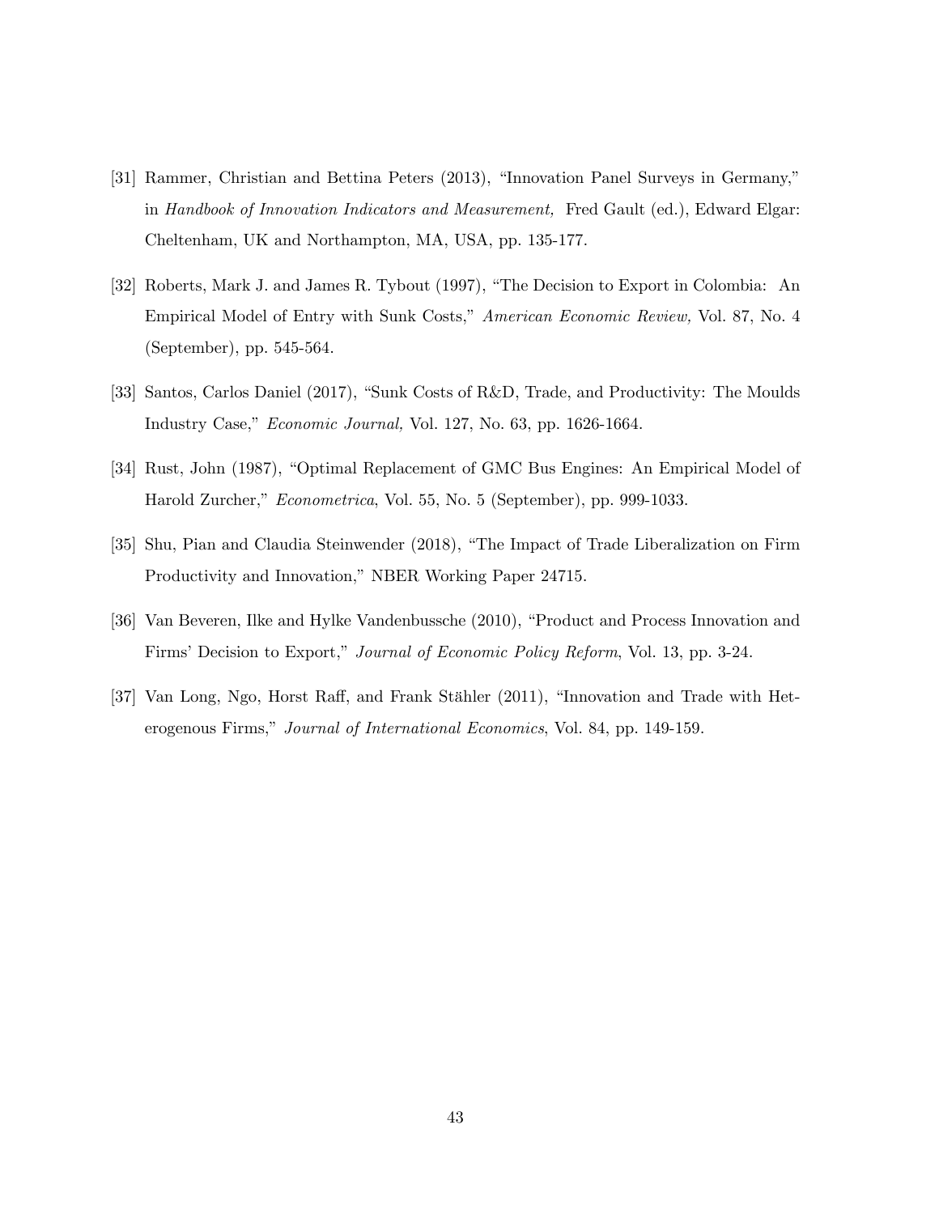[31] Rammer, Christian and Bettina Peters (2013), "Innovation Panel Surveys in Germany," in *Handbook of Innovation Indicators and Measurement,* Fred Gault (ed.), Edward Elgar: Cheltenham, UK and Northampton, MA, USA, pp. 135-177.

[32] Roberts, Mark J. and James R. Tybout (1997), "The Decision to Export in Colombia: An Empirical Model of Entry with Sunk Costs," *American Economic Review,* Vol. 87, No. 4 (September), pp. 545-564.

[33] Santos, Carlos Daniel (2017), "Sunk Costs of R&D, Trade, and Productivity: The Moulds Industry Case," *Economic Journal,* Vol. 127, No. 63, pp. 1626-1664.

[34] Rust, John (1987), "Optimal Replacement of GMC Bus Engines: An Empirical Model of Harold Zurcher," *Econometrica*, Vol. 55, No. 5 (September), pp. 999-1033.

[35] Shu, Pian and Claudia Steinwender (2018), "The Impact of Trade Liberalization on Firm Productivity and Innovation," NBER Working Paper 24715.

[36] Van Beveren, Ilke and Hylke Vandenbussche (2010), "Product and Process Innovation and Firms' Decision to Export," *Journal of Economic Policy Reform*, Vol. 13, pp. 3-24.

[37] Van Long, Ngo, Horst Raff, and Frank Stähler (2011), "Innovation and Trade with Heterogenous Firms," *Journal of International Economics*, Vol. 84, pp. 149-159.